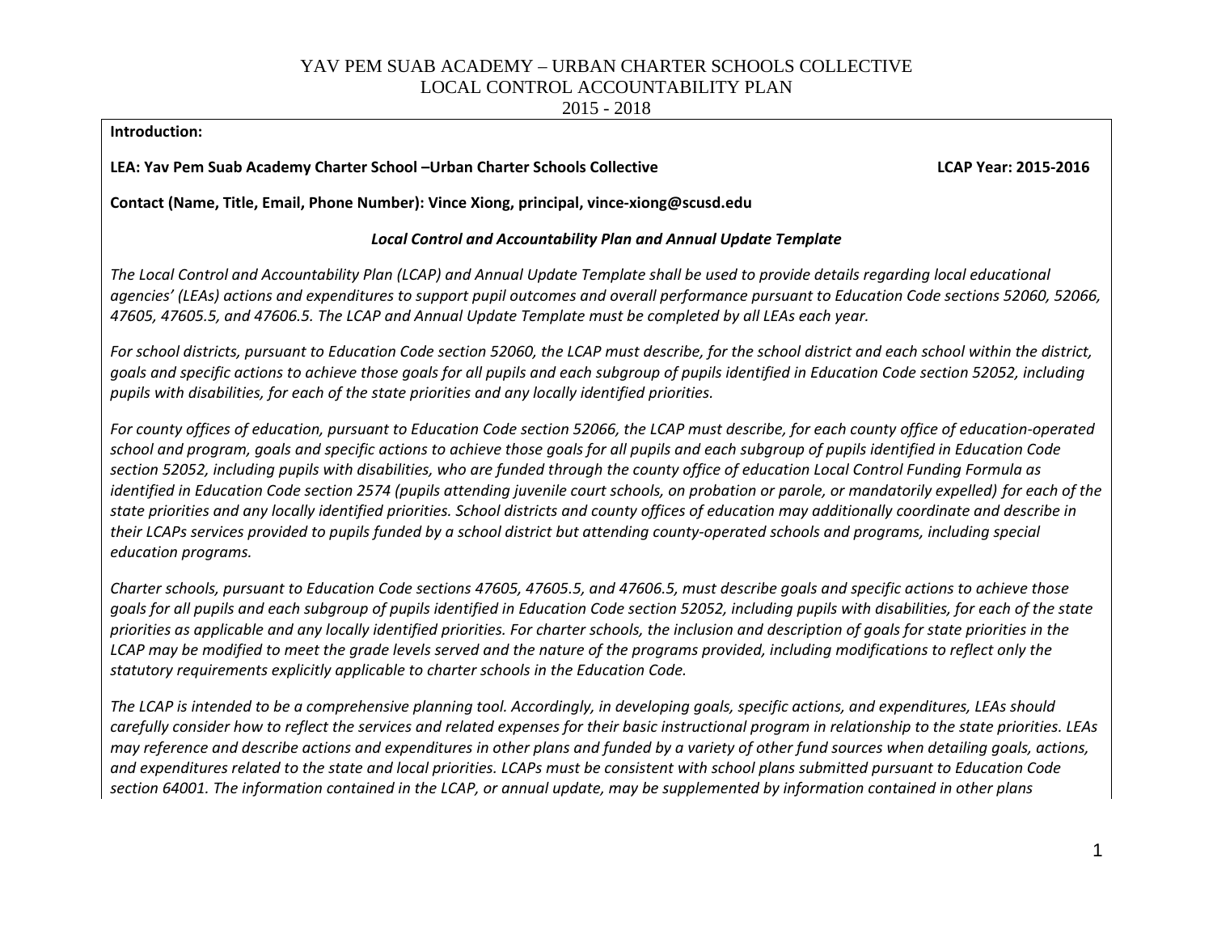# YAV PEM SUAB ACADEMY – URBAN CHARTER SCHOOLS COLLECTIVE
# LOCAL CONTROL ACCOUNTABILITY PLAN
# 2015 - 2018

**Introduction:**

**LEA: Yav Pem Suab Academy Charter School –Urban Charter Schools Collective** **LCAP Year: 2015-2016**

**Contact (Name, Title, Email, Phone Number): Vince Xiong, principal, vince-xiong@scusd.edu**

***Local Control and Accountability Plan and Annual Update Template***

*The Local Control and Accountability Plan (LCAP) and Annual Update Template shall be used to provide details regarding local educational agencies' (LEAs) actions and expenditures to support pupil outcomes and overall performance pursuant to Education Code sections 52060, 52066, 47605, 47605.5, and 47606.5. The LCAP and Annual Update Template must be completed by all LEAs each year.*

*For school districts, pursuant to Education Code section 52060, the LCAP must describe, for the school district and each school within the district, goals and specific actions to achieve those goals for all pupils and each subgroup of pupils identified in Education Code section 52052, including pupils with disabilities, for each of the state priorities and any locally identified priorities.*

*For county offices of education, pursuant to Education Code section 52066, the LCAP must describe, for each county office of education-operated school and program, goals and specific actions to achieve those goals for all pupils and each subgroup of pupils identified in Education Code section 52052, including pupils with disabilities, who are funded through the county office of education Local Control Funding Formula as identified in Education Code section 2574 (pupils attending juvenile court schools, on probation or parole, or mandatorily expelled) for each of the state priorities and any locally identified priorities. School districts and county offices of education may additionally coordinate and describe in their LCAPs services provided to pupils funded by a school district but attending county-operated schools and programs, including special education programs.*

*Charter schools, pursuant to Education Code sections 47605, 47605.5, and 47606.5, must describe goals and specific actions to achieve those goals for all pupils and each subgroup of pupils identified in Education Code section 52052, including pupils with disabilities, for each of the state priorities as applicable and any locally identified priorities. For charter schools, the inclusion and description of goals for state priorities in the LCAP may be modified to meet the grade levels served and the nature of the programs provided, including modifications to reflect only the statutory requirements explicitly applicable to charter schools in the Education Code.*

*The LCAP is intended to be a comprehensive planning tool. Accordingly, in developing goals, specific actions, and expenditures, LEAs should carefully consider how to reflect the services and related expenses for their basic instructional program in relationship to the state priorities. LEAs may reference and describe actions and expenditures in other plans and funded by a variety of other fund sources when detailing goals, actions, and expenditures related to the state and local priorities. LCAPs must be consistent with school plans submitted pursuant to Education Code section 64001. The information contained in the LCAP, or annual update, may be supplemented by information contained in other plans*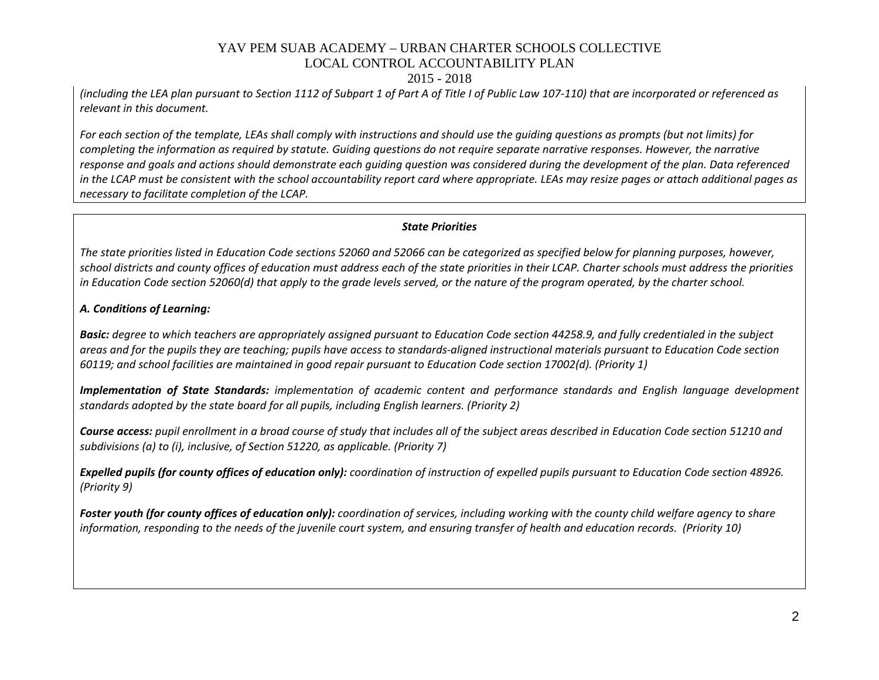*(including the LEA plan pursuant to Section 1112 of Subpart 1 of Part A of Title I of Public Law 107-110) that are incorporated or referenced as relevant in this document.*

*For each section of the template, LEAs shall comply with instructions and should use the guiding questions as prompts (but not limits) for completing the information as required by statute. Guiding questions do not require separate narrative responses. However, the narrative response and goals and actions should demonstrate each guiding question was considered during the development of the plan. Data referenced in the LCAP must be consistent with the school accountability report card where appropriate. LEAs may resize pages or attach additional pages as necessary to facilitate completion of the LCAP.*

***State Priorities***

*The state priorities listed in Education Code sections 52060 and 52066 can be categorized as specified below for planning purposes, however, school districts and county offices of education must address each of the state priorities in their LCAP. Charter schools must address the priorities in Education Code section 52060(d) that apply to the grade levels served, or the nature of the program operated, by the charter school.*

***A. Conditions of Learning:***

***Basic:** degree to which teachers are appropriately assigned pursuant to Education Code section 44258.9, and fully credentialed in the subject areas and for the pupils they are teaching; pupils have access to standards-aligned instructional materials pursuant to Education Code section 60119; and school facilities are maintained in good repair pursuant to Education Code section 17002(d). (Priority 1)*

***Implementation of State Standards:** implementation of academic content and performance standards and English language development standards adopted by the state board for all pupils, including English learners. (Priority 2)*

***Course access:** pupil enrollment in a broad course of study that includes all of the subject areas described in Education Code section 51210 and subdivisions (a) to (i), inclusive, of Section 51220, as applicable. (Priority 7)*

***Expelled pupils (for county offices of education only):** coordination of instruction of expelled pupils pursuant to Education Code section 48926. (Priority 9)*

***Foster youth (for county offices of education only):** coordination of services, including working with the county child welfare agency to share information, responding to the needs of the juvenile court system, and ensuring transfer of health and education records. (Priority 10)*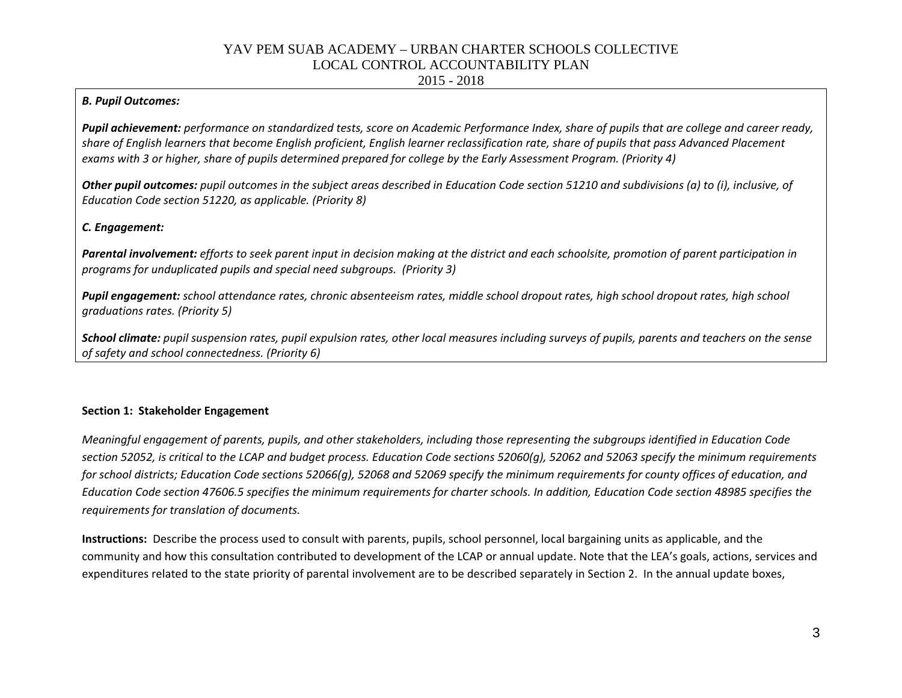***B. Pupil Outcomes:***

***Pupil achievement:*** *performance on standardized tests, score on Academic Performance Index, share of pupils that are college and career ready, share of English learners that become English proficient, English learner reclassification rate, share of pupils that pass Advanced Placement exams with 3 or higher, share of pupils determined prepared for college by the Early Assessment Program. (Priority 4)*

***Other pupil outcomes:*** *pupil outcomes in the subject areas described in Education Code section 51210 and subdivisions (a) to (i), inclusive, of Education Code section 51220, as applicable. (Priority 8)*

***C. Engagement:***

***Parental involvement:*** *efforts to seek parent input in decision making at the district and each schoolsite, promotion of parent participation in programs for unduplicated pupils and special need subgroups. (Priority 3)*

***Pupil engagement:*** *school attendance rates, chronic absenteeism rates, middle school dropout rates, high school dropout rates, high school graduations rates. (Priority 5)*

***School climate:*** *pupil suspension rates, pupil expulsion rates, other local measures including surveys of pupils, parents and teachers on the sense of safety and school connectedness. (Priority 6)*

**Section 1: Stakeholder Engagement**

*Meaningful engagement of parents, pupils, and other stakeholders, including those representing the subgroups identified in Education Code section 52052, is critical to the LCAP and budget process. Education Code sections 52060(g), 52062 and 52063 specify the minimum requirements for school districts; Education Code sections 52066(g), 52068 and 52069 specify the minimum requirements for county offices of education, and Education Code section 47606.5 specifies the minimum requirements for charter schools. In addition, Education Code section 48985 specifies the requirements for translation of documents.*

**Instructions:** Describe the process used to consult with parents, pupils, school personnel, local bargaining units as applicable, and the community and how this consultation contributed to development of the LCAP or annual update. Note that the LEA's goals, actions, services and expenditures related to the state priority of parental involvement are to be described separately in Section 2. In the annual update boxes,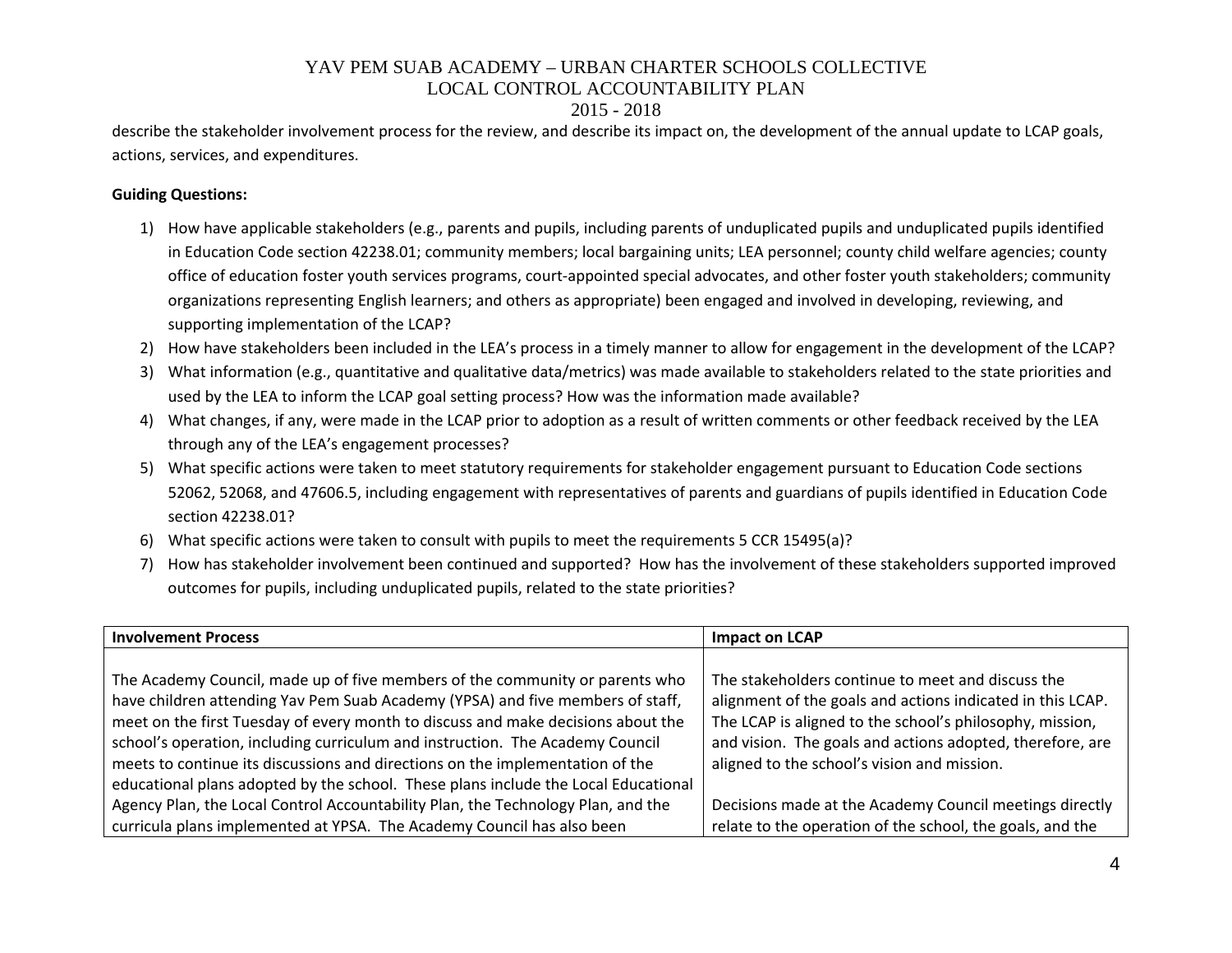describe the stakeholder involvement process for the review, and describe its impact on, the development of the annual update to LCAP goals, actions, services, and expenditures.

**Guiding Questions:**

1) How have applicable stakeholders (e.g., parents and pupils, including parents of unduplicated pupils and unduplicated pupils identified in Education Code section 42238.01; community members; local bargaining units; LEA personnel; county child welfare agencies; county office of education foster youth services programs, court-appointed special advocates, and other foster youth stakeholders; community organizations representing English learners; and others as appropriate) been engaged and involved in developing, reviewing, and supporting implementation of the LCAP?
2) How have stakeholders been included in the LEA's process in a timely manner to allow for engagement in the development of the LCAP?
3) What information (e.g., quantitative and qualitative data/metrics) was made available to stakeholders related to the state priorities and used by the LEA to inform the LCAP goal setting process? How was the information made available?
4) What changes, if any, were made in the LCAP prior to adoption as a result of written comments or other feedback received by the LEA through any of the LEA's engagement processes?
5) What specific actions were taken to meet statutory requirements for stakeholder engagement pursuant to Education Code sections 52062, 52068, and 47606.5, including engagement with representatives of parents and guardians of pupils identified in Education Code section 42238.01?
6) What specific actions were taken to consult with pupils to meet the requirements 5 CCR 15495(a)?
7) How has stakeholder involvement been continued and supported? How has the involvement of these stakeholders supported improved outcomes for pupils, including unduplicated pupils, related to the state priorities?

| Involvement Process | Impact on LCAP |
|---|---|
| The Academy Council, made up of five members of the community or parents who have children attending Yav Pem Suab Academy (YPSA) and five members of staff, meet on the first Tuesday of every month to discuss and make decisions about the school's operation, including curriculum and instruction. The Academy Council meets to continue its discussions and directions on the implementation of the educational plans adopted by the school. These plans include the Local Educational Agency Plan, the Local Control Accountability Plan, the Technology Plan, and the curricula plans implemented at YPSA. The Academy Council has also been | The stakeholders continue to meet and discuss the alignment of the goals and actions indicated in this LCAP. The LCAP is aligned to the school's philosophy, mission, and vision. The goals and actions adopted, therefore, are aligned to the school's vision and mission.<br><br>Decisions made at the Academy Council meetings directly relate to the operation of the school, the goals, and the |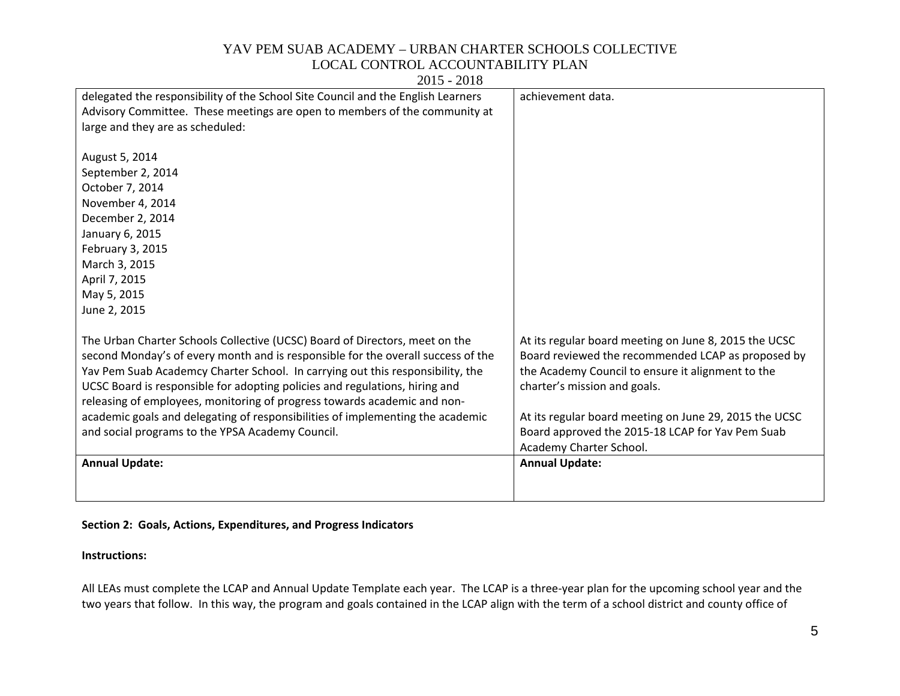| | |
|---|---|
| delegated the responsibility of the School Site Council and the English Learners Advisory Committee. These meetings are open to members of the community at large and they are as scheduled:<br><br>August 5, 2014<br>September 2, 2014<br>October 7, 2014<br>November 4, 2014<br>December 2, 2014<br>January 6, 2015<br>February 3, 2015<br>March 3, 2015<br>April 7, 2015<br>May 5, 2015<br>June 2, 2015<br><br>The Urban Charter Schools Collective (UCSC) Board of Directors, meet on the second Monday's of every month and is responsible for the overall success of the Yav Pem Suab Academcy Charter School. In carrying out this responsibility, the UCSC Board is responsible for adopting policies and regulations, hiring and releasing of employees, monitoring of progress towards academic and non-academic goals and delegating of responsibilities of implementing the academic and social programs to the YPSA Academy Council. | achievement data.<br><br>At its regular board meeting on June 8, 2015 the UCSC Board reviewed the recommended LCAP as proposed by the Academy Council to ensure it alignment to the charter's mission and goals.<br><br>At its regular board meeting on June 29, 2015 the UCSC Board approved the 2015-18 LCAP for Yav Pem Suab Academy Charter School. |
| **Annual Update:** | **Annual Update:** |

**Section 2: Goals, Actions, Expenditures, and Progress Indicators**

**Instructions:**

All LEAs must complete the LCAP and Annual Update Template each year. The LCAP is a three-year plan for the upcoming school year and the two years that follow. In this way, the program and goals contained in the LCAP align with the term of a school district and county office of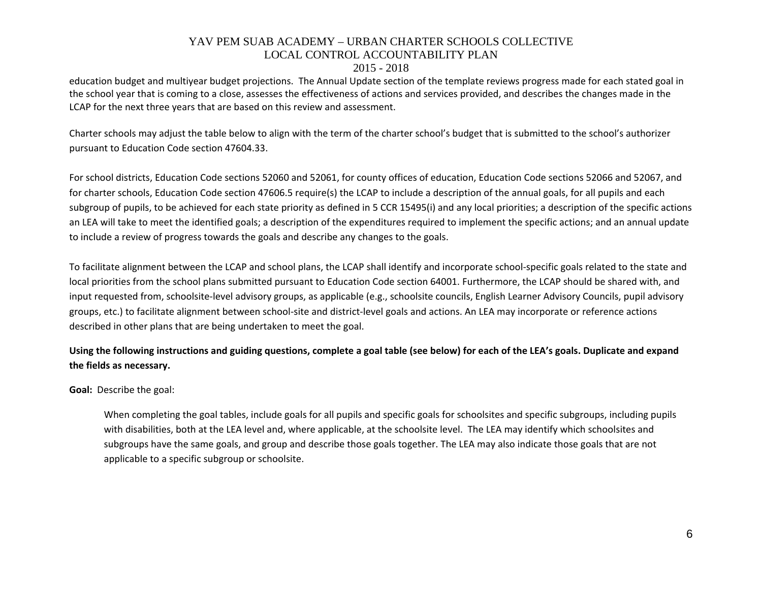education budget and multiyear budget projections. The Annual Update section of the template reviews progress made for each stated goal in the school year that is coming to a close, assesses the effectiveness of actions and services provided, and describes the changes made in the LCAP for the next three years that are based on this review and assessment.

Charter schools may adjust the table below to align with the term of the charter school's budget that is submitted to the school's authorizer pursuant to Education Code section 47604.33.

For school districts, Education Code sections 52060 and 52061, for county offices of education, Education Code sections 52066 and 52067, and for charter schools, Education Code section 47606.5 require(s) the LCAP to include a description of the annual goals, for all pupils and each subgroup of pupils, to be achieved for each state priority as defined in 5 CCR 15495(i) and any local priorities; a description of the specific actions an LEA will take to meet the identified goals; a description of the expenditures required to implement the specific actions; and an annual update to include a review of progress towards the goals and describe any changes to the goals.

To facilitate alignment between the LCAP and school plans, the LCAP shall identify and incorporate school-specific goals related to the state and local priorities from the school plans submitted pursuant to Education Code section 64001. Furthermore, the LCAP should be shared with, and input requested from, schoolsite-level advisory groups, as applicable (e.g., schoolsite councils, English Learner Advisory Councils, pupil advisory groups, etc.) to facilitate alignment between school-site and district-level goals and actions. An LEA may incorporate or reference actions described in other plans that are being undertaken to meet the goal.

**Using the following instructions and guiding questions, complete a goal table (see below) for each of the LEA's goals. Duplicate and expand the fields as necessary.**

**Goal:** Describe the goal:

When completing the goal tables, include goals for all pupils and specific goals for schoolsites and specific subgroups, including pupils with disabilities, both at the LEA level and, where applicable, at the schoolsite level. The LEA may identify which schoolsites and subgroups have the same goals, and group and describe those goals together. The LEA may also indicate those goals that are not applicable to a specific subgroup or schoolsite.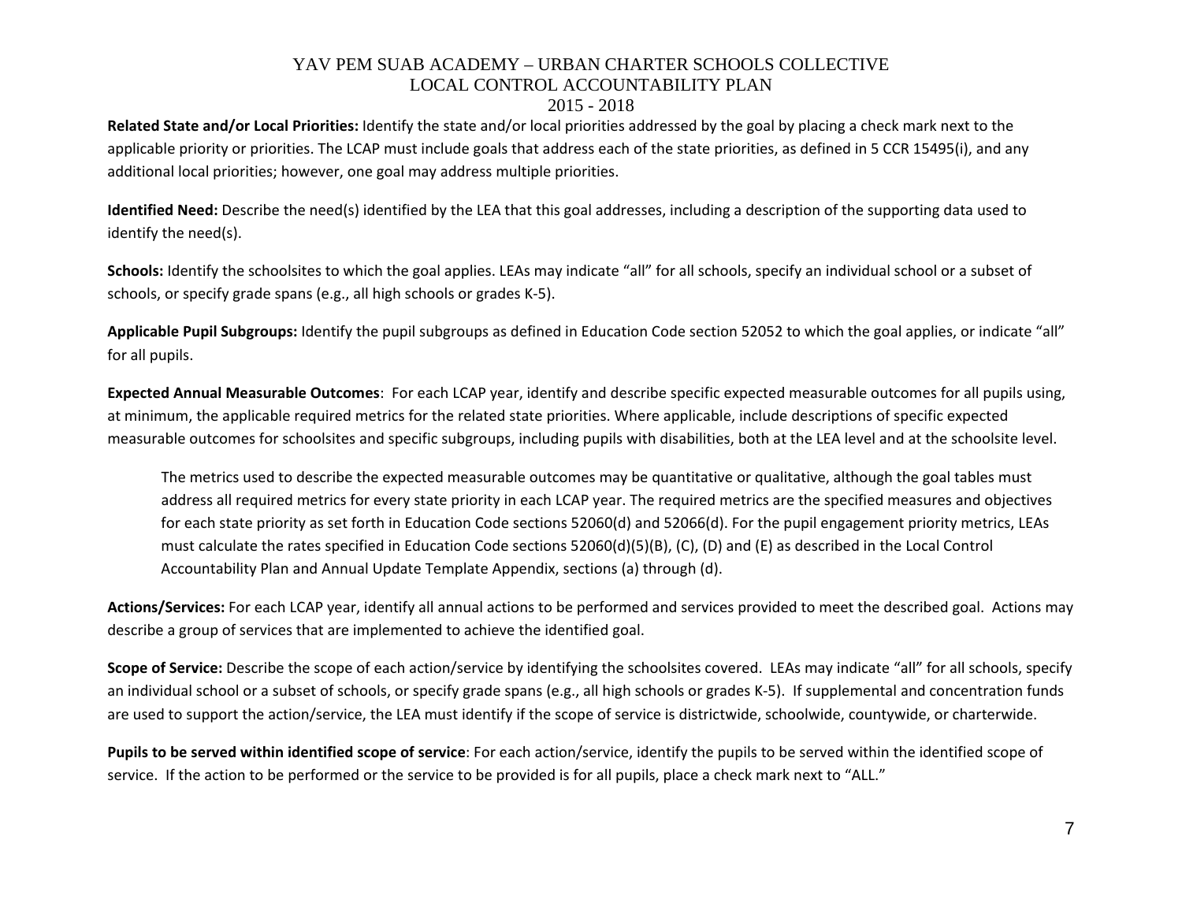**Related State and/or Local Priorities:** Identify the state and/or local priorities addressed by the goal by placing a check mark next to the applicable priority or priorities. The LCAP must include goals that address each of the state priorities, as defined in 5 CCR 15495(i), and any additional local priorities; however, one goal may address multiple priorities.

**Identified Need:** Describe the need(s) identified by the LEA that this goal addresses, including a description of the supporting data used to identify the need(s).

**Schools:** Identify the schoolsites to which the goal applies. LEAs may indicate "all" for all schools, specify an individual school or a subset of schools, or specify grade spans (e.g., all high schools or grades K-5).

**Applicable Pupil Subgroups:** Identify the pupil subgroups as defined in Education Code section 52052 to which the goal applies, or indicate "all" for all pupils.

**Expected Annual Measurable Outcomes**: For each LCAP year, identify and describe specific expected measurable outcomes for all pupils using, at minimum, the applicable required metrics for the related state priorities. Where applicable, include descriptions of specific expected measurable outcomes for schoolsites and specific subgroups, including pupils with disabilities, both at the LEA level and at the schoolsite level.

> The metrics used to describe the expected measurable outcomes may be quantitative or qualitative, although the goal tables must address all required metrics for every state priority in each LCAP year. The required metrics are the specified measures and objectives for each state priority as set forth in Education Code sections 52060(d) and 52066(d). For the pupil engagement priority metrics, LEAs must calculate the rates specified in Education Code sections 52060(d)(5)(B), (C), (D) and (E) as described in the Local Control Accountability Plan and Annual Update Template Appendix, sections (a) through (d).

**Actions/Services:** For each LCAP year, identify all annual actions to be performed and services provided to meet the described goal. Actions may describe a group of services that are implemented to achieve the identified goal.

**Scope of Service:** Describe the scope of each action/service by identifying the schoolsites covered. LEAs may indicate "all" for all schools, specify an individual school or a subset of schools, or specify grade spans (e.g., all high schools or grades K-5). If supplemental and concentration funds are used to support the action/service, the LEA must identify if the scope of service is districtwide, schoolwide, countywide, or charterwide.

**Pupils to be served within identified scope of service**: For each action/service, identify the pupils to be served within the identified scope of service. If the action to be performed or the service to be provided is for all pupils, place a check mark next to "ALL."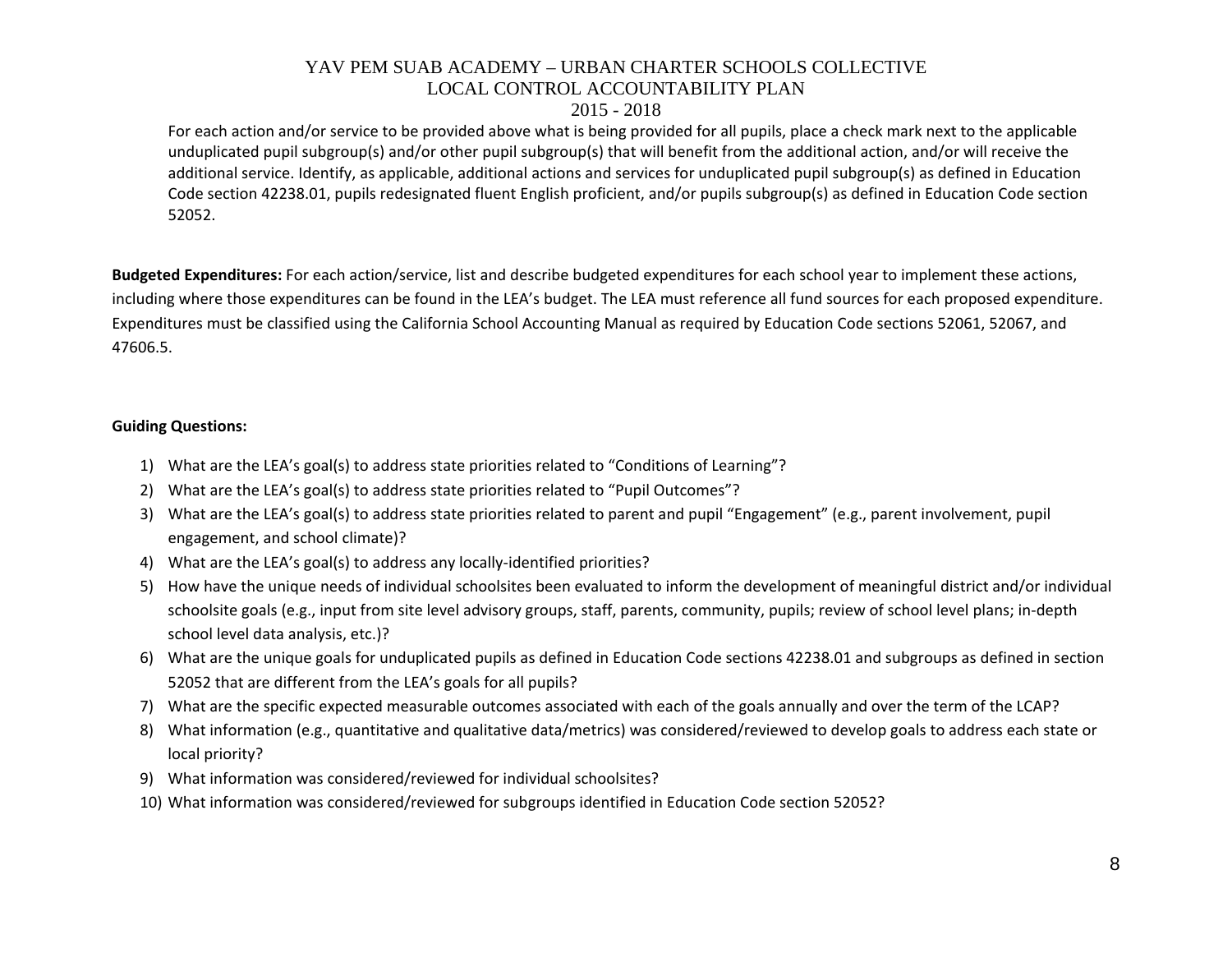For each action and/or service to be provided above what is being provided for all pupils, place a check mark next to the applicable unduplicated pupil subgroup(s) and/or other pupil subgroup(s) that will benefit from the additional action, and/or will receive the additional service. Identify, as applicable, additional actions and services for unduplicated pupil subgroup(s) as defined in Education Code section 42238.01, pupils redesignated fluent English proficient, and/or pupils subgroup(s) as defined in Education Code section 52052.

**Budgeted Expenditures:** For each action/service, list and describe budgeted expenditures for each school year to implement these actions, including where those expenditures can be found in the LEA's budget. The LEA must reference all fund sources for each proposed expenditure. Expenditures must be classified using the California School Accounting Manual as required by Education Code sections 52061, 52067, and 47606.5.

**Guiding Questions:**

1) What are the LEA's goal(s) to address state priorities related to "Conditions of Learning"?
2) What are the LEA's goal(s) to address state priorities related to "Pupil Outcomes"?
3) What are the LEA's goal(s) to address state priorities related to parent and pupil "Engagement" (e.g., parent involvement, pupil engagement, and school climate)?
4) What are the LEA's goal(s) to address any locally-identified priorities?
5) How have the unique needs of individual schoolsites been evaluated to inform the development of meaningful district and/or individual schoolsite goals (e.g., input from site level advisory groups, staff, parents, community, pupils; review of school level plans; in-depth school level data analysis, etc.)?
6) What are the unique goals for unduplicated pupils as defined in Education Code sections 42238.01 and subgroups as defined in section 52052 that are different from the LEA's goals for all pupils?
7) What are the specific expected measurable outcomes associated with each of the goals annually and over the term of the LCAP?
8) What information (e.g., quantitative and qualitative data/metrics) was considered/reviewed to develop goals to address each state or local priority?
9) What information was considered/reviewed for individual schoolsites?
10) What information was considered/reviewed for subgroups identified in Education Code section 52052?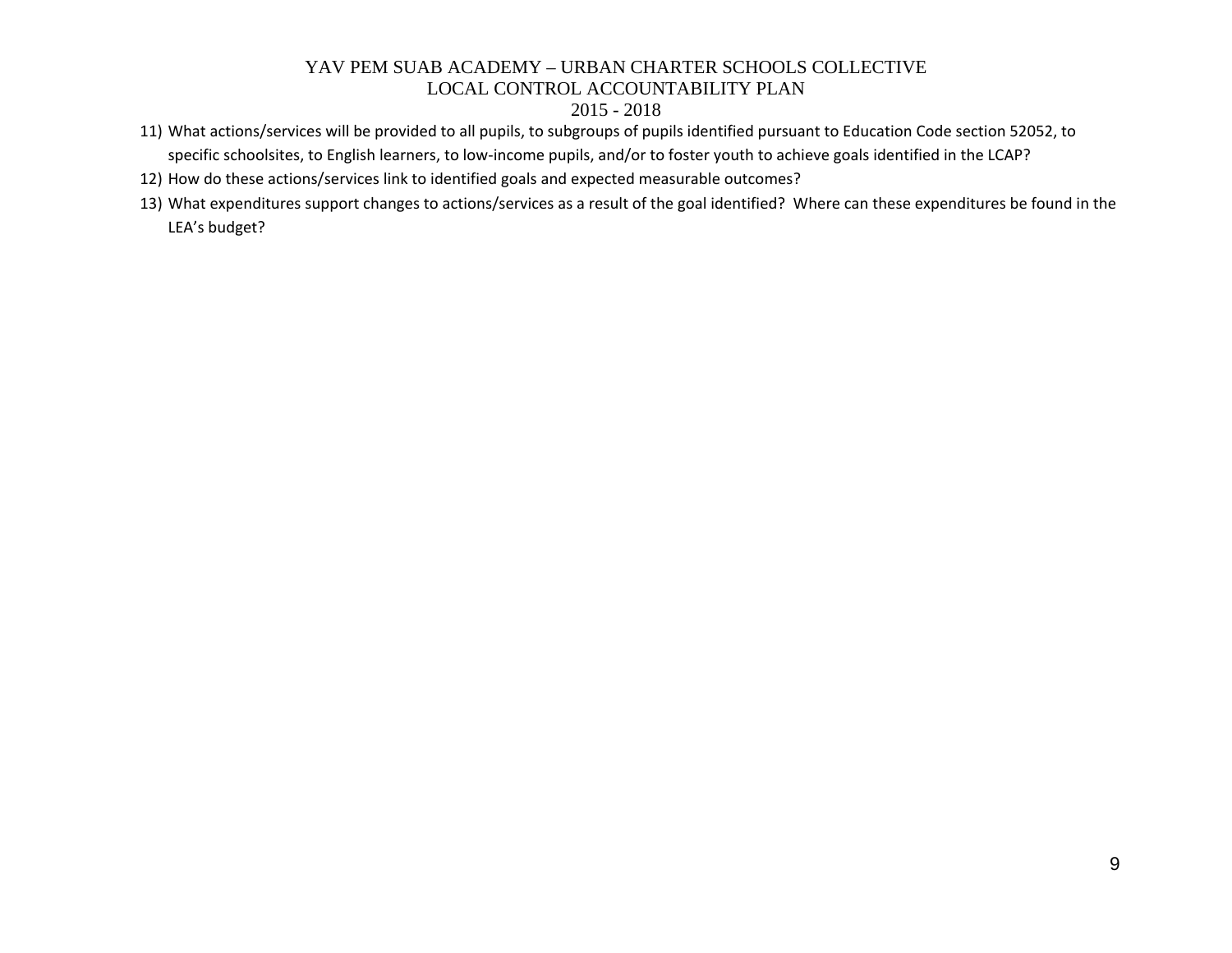11) What actions/services will be provided to all pupils, to subgroups of pupils identified pursuant to Education Code section 52052, to specific schoolsites, to English learners, to low-income pupils, and/or to foster youth to achieve goals identified in the LCAP?
12) How do these actions/services link to identified goals and expected measurable outcomes?
13) What expenditures support changes to actions/services as a result of the goal identified? Where can these expenditures be found in the LEA's budget?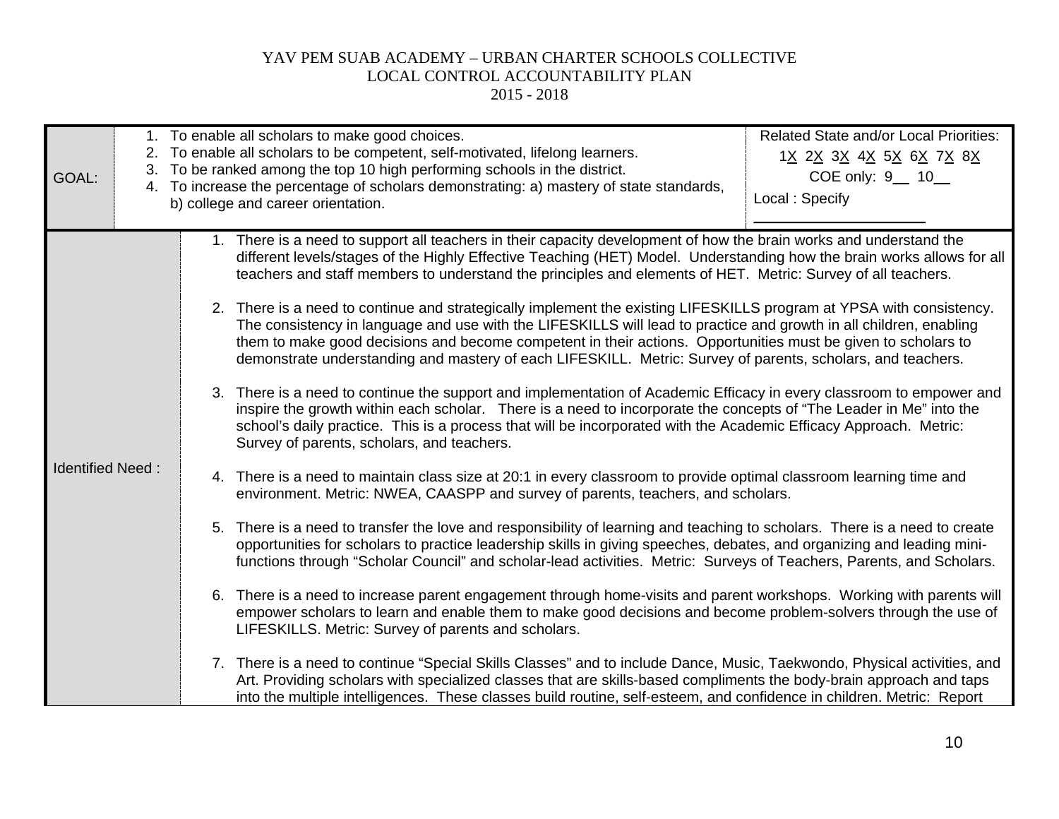YAV PEM SUAB ACADEMY – URBAN CHARTER SCHOOLS COLLECTIVE
LOCAL CONTROL ACCOUNTABILITY PLAN
2015 - 2018

| GOAL: | 1. To enable all scholars to make good choices.<br>2. To enable all scholars to be competent, self-motivated, lifelong learners.<br>3. To be ranked among the top 10 high performing schools in the district.<br>4. To increase the percentage of scholars demonstrating: a) mastery of state standards, b) college and career orientation. | Related State and/or Local Priorities:<br>1X 2X 3X 4X 5X 6X 7X 8X<br>COE only: 9__ 10__<br>Local : Specify ____________ |
|---|---|---|
| Identified Need : | 1. There is a need to support all teachers in their capacity development of how the brain works and understand the different levels/stages of the Highly Effective Teaching (HET) Model. Understanding how the brain works allows for all teachers and staff members to understand the principles and elements of HET. Metric: Survey of all teachers.<br><br>2. There is a need to continue and strategically implement the existing LIFESKILLS program at YPSA with consistency. The consistency in language and use with the LIFESKILLS will lead to practice and growth in all children, enabling them to make good decisions and become competent in their actions. Opportunities must be given to scholars to demonstrate understanding and mastery of each LIFESKILL. Metric: Survey of parents, scholars, and teachers.<br><br>3. There is a need to continue the support and implementation of Academic Efficacy in every classroom to empower and inspire the growth within each scholar. There is a need to incorporate the concepts of "The Leader in Me" into the school's daily practice. This is a process that will be incorporated with the Academic Efficacy Approach. Metric: Survey of parents, scholars, and teachers.<br><br>4. There is a need to maintain class size at 20:1 in every classroom to provide optimal classroom learning time and environment. Metric: NWEA, CAASPP and survey of parents, teachers, and scholars.<br><br>5. There is a need to transfer the love and responsibility of learning and teaching to scholars. There is a need to create opportunities for scholars to practice leadership skills in giving speeches, debates, and organizing and leading mini-functions through "Scholar Council" and scholar-lead activities. Metric: Surveys of Teachers, Parents, and Scholars.<br><br>6. There is a need to increase parent engagement through home-visits and parent workshops. Working with parents will empower scholars to learn and enable them to make good decisions and become problem-solvers through the use of LIFESKILLS. Metric: Survey of parents and scholars.<br><br>7. There is a need to continue "Special Skills Classes" and to include Dance, Music, Taekwondo, Physical activities, and Art. Providing scholars with specialized classes that are skills-based compliments the body-brain approach and taps into the multiple intelligences. These classes build routine, self-esteem, and confidence in children. Metric: Report | |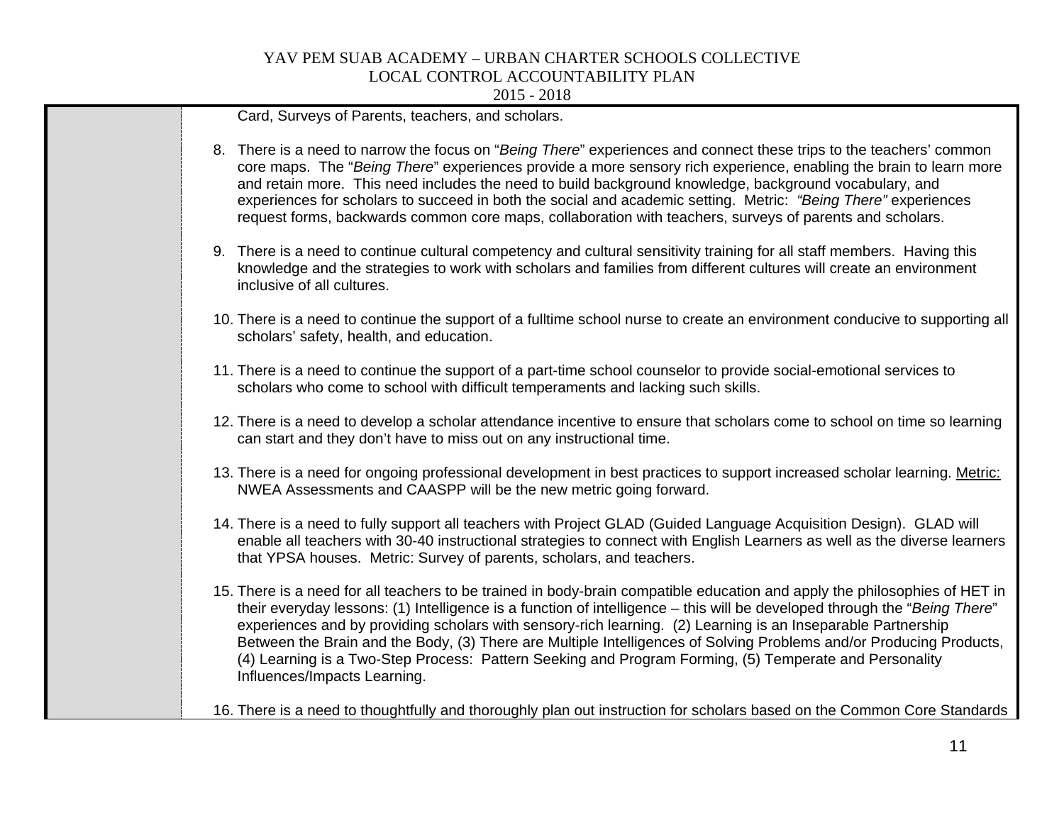Card, Surveys of Parents, teachers, and scholars.

8. There is a need to narrow the focus on "*Being There*" experiences and connect these trips to the teachers' common core maps. The "*Being There*" experiences provide a more sensory rich experience, enabling the brain to learn more and retain more. This need includes the need to build background knowledge, background vocabulary, and experiences for scholars to succeed in both the social and academic setting. Metric: *"Being There"* experiences request forms, backwards common core maps, collaboration with teachers, surveys of parents and scholars.

9. There is a need to continue cultural competency and cultural sensitivity training for all staff members. Having this knowledge and the strategies to work with scholars and families from different cultures will create an environment inclusive of all cultures.

10. There is a need to continue the support of a fulltime school nurse to create an environment conducive to supporting all scholars' safety, health, and education.

11. There is a need to continue the support of a part-time school counselor to provide social-emotional services to scholars who come to school with difficult temperaments and lacking such skills.

12. There is a need to develop a scholar attendance incentive to ensure that scholars come to school on time so learning can start and they don't have to miss out on any instructional time.

13. There is a need for ongoing professional development in best practices to support increased scholar learning. Metric: NWEA Assessments and CAASPP will be the new metric going forward.

14. There is a need to fully support all teachers with Project GLAD (Guided Language Acquisition Design). GLAD will enable all teachers with 30-40 instructional strategies to connect with English Learners as well as the diverse learners that YPSA houses. Metric: Survey of parents, scholars, and teachers.

15. There is a need for all teachers to be trained in body-brain compatible education and apply the philosophies of HET in their everyday lessons: (1) Intelligence is a function of intelligence – this will be developed through the "*Being There*" experiences and by providing scholars with sensory-rich learning. (2) Learning is an Inseparable Partnership Between the Brain and the Body, (3) There are Multiple Intelligences of Solving Problems and/or Producing Products, (4) Learning is a Two-Step Process: Pattern Seeking and Program Forming, (5) Temperate and Personality Influences/Impacts Learning.

16. There is a need to thoughtfully and thoroughly plan out instruction for scholars based on the Common Core Standards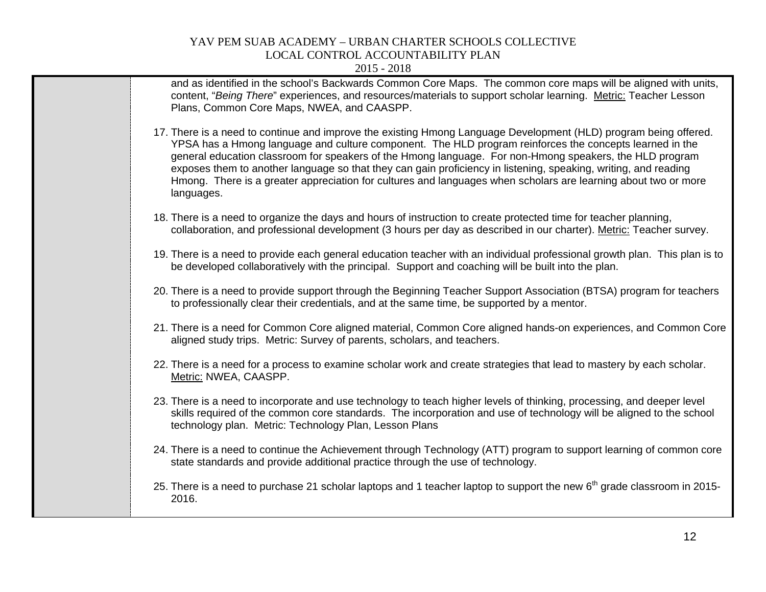and as identified in the school's Backwards Common Core Maps. The common core maps will be aligned with units, content, "*Being There*" experiences, and resources/materials to support scholar learning. Metric: Teacher Lesson Plans, Common Core Maps, NWEA, and CAASPP.

17. There is a need to continue and improve the existing Hmong Language Development (HLD) program being offered. YPSA has a Hmong language and culture component. The HLD program reinforces the concepts learned in the general education classroom for speakers of the Hmong language. For non-Hmong speakers, the HLD program exposes them to another language so that they can gain proficiency in listening, speaking, writing, and reading Hmong. There is a greater appreciation for cultures and languages when scholars are learning about two or more languages.

18. There is a need to organize the days and hours of instruction to create protected time for teacher planning, collaboration, and professional development (3 hours per day as described in our charter). Metric: Teacher survey.

19. There is a need to provide each general education teacher with an individual professional growth plan. This plan is to be developed collaboratively with the principal. Support and coaching will be built into the plan.

20. There is a need to provide support through the Beginning Teacher Support Association (BTSA) program for teachers to professionally clear their credentials, and at the same time, be supported by a mentor.

21. There is a need for Common Core aligned material, Common Core aligned hands-on experiences, and Common Core aligned study trips. Metric: Survey of parents, scholars, and teachers.

22. There is a need for a process to examine scholar work and create strategies that lead to mastery by each scholar. Metric: NWEA, CAASPP.

23. There is a need to incorporate and use technology to teach higher levels of thinking, processing, and deeper level skills required of the common core standards. The incorporation and use of technology will be aligned to the school technology plan. Metric: Technology Plan, Lesson Plans

24. There is a need to continue the Achievement through Technology (ATT) program to support learning of common core state standards and provide additional practice through the use of technology.

25. There is a need to purchase 21 scholar laptops and 1 teacher laptop to support the new 6th grade classroom in 2015-2016.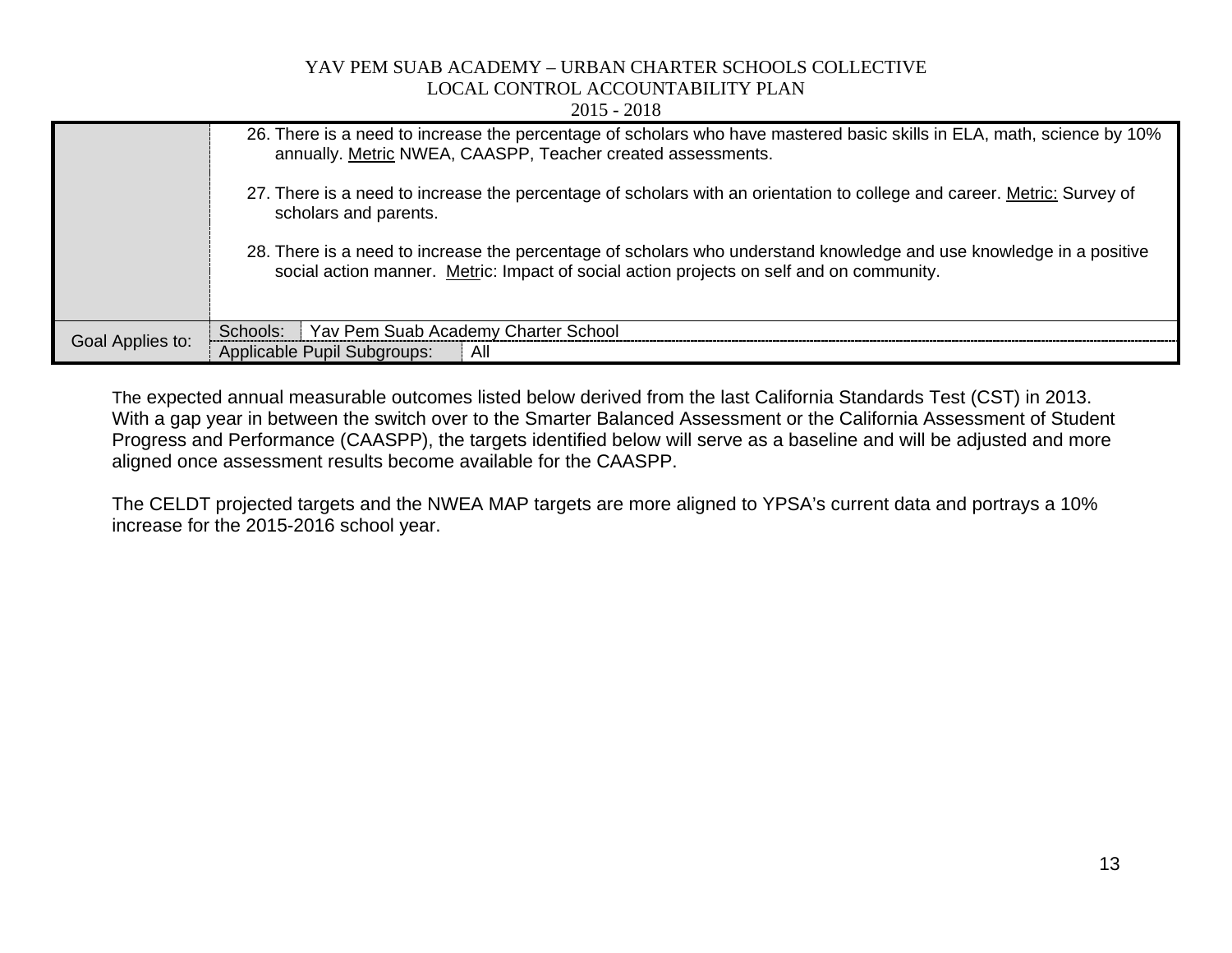| | |
|---|---|
| | 26. There is a need to increase the percentage of scholars who have mastered basic skills in ELA, math, science by 10% annually. <u>Metric</u> NWEA, CAASPP, Teacher created assessments.<br><br>27. There is a need to increase the percentage of scholars with an orientation to college and career. <u>Metric:</u> Survey of scholars and parents.<br><br>28. There is a need to increase the percentage of scholars who understand knowledge and use knowledge in a positive social action manner. <u>Metr</u>ic: Impact of social action projects on self and on community. |
| Goal Applies to: | Schools: Yav Pem Suab Academy Charter School<br>Applicable Pupil Subgroups: All |

The expected annual measurable outcomes listed below derived from the last California Standards Test (CST) in 2013. With a gap year in between the switch over to the Smarter Balanced Assessment or the California Assessment of Student Progress and Performance (CAASPP), the targets identified below will serve as a baseline and will be adjusted and more aligned once assessment results become available for the CAASPP.

The CELDT projected targets and the NWEA MAP targets are more aligned to YPSA's current data and portrays a 10% increase for the 2015-2016 school year.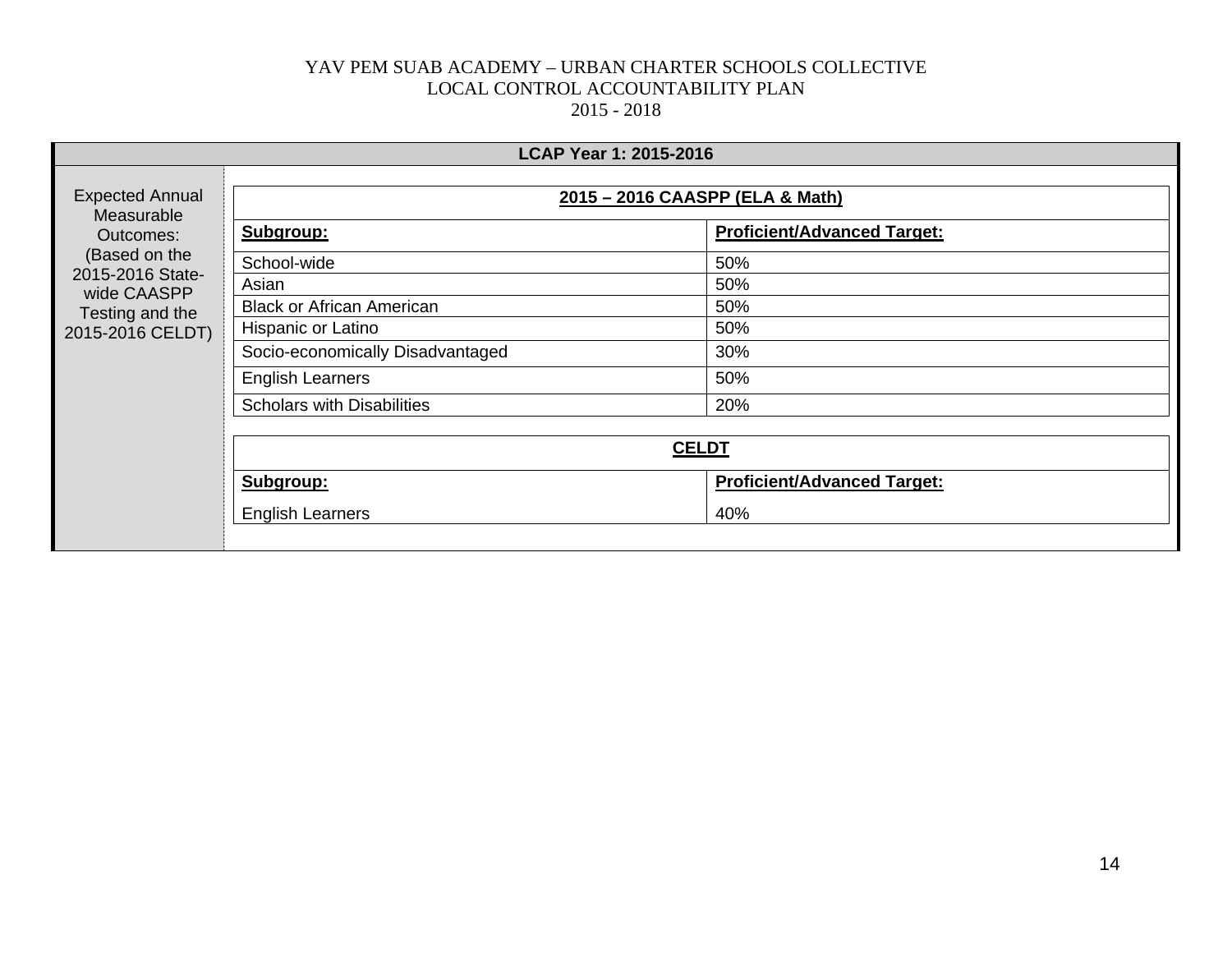YAV PEM SUAB ACADEMY – URBAN CHARTER SCHOOLS COLLECTIVE
LOCAL CONTROL ACCOUNTABILITY PLAN
2015 - 2018

**LCAP Year 1: 2015-2016**

Expected Annual Measurable Outcomes: (Based on the 2015-2016 State-wide CAASPP Testing and the 2015-2016 CELDT)

**2015 – 2016 CAASPP (ELA & Math)**

| Subgroup: | Proficient/Advanced Target: |
|---|---|
| School-wide | 50% |
| Asian | 50% |
| Black or African American | 50% |
| Hispanic or Latino | 50% |
| Socio-economically Disadvantaged | 30% |
| English Learners | 50% |
| Scholars with Disabilities | 20% |

**CELDT**

| Subgroup: | Proficient/Advanced Target: |
|---|---|
| English Learners | 40% |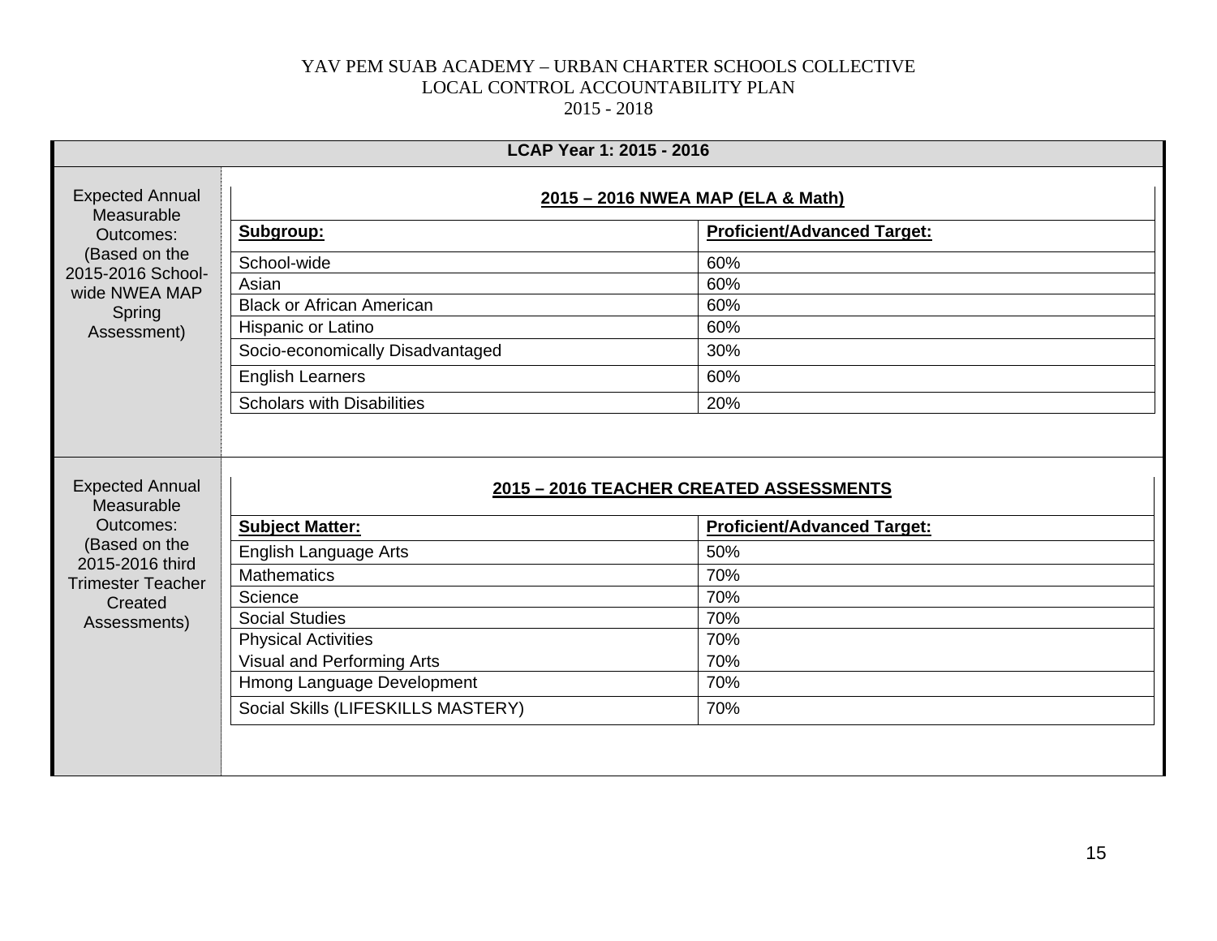YAV PEM SUAB ACADEMY – URBAN CHARTER SCHOOLS COLLECTIVE
LOCAL CONTROL ACCOUNTABILITY PLAN
2015 - 2018

**LCAP Year 1: 2015 - 2016**

Expected Annual Measurable Outcomes: (Based on the 2015-2016 School-wide NWEA MAP Spring Assessment)

**2015 – 2016 NWEA MAP (ELA & Math)**

| **Subgroup:** | **Proficient/Advanced Target:** |
|---|---|
| School-wide | 60% |
| Asian | 60% |
| Black or African American | 60% |
| Hispanic or Latino | 60% |
| Socio-economically Disadvantaged | 30% |
| English Learners | 60% |
| Scholars with Disabilities | 20% |

Expected Annual Measurable Outcomes: (Based on the 2015-2016 third Trimester Teacher Created Assessments)

**2015 – 2016 TEACHER CREATED ASSESSMENTS**

| **Subject Matter:** | **Proficient/Advanced Target:** |
|---|---|
| English Language Arts | 50% |
| Mathematics | 70% |
| Science | 70% |
| Social Studies | 70% |
| Physical Activities | 70% |
| Visual and Performing Arts | 70% |
| Hmong Language Development | 70% |
| Social Skills (LIFESKILLS MASTERY) | 70% |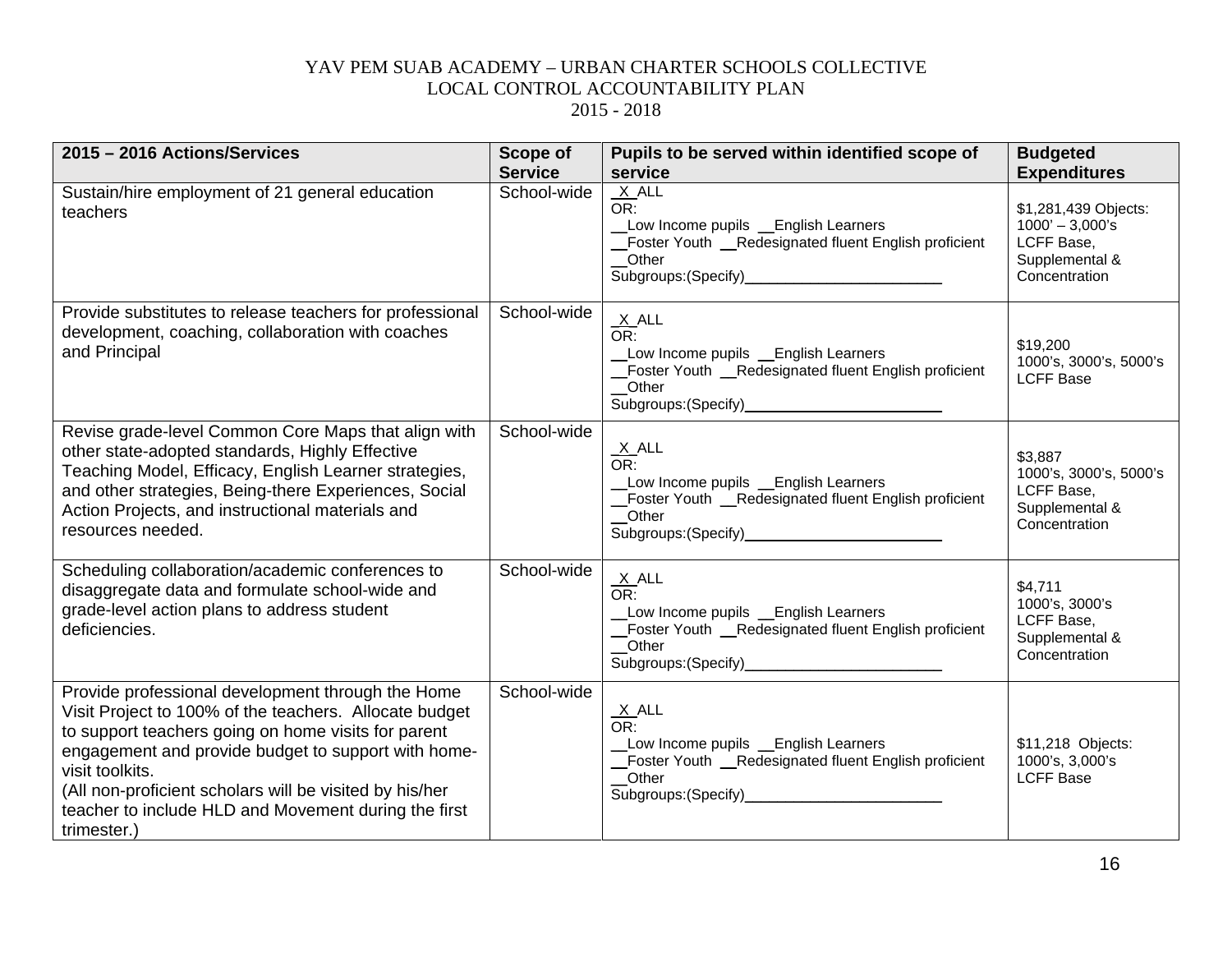YAV PEM SUAB ACADEMY – URBAN CHARTER SCHOOLS COLLECTIVE
LOCAL CONTROL ACCOUNTABILITY PLAN
2015 - 2018

| 2015 – 2016 Actions/Services | Scope of Service | Pupils to be served within identified scope of service | Budgeted Expenditures |
|---|---|---|---|
| Sustain/hire employment of 21 general education teachers | School-wide | _X_ALL<br>OR:<br>__Low Income pupils __English Learners<br>__Foster Youth __Redesignated fluent English proficient<br>__Other<br>Subgroups:(Specify)________________________ | $1,281,439 Objects: 1000' – 3,000's<br>LCFF Base, Supplemental & Concentration |
| Provide substitutes to release teachers for professional development, coaching, collaboration with coaches and Principal | School-wide | _X_ALL<br>OR:<br>__Low Income pupils __English Learners<br>__Foster Youth __Redesignated fluent English proficient<br>__Other<br>Subgroups:(Specify)________________________ | $19,200<br>1000's, 3000's, 5000's<br>LCFF Base |
| Revise grade-level Common Core Maps that align with other state-adopted standards, Highly Effective Teaching Model, Efficacy, English Learner strategies, and other strategies, Being-there Experiences, Social Action Projects, and instructional materials and resources needed. | School-wide | _X_ALL<br>OR:<br>__Low Income pupils __English Learners<br>__Foster Youth __Redesignated fluent English proficient<br>__Other<br>Subgroups:(Specify)________________________ | $3,887<br>1000's, 3000's, 5000's<br>LCFF Base, Supplemental & Concentration |
| Scheduling collaboration/academic conferences to disaggregate data and formulate school-wide and grade-level action plans to address student deficiencies. | School-wide | _X_ALL<br>OR:<br>__Low Income pupils __English Learners<br>__Foster Youth __Redesignated fluent English proficient<br>__Other<br>Subgroups:(Specify)________________________ | $4,711<br>1000's, 3000's<br>LCFF Base, Supplemental & Concentration |
| Provide professional development through the Home Visit Project to 100% of the teachers. Allocate budget to support teachers going on home visits for parent engagement and provide budget to support with home-visit toolkits.<br>(All non-proficient scholars will be visited by his/her teacher to include HLD and Movement during the first trimester.) | School-wide | _X_ALL<br>OR:<br>__Low Income pupils __English Learners<br>__Foster Youth __Redesignated fluent English proficient<br>__Other<br>Subgroups:(Specify)________________________ | $11,218 Objects: 1000's, 3,000's<br>LCFF Base |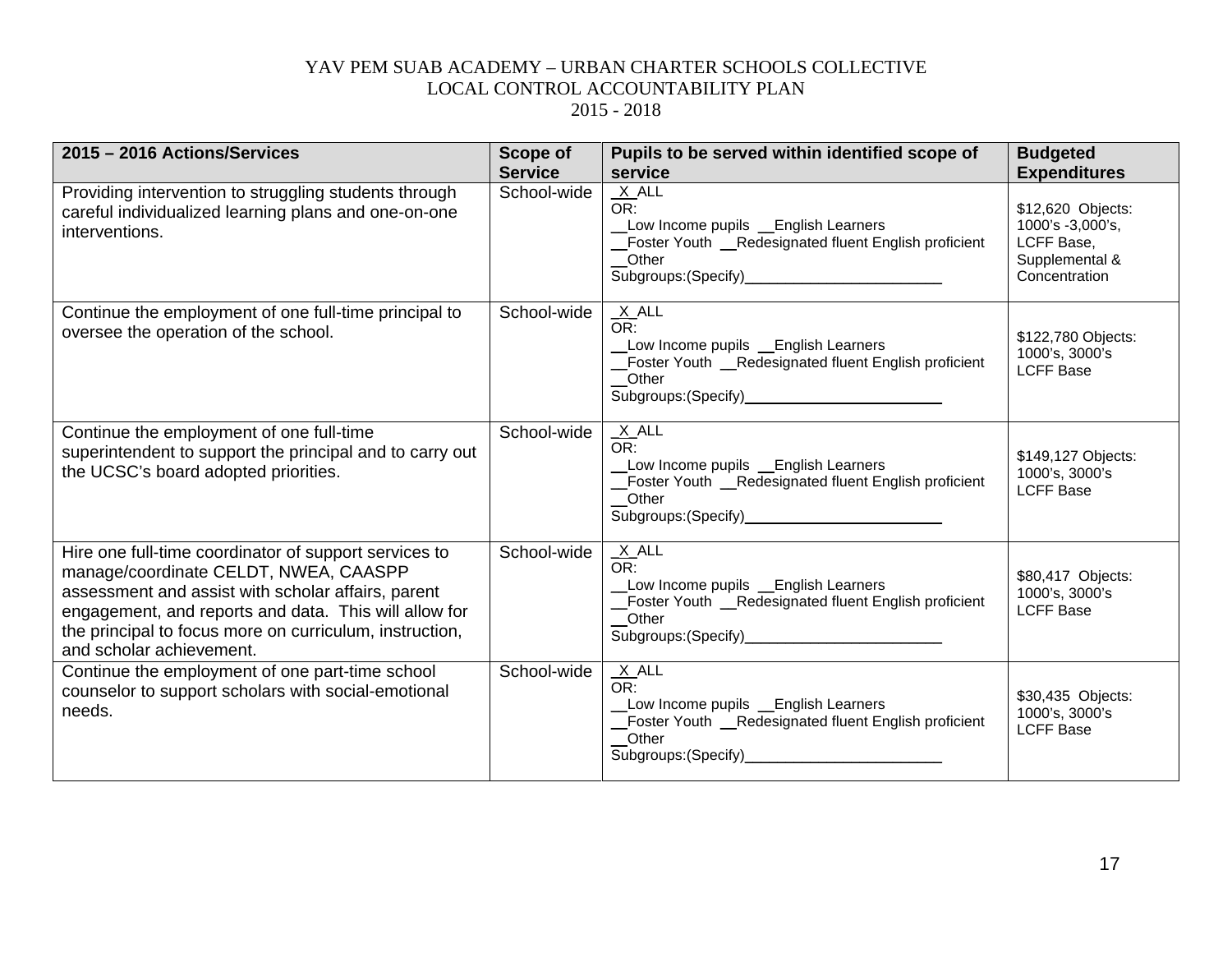YAV PEM SUAB ACADEMY – URBAN CHARTER SCHOOLS COLLECTIVE
LOCAL CONTROL ACCOUNTABILITY PLAN
2015 - 2018

| 2015 – 2016 Actions/Services | Scope of Service | Pupils to be served within identified scope of service | Budgeted Expenditures |
|---|---|---|---|
| Providing intervention to struggling students through careful individualized learning plans and one-on-one interventions. | School-wide | _X_ALL<br>OR:<br>__Low Income pupils __English Learners<br>__Foster Youth __Redesignated fluent English proficient<br>__Other<br>Subgroups:(Specify)________________________ | $12,620 Objects: 1000's -3,000's, LCFF Base, Supplemental & Concentration |
| Continue the employment of one full-time principal to oversee the operation of the school. | School-wide | _X_ALL<br>OR:<br>__Low Income pupils __English Learners<br>__Foster Youth __Redesignated fluent English proficient<br>__Other<br>Subgroups:(Specify)________________________ | $122,780 Objects: 1000's, 3000's LCFF Base |
| Continue the employment of one full-time superintendent to support the principal and to carry out the UCSC's board adopted priorities. | School-wide | _X_ALL<br>OR:<br>__Low Income pupils __English Learners<br>__Foster Youth __Redesignated fluent English proficient<br>__Other<br>Subgroups:(Specify)________________________ | $149,127 Objects: 1000's, 3000's LCFF Base |
| Hire one full-time coordinator of support services to manage/coordinate CELDT, NWEA, CAASPP assessment and assist with scholar affairs, parent engagement, and reports and data. This will allow for the principal to focus more on curriculum, instruction, and scholar achievement. | School-wide | _X_ALL<br>OR:<br>__Low Income pupils __English Learners<br>__Foster Youth __Redesignated fluent English proficient<br>__Other<br>Subgroups:(Specify)________________________ | $80,417 Objects: 1000's, 3000's LCFF Base |
| Continue the employment of one part-time school counselor to support scholars with social-emotional needs. | School-wide | _X_ALL<br>OR:<br>__Low Income pupils __English Learners<br>__Foster Youth __Redesignated fluent English proficient<br>__Other<br>Subgroups:(Specify)________________________ | $30,435 Objects: 1000's, 3000's LCFF Base |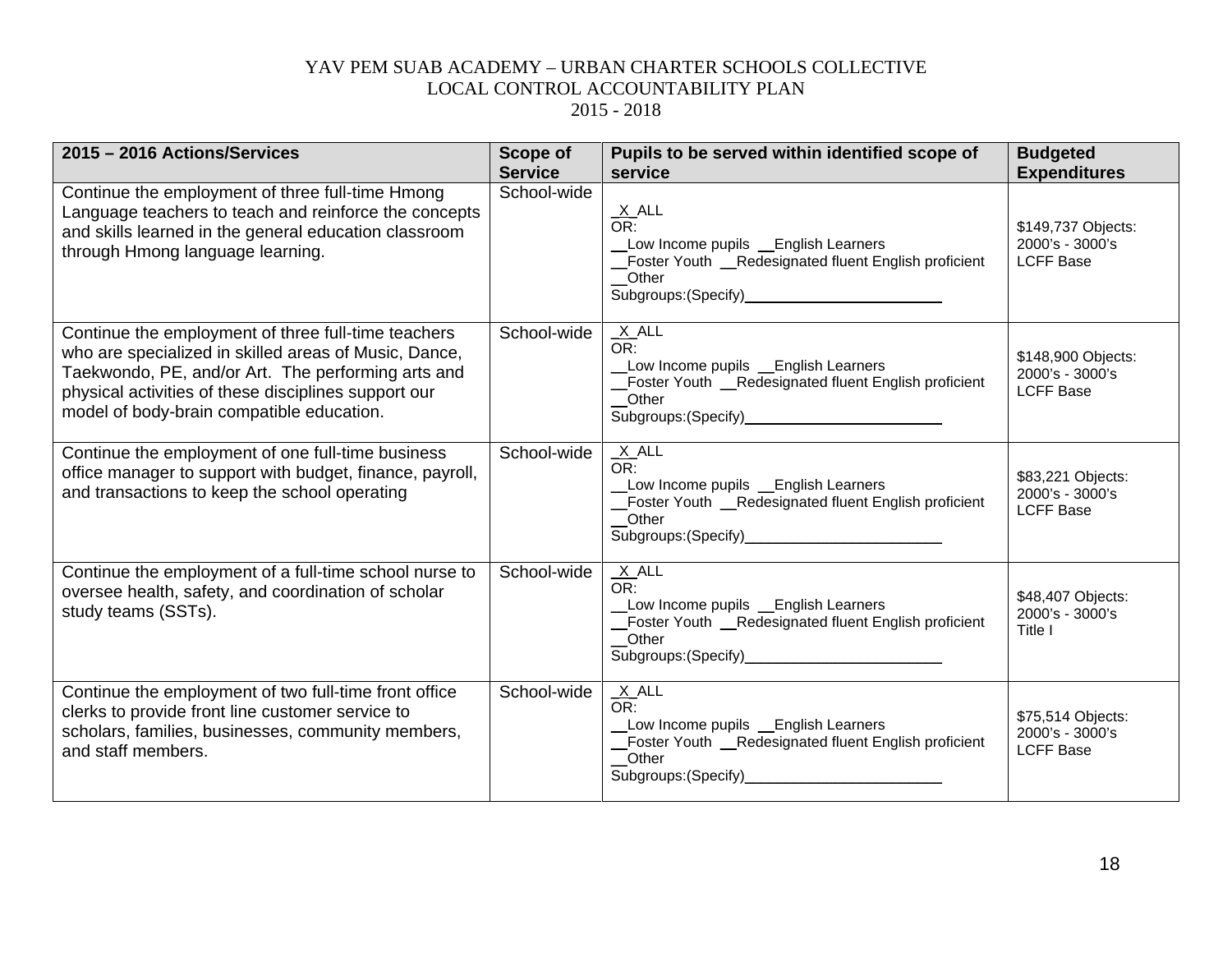YAV PEM SUAB ACADEMY – URBAN CHARTER SCHOOLS COLLECTIVE
LOCAL CONTROL ACCOUNTABILITY PLAN
2015 - 2018

| 2015 – 2016 Actions/Services | Scope of Service | Pupils to be served within identified scope of service | Budgeted Expenditures |
|---|---|---|---|
| Continue the employment of three full-time Hmong Language teachers to teach and reinforce the concepts and skills learned in the general education classroom through Hmong language learning. | School-wide | _X_ALL<br>OR:<br>__Low Income pupils __English Learners<br>__Foster Youth __Redesignated fluent English proficient<br>__Other<br>Subgroups:(Specify)________________________ | $149,737 Objects: 2000's - 3000's LCFF Base |
| Continue the employment of three full-time teachers who are specialized in skilled areas of Music, Dance, Taekwondo, PE, and/or Art. The performing arts and physical activities of these disciplines support our model of body-brain compatible education. | School-wide | _X_ALL<br>OR:<br>__Low Income pupils __English Learners<br>__Foster Youth __Redesignated fluent English proficient<br>__Other<br>Subgroups:(Specify)________________________ | $148,900 Objects: 2000's - 3000's LCFF Base |
| Continue the employment of one full-time business office manager to support with budget, finance, payroll, and transactions to keep the school operating | School-wide | _X_ALL<br>OR:<br>__Low Income pupils __English Learners<br>__Foster Youth __Redesignated fluent English proficient<br>__Other<br>Subgroups:(Specify)________________________ | $83,221 Objects: 2000's - 3000's LCFF Base |
| Continue the employment of a full-time school nurse to oversee health, safety, and coordination of scholar study teams (SSTs). | School-wide | _X_ALL<br>OR:<br>__Low Income pupils __English Learners<br>__Foster Youth __Redesignated fluent English proficient<br>__Other<br>Subgroups:(Specify)________________________ | $48,407 Objects: 2000's - 3000's Title I |
| Continue the employment of two full-time front office clerks to provide front line customer service to scholars, families, businesses, community members, and staff members. | School-wide | _X_ALL<br>OR:<br>__Low Income pupils __English Learners<br>__Foster Youth __Redesignated fluent English proficient<br>__Other<br>Subgroups:(Specify)________________________ | $75,514 Objects: 2000's - 3000's LCFF Base |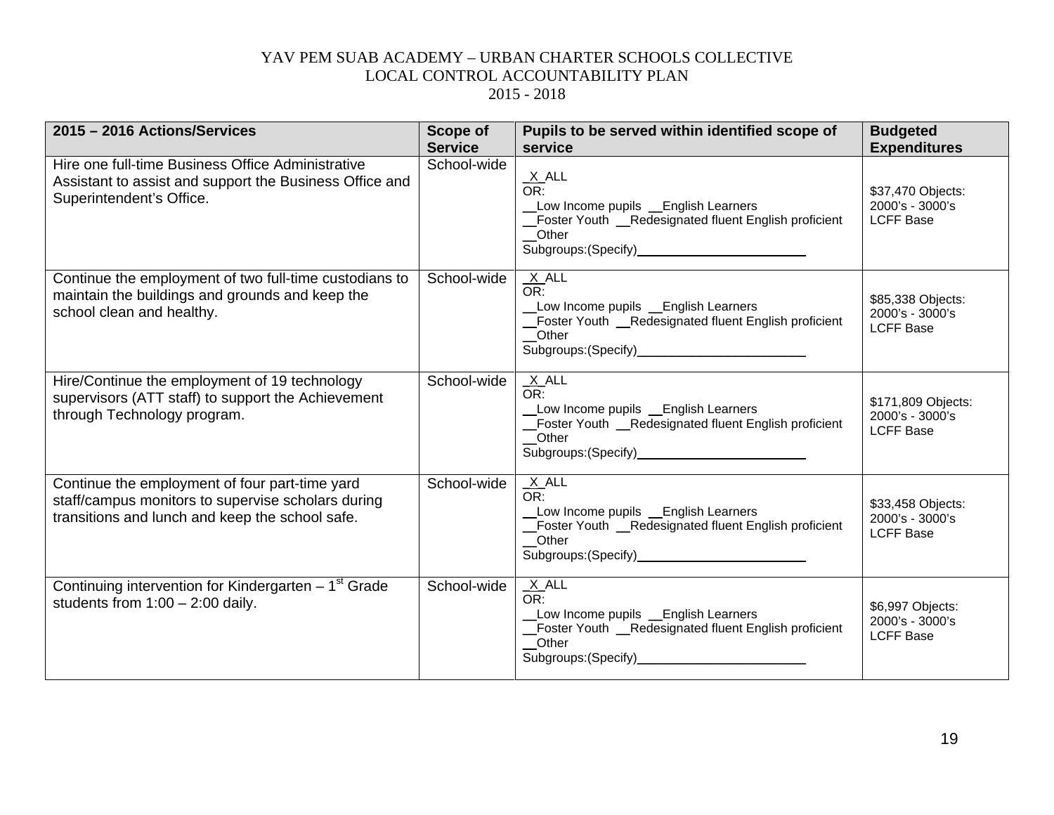YAV PEM SUAB ACADEMY – URBAN CHARTER SCHOOLS COLLECTIVE
LOCAL CONTROL ACCOUNTABILITY PLAN
2015 - 2018

| 2015 – 2016 Actions/Services | Scope of Service | Pupils to be served within identified scope of service | Budgeted Expenditures |
|---|---|---|---|
| Hire one full-time Business Office Administrative Assistant to assist and support the Business Office and Superintendent's Office. | School-wide | _X_ALL<br>OR:<br>__Low Income pupils __English Learners<br>__Foster Youth __Redesignated fluent English proficient<br>__Other Subgroups:(Specify)________________________ | $37,470 Objects: 2000's - 3000's LCFF Base |
| Continue the employment of two full-time custodians to maintain the buildings and grounds and keep the school clean and healthy. | School-wide | _X_ALL<br>OR:<br>__Low Income pupils __English Learners<br>__Foster Youth __Redesignated fluent English proficient<br>__Other Subgroups:(Specify)________________________ | $85,338 Objects: 2000's - 3000's LCFF Base |
| Hire/Continue the employment of 19 technology supervisors (ATT staff) to support the Achievement through Technology program. | School-wide | _X_ALL<br>OR:<br>__Low Income pupils __English Learners<br>__Foster Youth __Redesignated fluent English proficient<br>__Other Subgroups:(Specify)________________________ | $171,809 Objects: 2000's - 3000's LCFF Base |
| Continue the employment of four part-time yard staff/campus monitors to supervise scholars during transitions and lunch and keep the school safe. | School-wide | _X_ALL<br>OR:<br>__Low Income pupils __English Learners<br>__Foster Youth __Redesignated fluent English proficient<br>__Other Subgroups:(Specify)________________________ | $33,458 Objects: 2000's - 3000's LCFF Base |
| Continuing intervention for Kindergarten – 1st Grade students from 1:00 – 2:00 daily. | School-wide | _X_ALL<br>OR:<br>__Low Income pupils __English Learners<br>__Foster Youth __Redesignated fluent English proficient<br>__Other Subgroups:(Specify)________________________ | $6,997 Objects: 2000's - 3000's LCFF Base |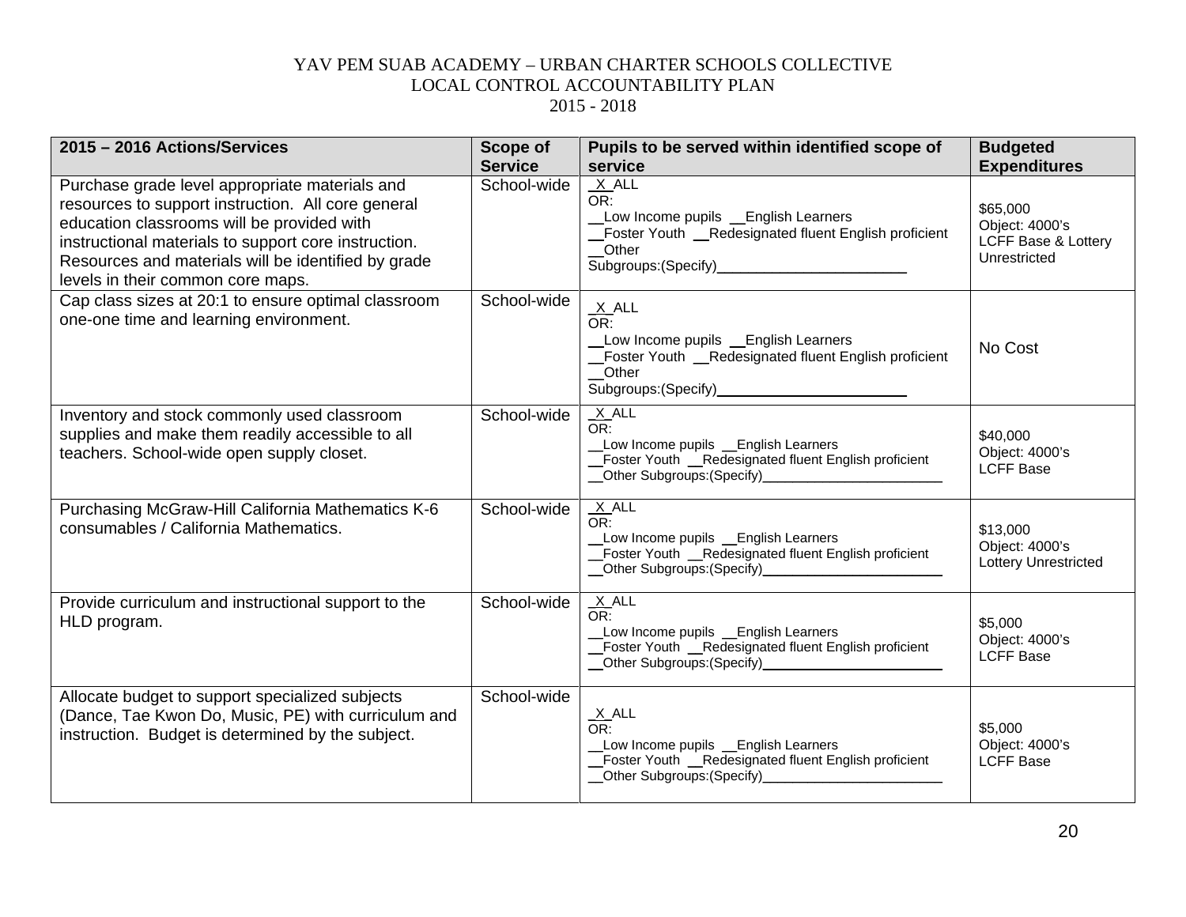YAV PEM SUAB ACADEMY – URBAN CHARTER SCHOOLS COLLECTIVE
LOCAL CONTROL ACCOUNTABILITY PLAN
2015 - 2018

| 2015 – 2016 Actions/Services | Scope of Service | Pupils to be served within identified scope of service | Budgeted Expenditures |
|---|---|---|---|
| Purchase grade level appropriate materials and resources to support instruction. All core general education classrooms will be provided with instructional materials to support core instruction. Resources and materials will be identified by grade levels in their common core maps. | School-wide | _X_ALL<br>OR:<br>__Low Income pupils __English Learners<br>__Foster Youth __Redesignated fluent English proficient<br>__Other Subgroups:(Specify)________________________ | $65,000<br>Object: 4000's<br>LCFF Base & Lottery Unrestricted |
| Cap class sizes at 20:1 to ensure optimal classroom one-one time and learning environment. | School-wide | _X_ALL<br>OR:<br>__Low Income pupils __English Learners<br>__Foster Youth __Redesignated fluent English proficient<br>__Other Subgroups:(Specify)________________________ | No Cost |
| Inventory and stock commonly used classroom supplies and make them readily accessible to all teachers. School-wide open supply closet. | School-wide | _X_ALL<br>OR:<br>__Low Income pupils __English Learners<br>__Foster Youth __Redesignated fluent English proficient<br>__Other Subgroups:(Specify)________________________ | $40,000<br>Object: 4000's<br>LCFF Base |
| Purchasing McGraw-Hill California Mathematics K-6 consumables / California Mathematics. | School-wide | _X_ALL<br>OR:<br>__Low Income pupils __English Learners<br>__Foster Youth __Redesignated fluent English proficient<br>__Other Subgroups:(Specify)________________________ | $13,000<br>Object: 4000's<br>Lottery Unrestricted |
| Provide curriculum and instructional support to the HLD program. | School-wide | _X_ALL<br>OR:<br>__Low Income pupils __English Learners<br>__Foster Youth __Redesignated fluent English proficient<br>__Other Subgroups:(Specify)________________________ | $5,000<br>Object: 4000's<br>LCFF Base |
| Allocate budget to support specialized subjects (Dance, Tae Kwon Do, Music, PE) with curriculum and instruction. Budget is determined by the subject. | School-wide | _X_ALL<br>OR:<br>__Low Income pupils __English Learners<br>__Foster Youth __Redesignated fluent English proficient<br>__Other Subgroups:(Specify)________________________ | $5,000<br>Object: 4000's<br>LCFF Base |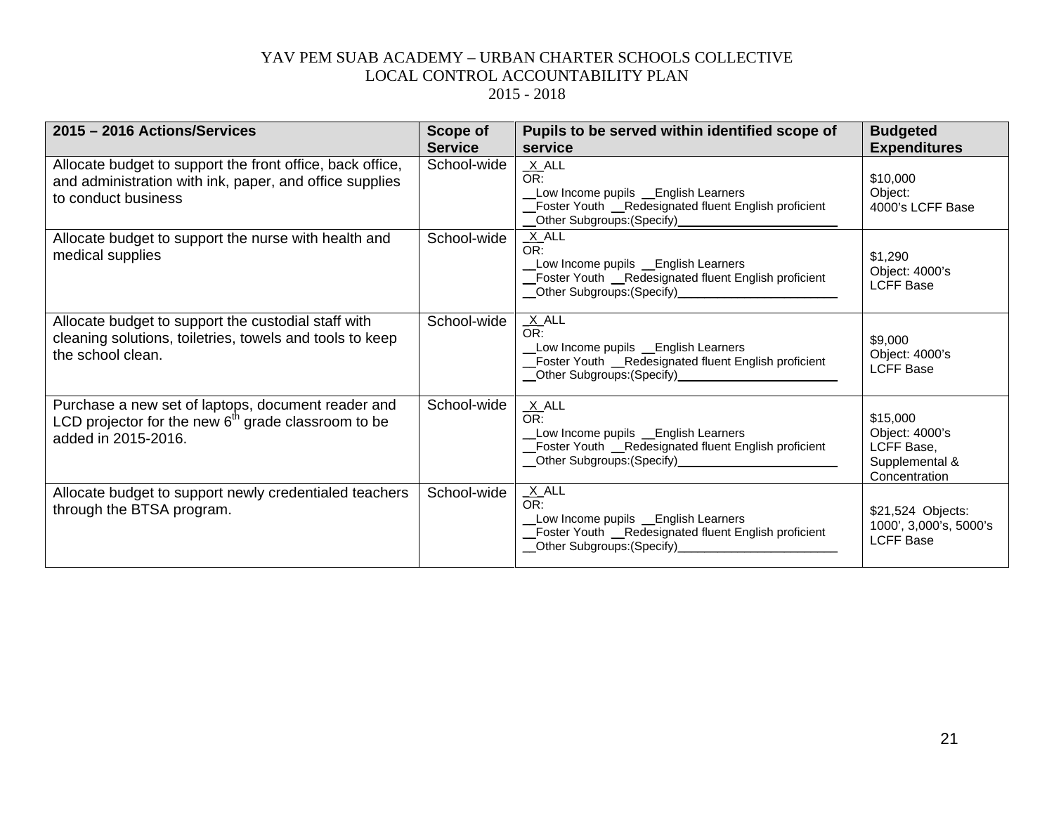YAV PEM SUAB ACADEMY – URBAN CHARTER SCHOOLS COLLECTIVE
LOCAL CONTROL ACCOUNTABILITY PLAN
2015 - 2018

| 2015 – 2016 Actions/Services | Scope of Service | Pupils to be served within identified scope of service | Budgeted Expenditures |
|---|---|---|---|
| Allocate budget to support the front office, back office, and administration with ink, paper, and office supplies to conduct business | School-wide | _X_ALL<br>OR:<br>__Low Income pupils __English Learners<br>__Foster Youth __Redesignated fluent English proficient<br>__Other Subgroups:(Specify)________________________ | $10,000<br>Object:<br>4000's LCFF Base |
| Allocate budget to support the nurse with health and medical supplies | School-wide | _X_ALL<br>OR:<br>__Low Income pupils __English Learners<br>__Foster Youth __Redesignated fluent English proficient<br>__Other Subgroups:(Specify)________________________ | $1,290<br>Object: 4000's<br>LCFF Base |
| Allocate budget to support the custodial staff with cleaning solutions, toiletries, towels and tools to keep the school clean. | School-wide | _X_ALL<br>OR:<br>__Low Income pupils __English Learners<br>__Foster Youth __Redesignated fluent English proficient<br>__Other Subgroups:(Specify)________________________ | $9,000<br>Object: 4000's<br>LCFF Base |
| Purchase a new set of laptops, document reader and LCD projector for the new 6th grade classroom to be added in 2015-2016. | School-wide | _X_ALL<br>OR:<br>__Low Income pupils __English Learners<br>__Foster Youth __Redesignated fluent English proficient<br>__Other Subgroups:(Specify)________________________ | $15,000<br>Object: 4000's<br>LCFF Base,<br>Supplemental &<br>Concentration |
| Allocate budget to support newly credentialed teachers through the BTSA program. | School-wide | _X_ALL<br>OR:<br>__Low Income pupils __English Learners<br>__Foster Youth __Redesignated fluent English proficient<br>__Other Subgroups:(Specify)________________________ | $21,524 Objects:<br>1000', 3,000's, 5000's<br>LCFF Base |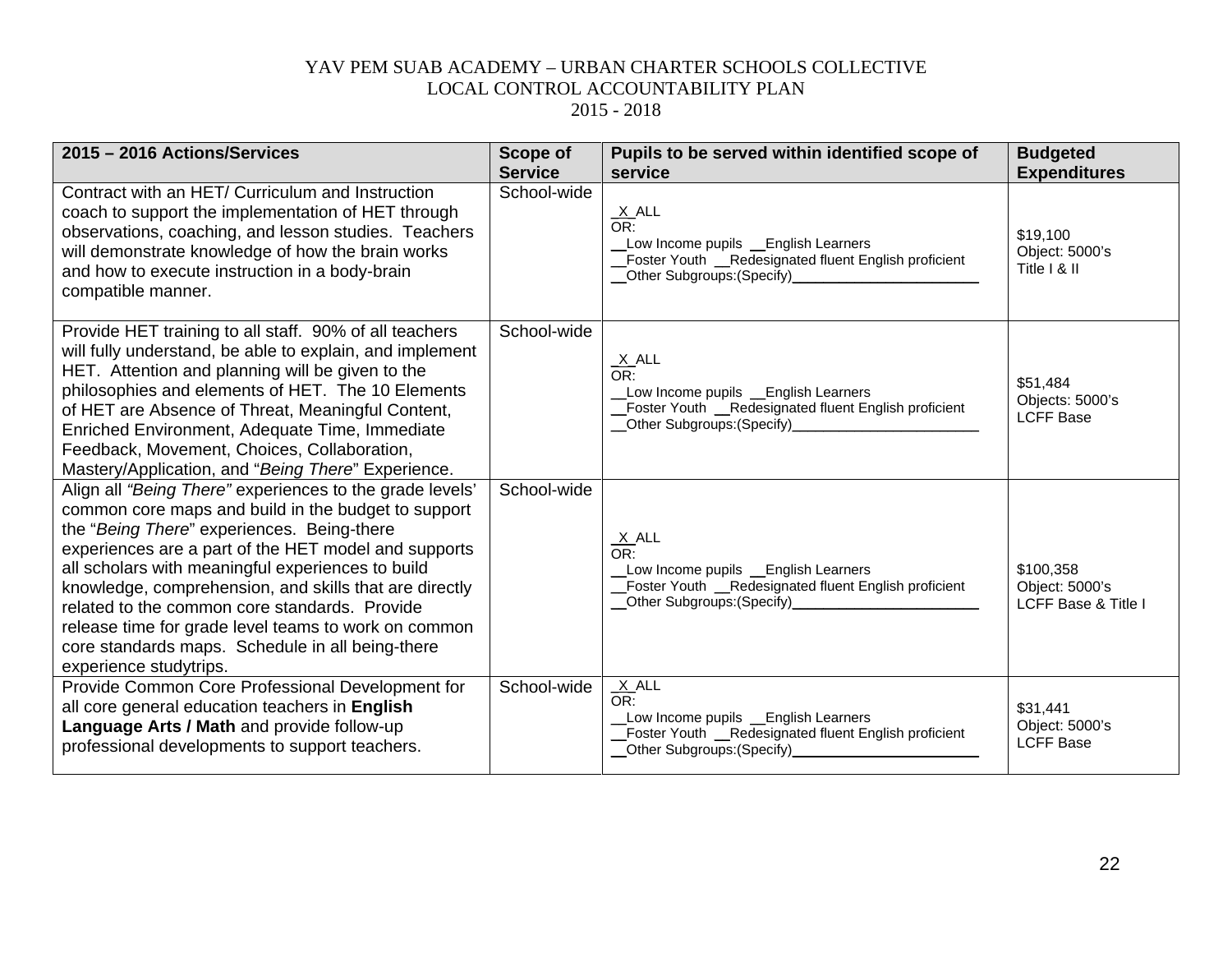YAV PEM SUAB ACADEMY – URBAN CHARTER SCHOOLS COLLECTIVE
LOCAL CONTROL ACCOUNTABILITY PLAN
2015 - 2018

| 2015 – 2016 Actions/Services | Scope of Service | Pupils to be served within identified scope of service | Budgeted Expenditures |
|---|---|---|---|
| Contract with an HET/ Curriculum and Instruction coach to support the implementation of HET through observations, coaching, and lesson studies. Teachers will demonstrate knowledge of how the brain works and how to execute instruction in a body-brain compatible manner. | School-wide | _X_ALL<br>OR:<br>__Low Income pupils __English Learners<br>__Foster Youth __Redesignated fluent English proficient<br>__Other Subgroups:(Specify)________________________ | $19,100<br>Object: 5000's<br>Title I & II |
| Provide HET training to all staff. 90% of all teachers will fully understand, be able to explain, and implement HET. Attention and planning will be given to the philosophies and elements of HET. The 10 Elements of HET are Absence of Threat, Meaningful Content, Enriched Environment, Adequate Time, Immediate Feedback, Movement, Choices, Collaboration, Mastery/Application, and "*Being There*" Experience. | School-wide | _X_ALL<br>OR:<br>__Low Income pupils __English Learners<br>__Foster Youth __Redesignated fluent English proficient<br>__Other Subgroups:(Specify)________________________ | $51,484<br>Objects: 5000's<br>LCFF Base |
| Align all *"Being There"* experiences to the grade levels' common core maps and build in the budget to support the "*Being There*" experiences. Being-there experiences are a part of the HET model and supports all scholars with meaningful experiences to build knowledge, comprehension, and skills that are directly related to the common core standards. Provide release time for grade level teams to work on common core standards maps. Schedule in all being-there experience studytrips. | School-wide | _X_ALL<br>OR:<br>__Low Income pupils __English Learners<br>__Foster Youth __Redesignated fluent English proficient<br>__Other Subgroups:(Specify)________________________ | $100,358<br>Object: 5000's<br>LCFF Base & Title I |
| Provide Common Core Professional Development for all core general education teachers in **English Language Arts / Math** and provide follow-up professional developments to support teachers. | School-wide | _X_ALL<br>OR:<br>__Low Income pupils __English Learners<br>__Foster Youth __Redesignated fluent English proficient<br>__Other Subgroups:(Specify)________________________ | $31,441<br>Object: 5000's<br>LCFF Base |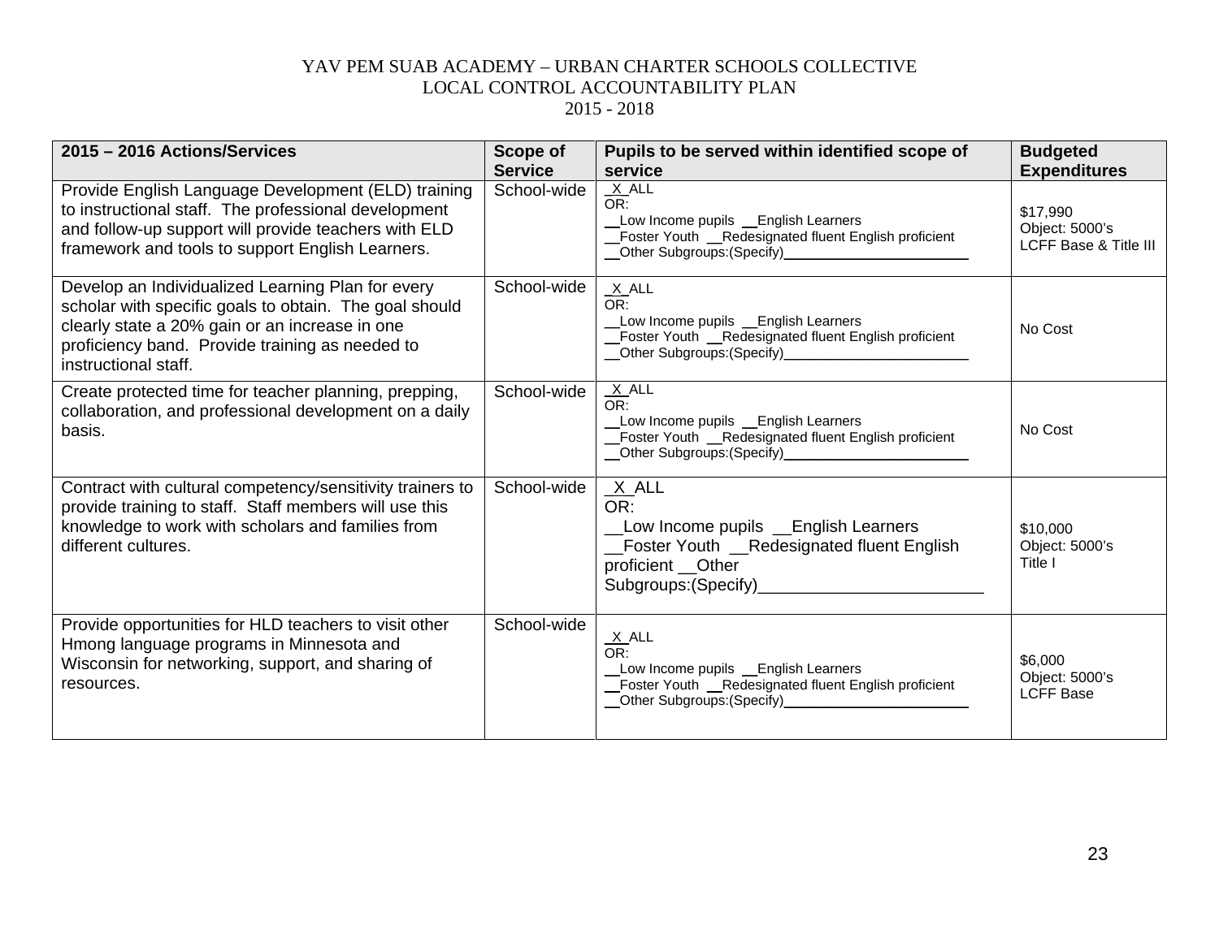YAV PEM SUAB ACADEMY – URBAN CHARTER SCHOOLS COLLECTIVE
LOCAL CONTROL ACCOUNTABILITY PLAN
2015 - 2018

| 2015 – 2016 Actions/Services | Scope of Service | Pupils to be served within identified scope of service | Budgeted Expenditures |
|---|---|---|---|
| Provide English Language Development (ELD) training to instructional staff. The professional development and follow-up support will provide teachers with ELD framework and tools to support English Learners. | School-wide | _X_ALL OR: __Low Income pupils __English Learners __Foster Youth __Redesignated fluent English proficient __Other Subgroups:(Specify)________________________ | $17,990 Object: 5000's LCFF Base & Title III |
| Develop an Individualized Learning Plan for every scholar with specific goals to obtain. The goal should clearly state a 20% gain or an increase in one proficiency band. Provide training as needed to instructional staff. | School-wide | _X_ALL OR: __Low Income pupils __English Learners __Foster Youth __Redesignated fluent English proficient __Other Subgroups:(Specify)________________________ | No Cost |
| Create protected time for teacher planning, prepping, collaboration, and professional development on a daily basis. | School-wide | _X_ALL OR: __Low Income pupils __English Learners __Foster Youth __Redesignated fluent English proficient __Other Subgroups:(Specify)________________________ | No Cost |
| Contract with cultural competency/sensitivity trainers to provide training to staff. Staff members will use this knowledge to work with scholars and families from different cultures. | School-wide | _X_ALL OR: __Low Income pupils __English Learners __Foster Youth __Redesignated fluent English proficient __Other Subgroups:(Specify)________________________ | $10,000 Object: 5000's Title I |
| Provide opportunities for HLD teachers to visit other Hmong language programs in Minnesota and Wisconsin for networking, support, and sharing of resources. | School-wide | _X_ALL OR: __Low Income pupils __English Learners __Foster Youth __Redesignated fluent English proficient __Other Subgroups:(Specify)________________________ | $6,000 Object: 5000's LCFF Base |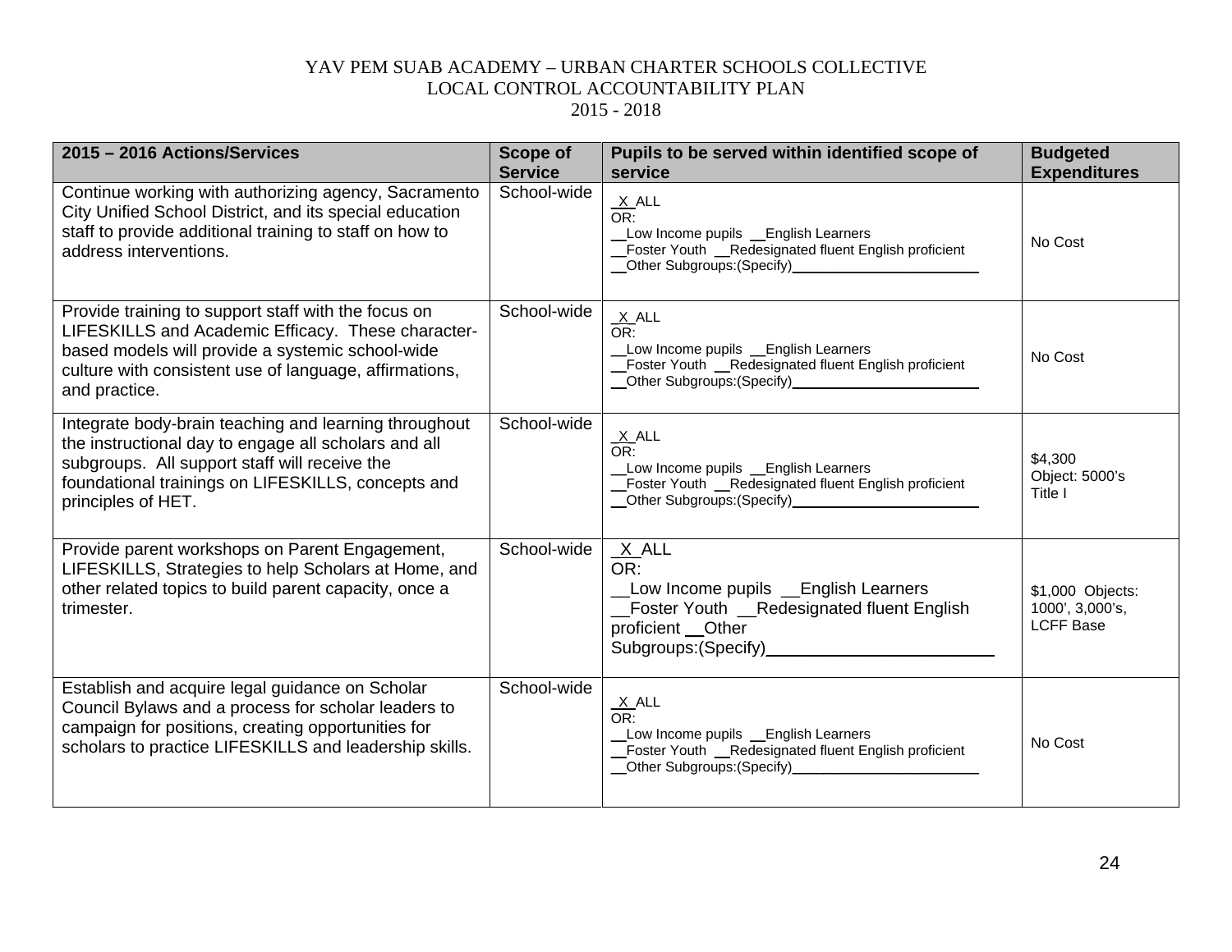YAV PEM SUAB ACADEMY – URBAN CHARTER SCHOOLS COLLECTIVE
LOCAL CONTROL ACCOUNTABILITY PLAN
2015 - 2018

| 2015 – 2016 Actions/Services | Scope of Service | Pupils to be served within identified scope of service | Budgeted Expenditures |
|---|---|---|---|
| Continue working with authorizing agency, Sacramento City Unified School District, and its special education staff to provide additional training to staff on how to address interventions. | School-wide | _X_ALL<br>OR:<br>__Low Income pupils __English Learners<br>__Foster Youth __Redesignated fluent English proficient<br>__Other Subgroups:(Specify)________________________ | No Cost |
| Provide training to support staff with the focus on LIFESKILLS and Academic Efficacy. These character-based models will provide a systemic school-wide culture with consistent use of language, affirmations, and practice. | School-wide | _X_ALL<br>OR:<br>__Low Income pupils __English Learners<br>__Foster Youth __Redesignated fluent English proficient<br>__Other Subgroups:(Specify)________________________ | No Cost |
| Integrate body-brain teaching and learning throughout the instructional day to engage all scholars and all subgroups. All support staff will receive the foundational trainings on LIFESKILLS, concepts and principles of HET. | School-wide | _X_ALL<br>OR:<br>__Low Income pupils __English Learners<br>__Foster Youth __Redesignated fluent English proficient<br>__Other Subgroups:(Specify)________________________ | $4,300<br>Object: 5000's<br>Title I |
| Provide parent workshops on Parent Engagement, LIFESKILLS, Strategies to help Scholars at Home, and other related topics to build parent capacity, once a trimester. | School-wide | _X_ALL<br>OR:<br>__Low Income pupils __English Learners<br>__Foster Youth __Redesignated fluent English proficient __Other Subgroups:(Specify)________________________ | $1,000 Objects: 1000', 3,000's, LCFF Base |
| Establish and acquire legal guidance on Scholar Council Bylaws and a process for scholar leaders to campaign for positions, creating opportunities for scholars to practice LIFESKILLS and leadership skills. | School-wide | _X_ALL<br>OR:<br>__Low Income pupils __English Learners<br>__Foster Youth __Redesignated fluent English proficient<br>__Other Subgroups:(Specify)________________________ | No Cost |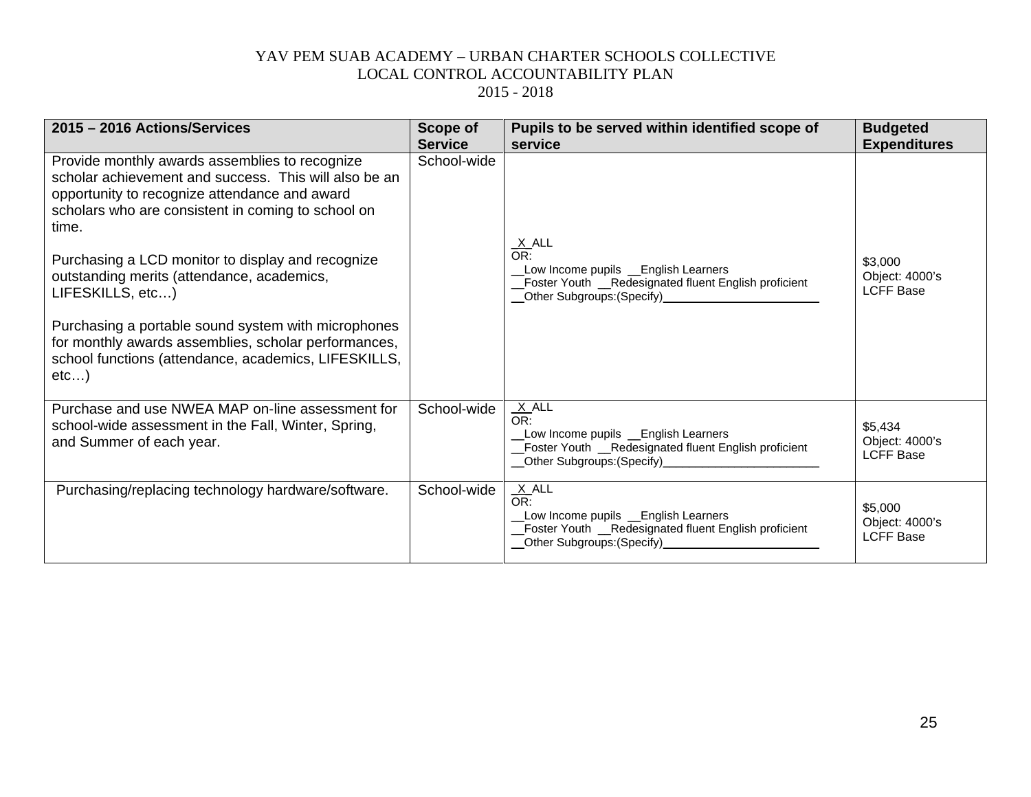YAV PEM SUAB ACADEMY – URBAN CHARTER SCHOOLS COLLECTIVE
LOCAL CONTROL ACCOUNTABILITY PLAN
2015 - 2018

| 2015 – 2016 Actions/Services | Scope of Service | Pupils to be served within identified scope of service | Budgeted Expenditures |
|---|---|---|---|
| Provide monthly awards assemblies to recognize scholar achievement and success. This will also be an opportunity to recognize attendance and award scholars who are consistent in coming to school on time.<br><br>Purchasing a LCD monitor to display and recognize outstanding merits (attendance, academics, LIFESKILLS, etc…)<br><br>Purchasing a portable sound system with microphones for monthly awards assemblies, scholar performances, school functions (attendance, academics, LIFESKILLS, etc…) | School-wide | _X_ALL<br>OR:<br>__Low Income pupils __English Learners<br>__Foster Youth __Redesignated fluent English proficient<br>__Other Subgroups:(Specify)________________________ | $3,000<br>Object: 4000's<br>LCFF Base |
| Purchase and use NWEA MAP on-line assessment for school-wide assessment in the Fall, Winter, Spring, and Summer of each year. | School-wide | _X_ALL<br>OR:<br>__Low Income pupils __English Learners<br>__Foster Youth __Redesignated fluent English proficient<br>__Other Subgroups:(Specify)________________________ | $5,434<br>Object: 4000's<br>LCFF Base |
| Purchasing/replacing technology hardware/software. | School-wide | _X_ALL<br>OR:<br>__Low Income pupils __English Learners<br>__Foster Youth __Redesignated fluent English proficient<br>__Other Subgroups:(Specify)________________________ | $5,000<br>Object: 4000's<br>LCFF Base |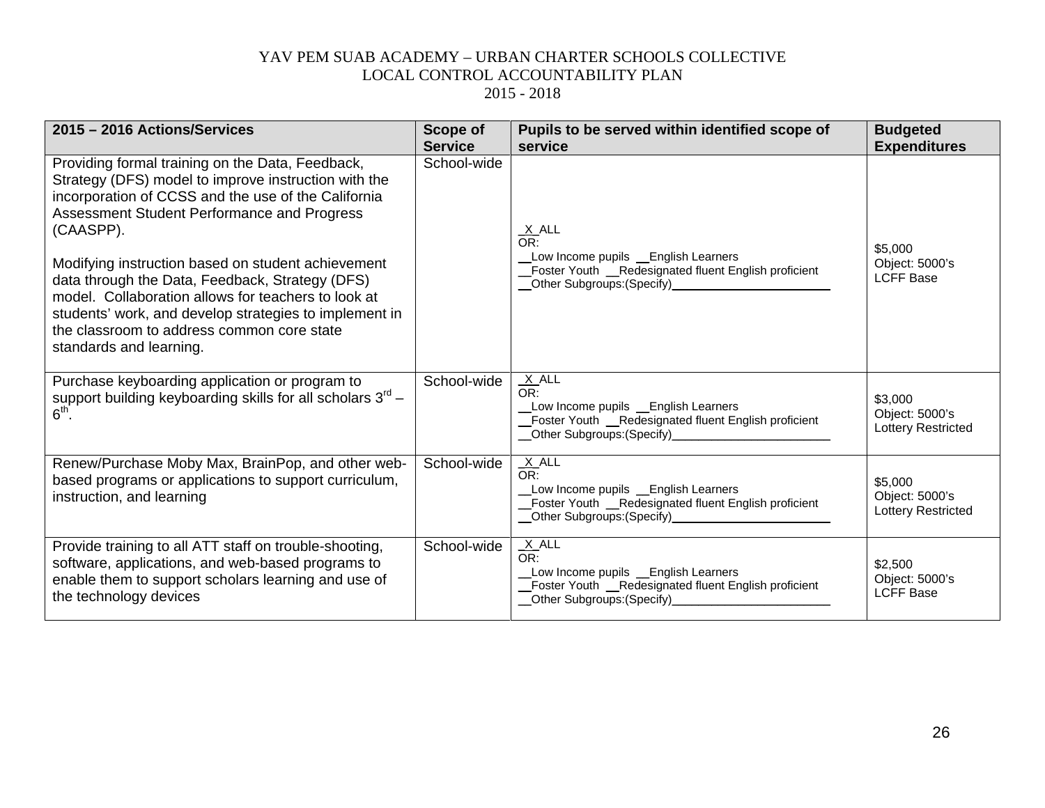YAV PEM SUAB ACADEMY – URBAN CHARTER SCHOOLS COLLECTIVE
LOCAL CONTROL ACCOUNTABILITY PLAN
2015 - 2018

| 2015 – 2016 Actions/Services | Scope of Service | Pupils to be served within identified scope of service | Budgeted Expenditures |
|---|---|---|---|
| Providing formal training on the Data, Feedback, Strategy (DFS) model to improve instruction with the incorporation of CCSS and the use of the California Assessment Student Performance and Progress (CAASPP).<br><br>Modifying instruction based on student achievement data through the Data, Feedback, Strategy (DFS) model. Collaboration allows for teachers to look at students' work, and develop strategies to implement in the classroom to address common core state standards and learning. | School-wide | _X_ALL<br>OR:<br>__Low Income pupils __English Learners<br>__Foster Youth __Redesignated fluent English proficient<br>__Other Subgroups:(Specify)________________________ | $5,000<br>Object: 5000's<br>LCFF Base |
| Purchase keyboarding application or program to support building keyboarding skills for all scholars 3rd – 6th. | School-wide | _X_ALL<br>OR:<br>__Low Income pupils __English Learners<br>__Foster Youth __Redesignated fluent English proficient<br>__Other Subgroups:(Specify)________________________ | $3,000<br>Object: 5000's<br>Lottery Restricted |
| Renew/Purchase Moby Max, BrainPop, and other web-based programs or applications to support curriculum, instruction, and learning | School-wide | _X_ALL<br>OR:<br>__Low Income pupils __English Learners<br>__Foster Youth __Redesignated fluent English proficient<br>__Other Subgroups:(Specify)________________________ | $5,000<br>Object: 5000's<br>Lottery Restricted |
| Provide training to all ATT staff on trouble-shooting, software, applications, and web-based programs to enable them to support scholars learning and use of the technology devices | School-wide | _X_ALL<br>OR:<br>__Low Income pupils __English Learners<br>__Foster Youth __Redesignated fluent English proficient<br>__Other Subgroups:(Specify)________________________ | $2,500<br>Object: 5000's<br>LCFF Base |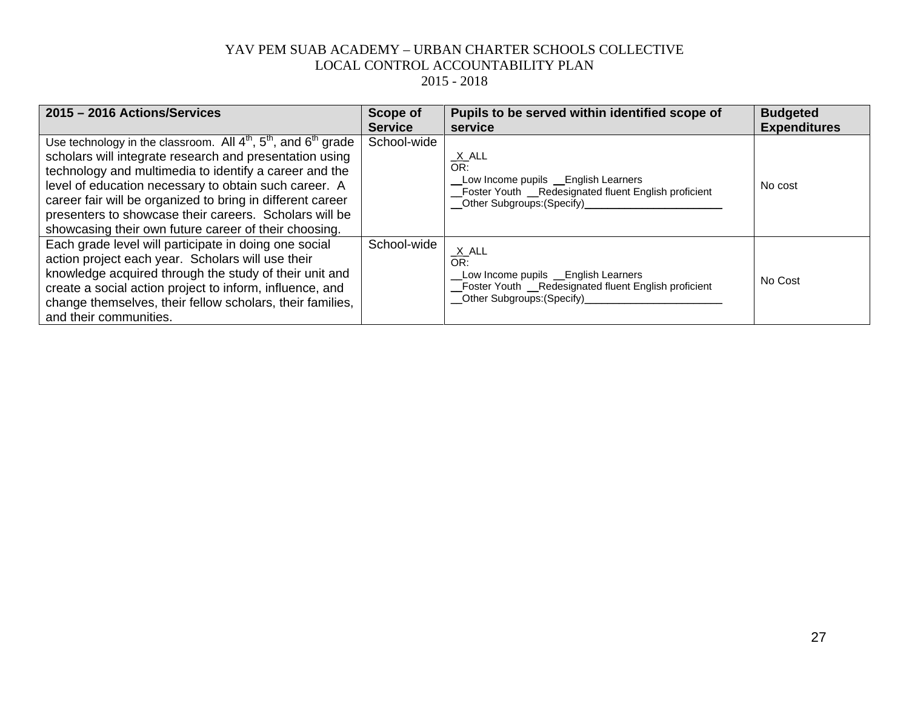YAV PEM SUAB ACADEMY – URBAN CHARTER SCHOOLS COLLECTIVE
LOCAL CONTROL ACCOUNTABILITY PLAN
2015 - 2018

| 2015 – 2016 Actions/Services | Scope of Service | Pupils to be served within identified scope of service | Budgeted Expenditures |
|---|---|---|---|
| Use technology in the classroom. All 4th, 5th, and 6th grade scholars will integrate research and presentation using technology and multimedia to identify a career and the level of education necessary to obtain such career. A career fair will be organized to bring in different career presenters to showcase their careers. Scholars will be showcasing their own future career of their choosing. | School-wide | _X_ALL<br>OR:<br>__Low Income pupils __English Learners<br>__Foster Youth __Redesignated fluent English proficient<br>__Other Subgroups:(Specify)________________________ | No cost |
| Each grade level will participate in doing one social action project each year. Scholars will use their knowledge acquired through the study of their unit and create a social action project to inform, influence, and change themselves, their fellow scholars, their families, and their communities. | School-wide | _X_ALL<br>OR:<br>__Low Income pupils __English Learners<br>__Foster Youth __Redesignated fluent English proficient<br>__Other Subgroups:(Specify)________________________ | No Cost |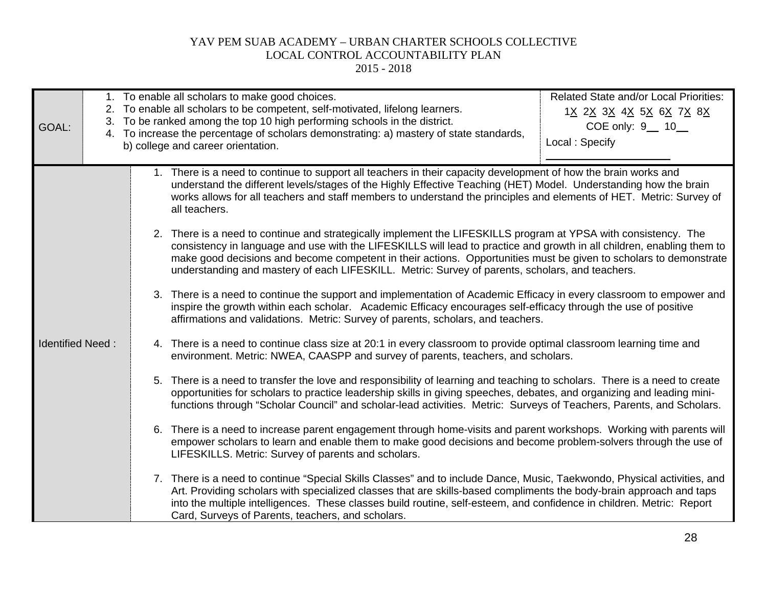YAV PEM SUAB ACADEMY – URBAN CHARTER SCHOOLS COLLECTIVE
LOCAL CONTROL ACCOUNTABILITY PLAN
2015 - 2018

| GOAL: | 1. To enable all scholars to make good choices.<br>2. To enable all scholars to be competent, self-motivated, lifelong learners.<br>3. To be ranked among the top 10 high performing schools in the district.<br>4. To increase the percentage of scholars demonstrating: a) mastery of state standards, b) college and career orientation. | Related State and/or Local Priorities:<br>1X 2X 3X 4X 5X 6X 7X 8X<br>COE only: 9__ 10__<br>Local : Specify ____________________ |
|---|---|---|
| Identified Need : | 1. There is a need to continue to support all teachers in their capacity development of how the brain works and understand the different levels/stages of the Highly Effective Teaching (HET) Model. Understanding how the brain works allows for all teachers and staff members to understand the principles and elements of HET. Metric: Survey of all teachers.<br><br>2. There is a need to continue and strategically implement the LIFESKILLS program at YPSA with consistency. The consistency in language and use with the LIFESKILLS will lead to practice and growth in all children, enabling them to make good decisions and become competent in their actions. Opportunities must be given to scholars to demonstrate understanding and mastery of each LIFESKILL. Metric: Survey of parents, scholars, and teachers.<br><br>3. There is a need to continue the support and implementation of Academic Efficacy in every classroom to empower and inspire the growth within each scholar. Academic Efficacy encourages self-efficacy through the use of positive affirmations and validations. Metric: Survey of parents, scholars, and teachers.<br><br>4. There is a need to continue class size at 20:1 in every classroom to provide optimal classroom learning time and environment. Metric: NWEA, CAASPP and survey of parents, teachers, and scholars.<br><br>5. There is a need to transfer the love and responsibility of learning and teaching to scholars. There is a need to create opportunities for scholars to practice leadership skills in giving speeches, debates, and organizing and leading mini-functions through "Scholar Council" and scholar-lead activities. Metric: Surveys of Teachers, Parents, and Scholars.<br><br>6. There is a need to increase parent engagement through home-visits and parent workshops. Working with parents will empower scholars to learn and enable them to make good decisions and become problem-solvers through the use of LIFESKILLS. Metric: Survey of parents and scholars.<br><br>7. There is a need to continue "Special Skills Classes" and to include Dance, Music, Taekwondo, Physical activities, and Art. Providing scholars with specialized classes that are skills-based compliments the body-brain approach and taps into the multiple intelligences. These classes build routine, self-esteem, and confidence in children. Metric: Report Card, Surveys of Parents, teachers, and scholars. | |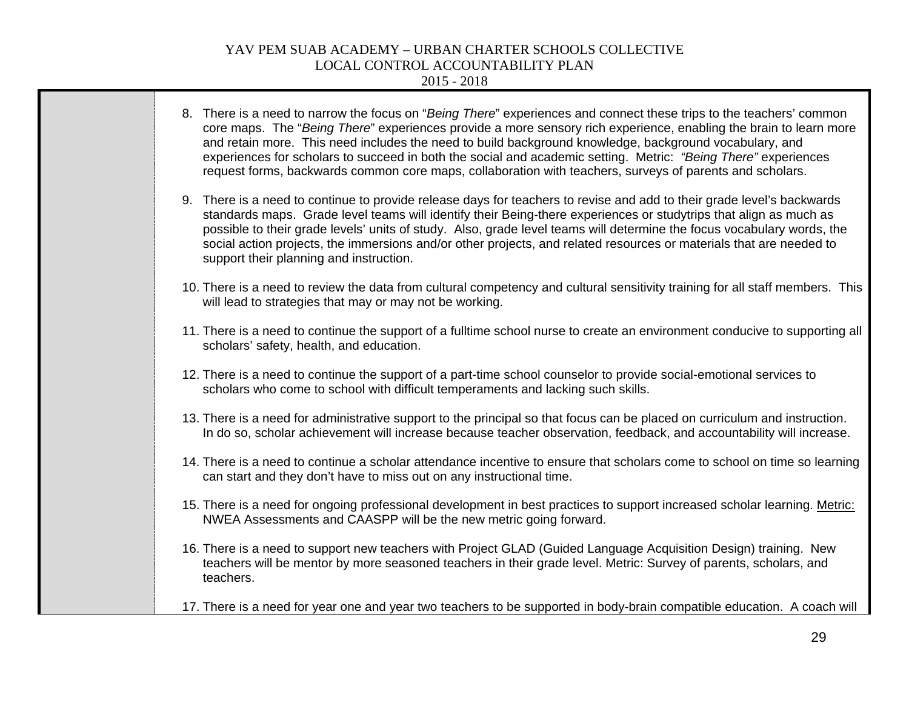8. There is a need to narrow the focus on "*Being There*" experiences and connect these trips to the teachers' common core maps. The "*Being There*" experiences provide a more sensory rich experience, enabling the brain to learn more and retain more. This need includes the need to build background knowledge, background vocabulary, and experiences for scholars to succeed in both the social and academic setting. Metric: *"Being There"* experiences request forms, backwards common core maps, collaboration with teachers, surveys of parents and scholars.

9. There is a need to continue to provide release days for teachers to revise and add to their grade level's backwards standards maps. Grade level teams will identify their Being-there experiences or studytrips that align as much as possible to their grade levels' units of study. Also, grade level teams will determine the focus vocabulary words, the social action projects, the immersions and/or other projects, and related resources or materials that are needed to support their planning and instruction.

10. There is a need to review the data from cultural competency and cultural sensitivity training for all staff members. This will lead to strategies that may or may not be working.

11. There is a need to continue the support of a fulltime school nurse to create an environment conducive to supporting all scholars' safety, health, and education.

12. There is a need to continue the support of a part-time school counselor to provide social-emotional services to scholars who come to school with difficult temperaments and lacking such skills.

13. There is a need for administrative support to the principal so that focus can be placed on curriculum and instruction. In do so, scholar achievement will increase because teacher observation, feedback, and accountability will increase.

14. There is a need to continue a scholar attendance incentive to ensure that scholars come to school on time so learning can start and they don't have to miss out on any instructional time.

15. There is a need for ongoing professional development in best practices to support increased scholar learning. <u>Metric:</u> NWEA Assessments and CAASPP will be the new metric going forward.

16. There is a need to support new teachers with Project GLAD (Guided Language Acquisition Design) training. New teachers will be mentor by more seasoned teachers in their grade level. Metric: Survey of parents, scholars, and teachers.

17. There is a need for year one and year two teachers to be supported in body-brain compatible education. A coach will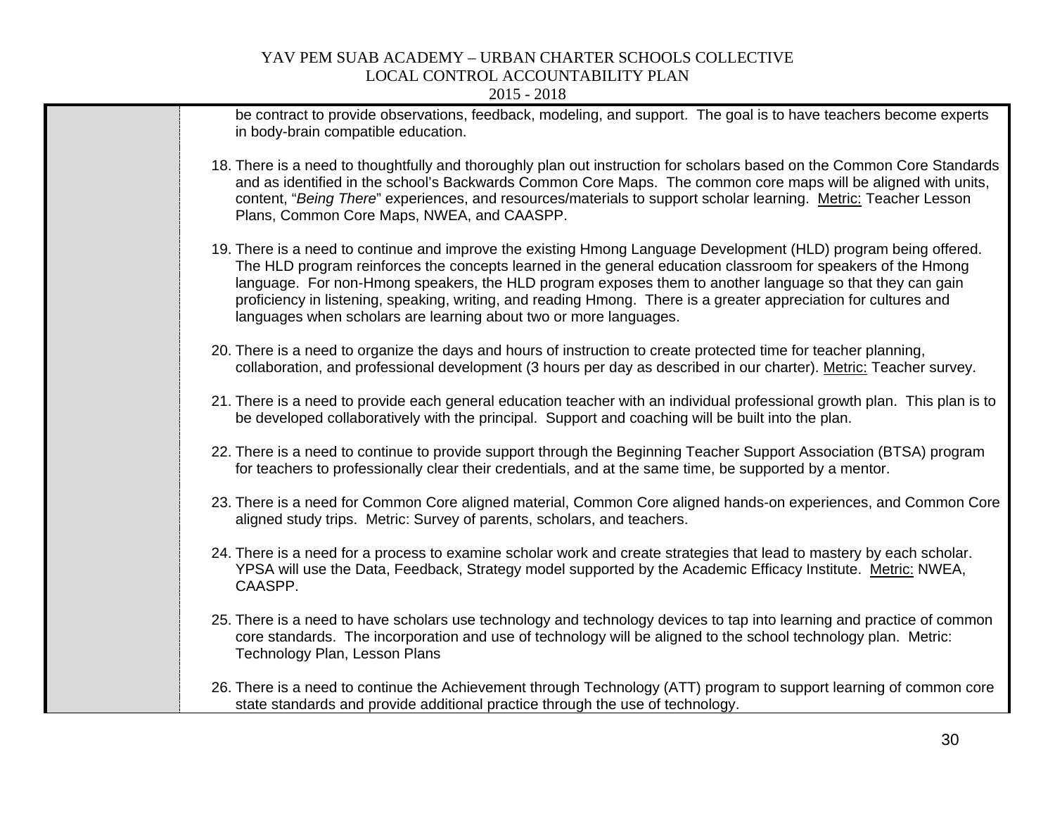be contract to provide observations, feedback, modeling, and support. The goal is to have teachers become experts in body-brain compatible education.

18. There is a need to thoughtfully and thoroughly plan out instruction for scholars based on the Common Core Standards and as identified in the school's Backwards Common Core Maps. The common core maps will be aligned with units, content, "*Being There*" experiences, and resources/materials to support scholar learning. <u>Metric:</u> Teacher Lesson Plans, Common Core Maps, NWEA, and CAASPP.

19. There is a need to continue and improve the existing Hmong Language Development (HLD) program being offered. The HLD program reinforces the concepts learned in the general education classroom for speakers of the Hmong language. For non-Hmong speakers, the HLD program exposes them to another language so that they can gain proficiency in listening, speaking, writing, and reading Hmong. There is a greater appreciation for cultures and languages when scholars are learning about two or more languages.

20. There is a need to organize the days and hours of instruction to create protected time for teacher planning, collaboration, and professional development (3 hours per day as described in our charter). <u>Metric:</u> Teacher survey.

21. There is a need to provide each general education teacher with an individual professional growth plan. This plan is to be developed collaboratively with the principal. Support and coaching will be built into the plan.

22. There is a need to continue to provide support through the Beginning Teacher Support Association (BTSA) program for teachers to professionally clear their credentials, and at the same time, be supported by a mentor.

23. There is a need for Common Core aligned material, Common Core aligned hands-on experiences, and Common Core aligned study trips. Metric: Survey of parents, scholars, and teachers.

24. There is a need for a process to examine scholar work and create strategies that lead to mastery by each scholar. YPSA will use the Data, Feedback, Strategy model supported by the Academic Efficacy Institute. <u>Metric:</u> NWEA, CAASPP.

25. There is a need to have scholars use technology and technology devices to tap into learning and practice of common core standards. The incorporation and use of technology will be aligned to the school technology plan. Metric: Technology Plan, Lesson Plans

26. There is a need to continue the Achievement through Technology (ATT) program to support learning of common core state standards and provide additional practice through the use of technology.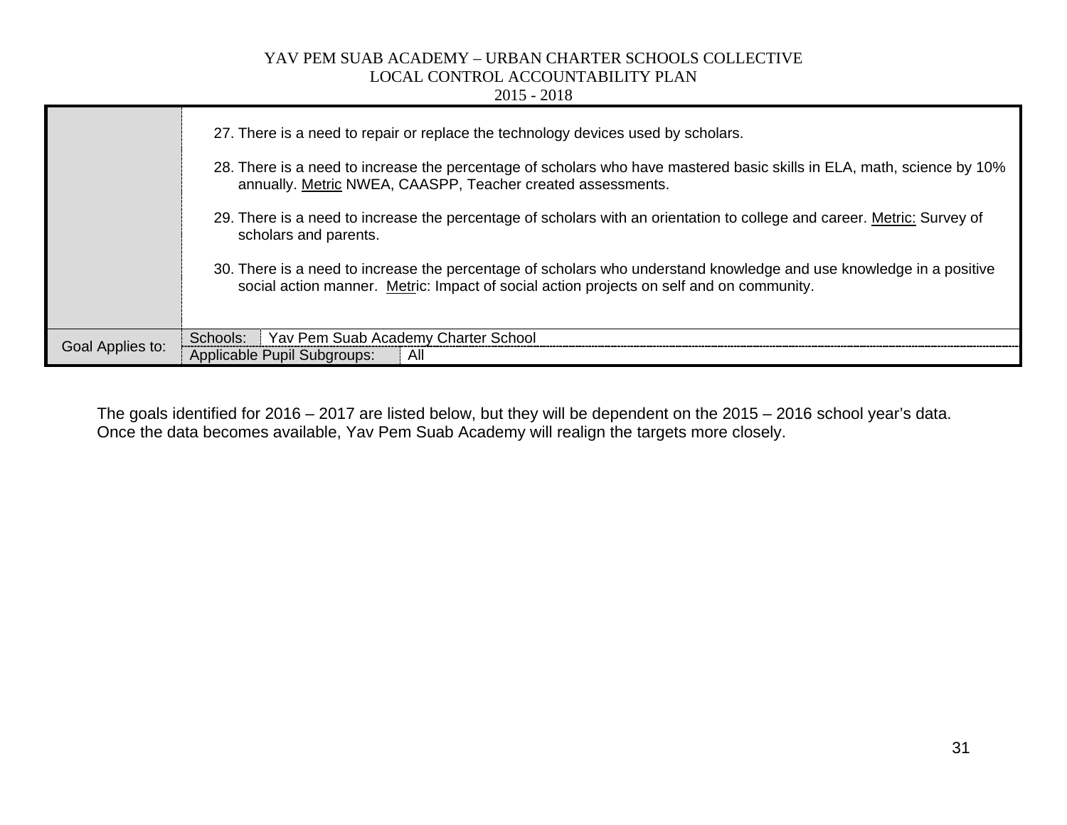| | |
|---|---|
| | 27. There is a need to repair or replace the technology devices used by scholars.<br><br>28. There is a need to increase the percentage of scholars who have mastered basic skills in ELA, math, science by 10% annually. Metric NWEA, CAASPP, Teacher created assessments.<br><br>29. There is a need to increase the percentage of scholars with an orientation to college and career. Metric: Survey of scholars and parents.<br><br>30. There is a need to increase the percentage of scholars who understand knowledge and use knowledge in a positive social action manner. Metric: Impact of social action projects on self and on community. |
| Goal Applies to: | Schools: Yav Pem Suab Academy Charter School |
| | Applicable Pupil Subgroups: All |

The goals identified for 2016 – 2017 are listed below, but they will be dependent on the 2015 – 2016 school year's data. Once the data becomes available, Yav Pem Suab Academy will realign the targets more closely.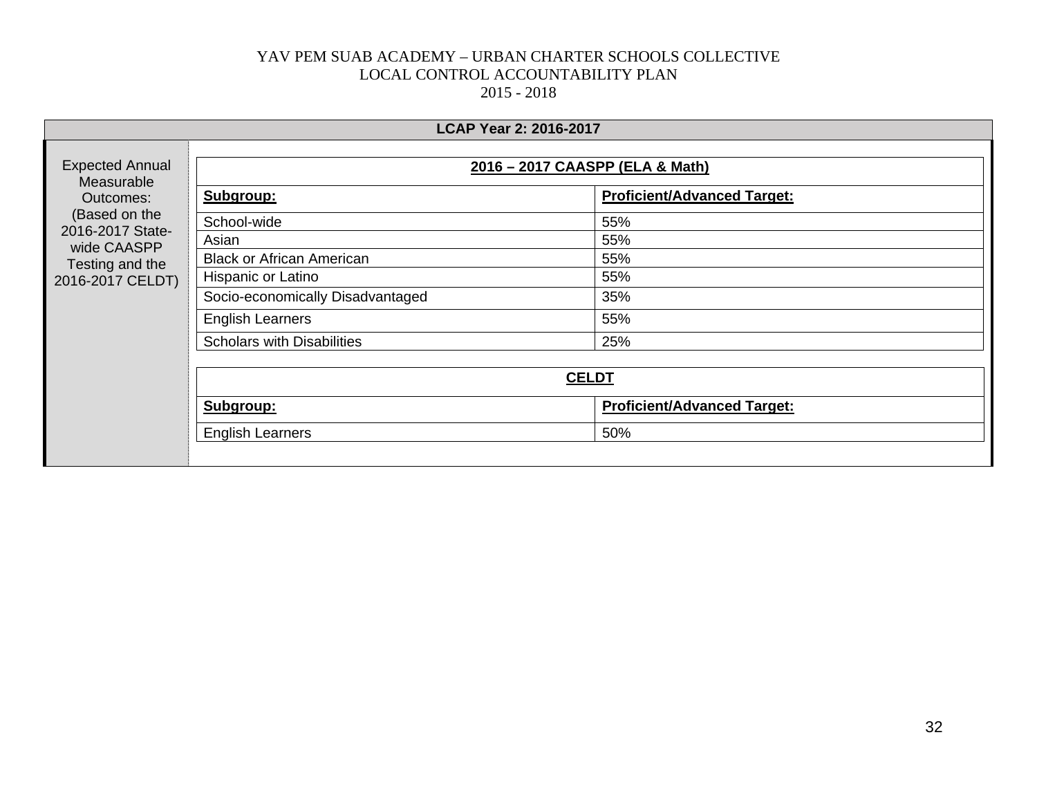YAV PEM SUAB ACADEMY – URBAN CHARTER SCHOOLS COLLECTIVE
LOCAL CONTROL ACCOUNTABILITY PLAN
2015 - 2018

## LCAP Year 2: 2016-2017

**Expected Annual Measurable Outcomes:** (Based on the 2016-2017 State-wide CAASPP Testing and the 2016-2017 CELDT)

**2016 – 2017 CAASPP (ELA & Math)**

| Subgroup: | Proficient/Advanced Target: |
|---|---|
| School-wide | 55% |
| Asian | 55% |
| Black or African American | 55% |
| Hispanic or Latino | 55% |
| Socio-economically Disadvantaged | 35% |
| English Learners | 55% |
| Scholars with Disabilities | 25% |

**CELDT**

| Subgroup: | Proficient/Advanced Target: |
|---|---|
| English Learners | 50% |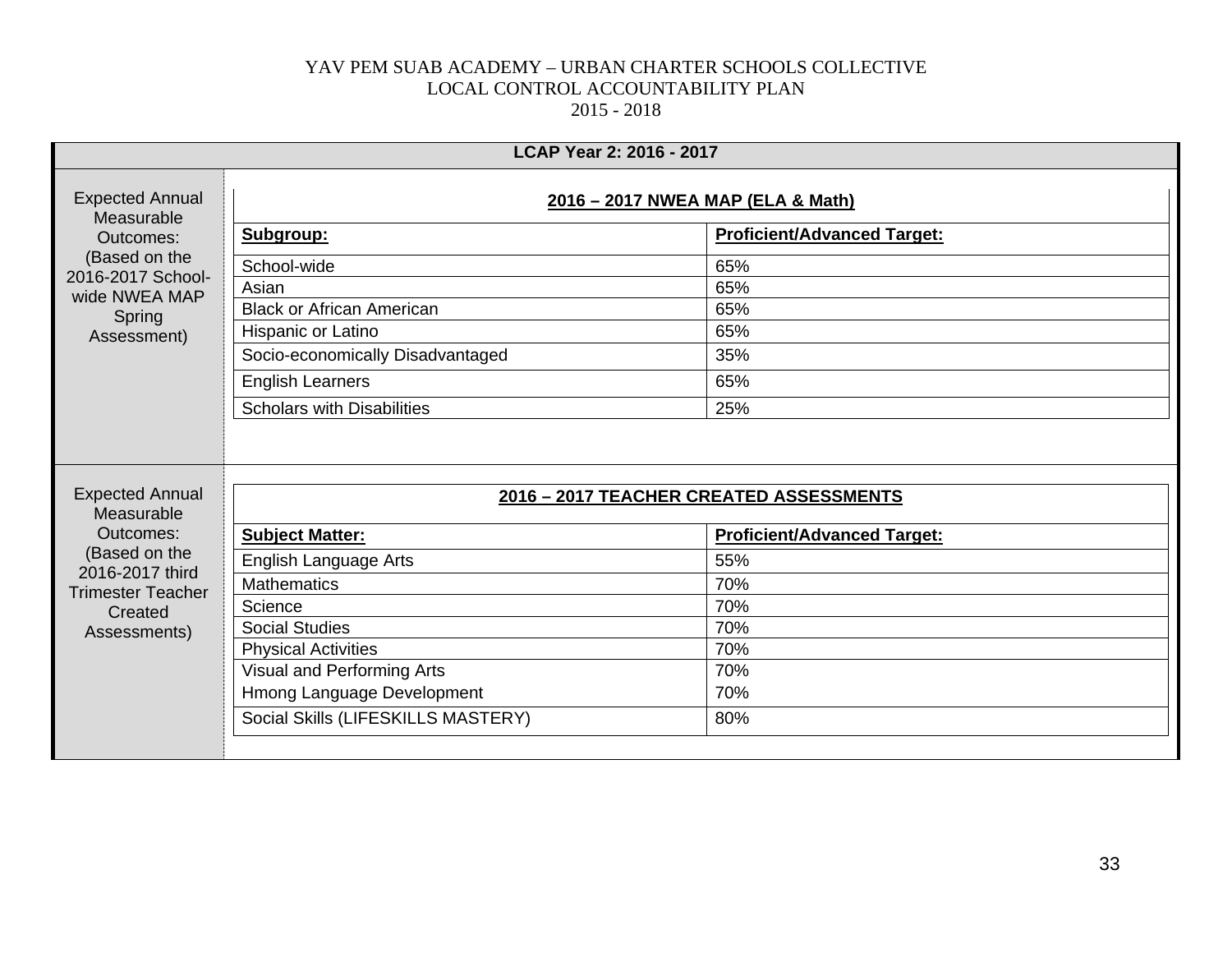## LCAP Year 2: 2016 - 2017

**Expected Annual Measurable Outcomes:** (Based on the 2016-2017 School-wide NWEA MAP Spring Assessment)

**2016 – 2017 NWEA MAP (ELA & Math)**

| Subgroup: | Proficient/Advanced Target: |
|---|---|
| School-wide | 65% |
| Asian | 65% |
| Black or African American | 65% |
| Hispanic or Latino | 65% |
| Socio-economically Disadvantaged | 35% |
| English Learners | 65% |
| Scholars with Disabilities | 25% |

**Expected Annual Measurable Outcomes:** (Based on the 2016-2017 third Trimester Teacher Created Assessments)

**2016 – 2017 TEACHER CREATED ASSESSMENTS**

| Subject Matter: | Proficient/Advanced Target: |
|---|---|
| English Language Arts | 55% |
| Mathematics | 70% |
| Science | 70% |
| Social Studies | 70% |
| Physical Activities | 70% |
| Visual and Performing Arts | 70% |
| Hmong Language Development | 70% |
| Social Skills (LIFESKILLS MASTERY) | 80% |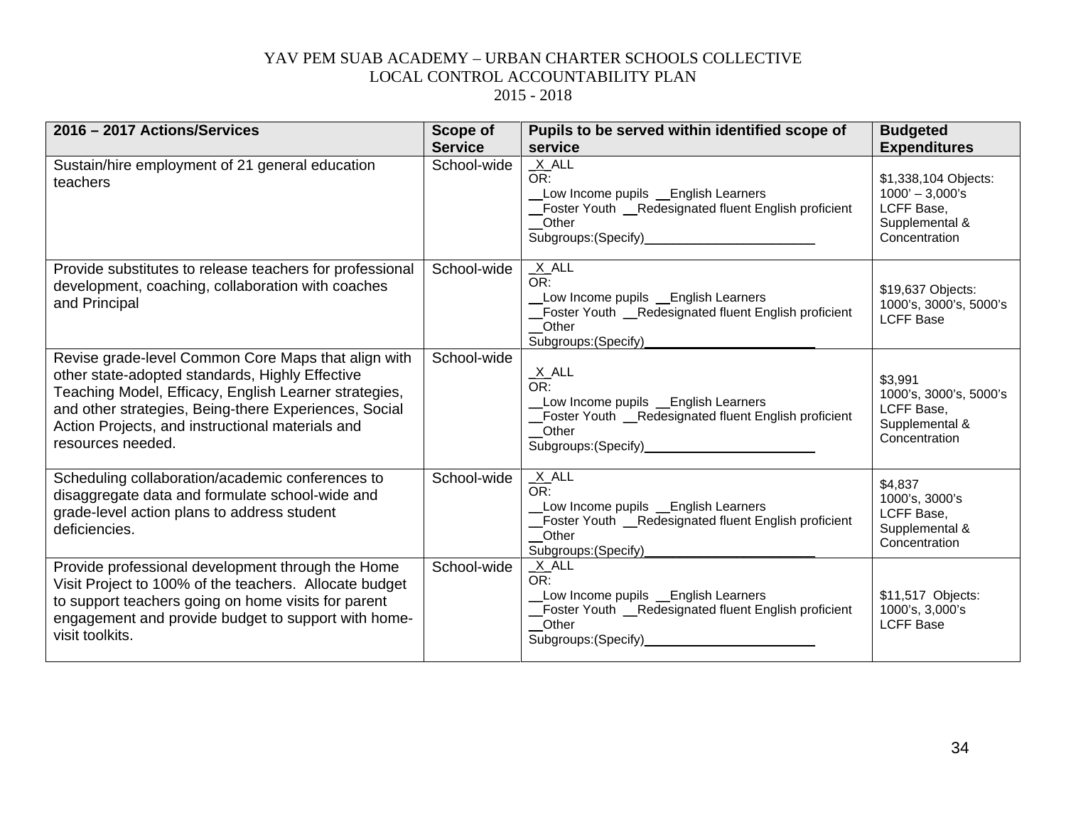| 2016 – 2017 Actions/Services | Scope of Service | Pupils to be served within identified scope of service | Budgeted Expenditures |
|---|---|---|---|
| Sustain/hire employment of 21 general education teachers | School-wide | _X_ALL<br>OR:<br>__Low Income pupils __English Learners<br>__Foster Youth __Redesignated fluent English proficient<br>__Other<br>Subgroups:(Specify)________________________ | $1,338,104 Objects: 1000' – 3,000's<br>LCFF Base, Supplemental & Concentration |
| Provide substitutes to release teachers for professional development, coaching, collaboration with coaches and Principal | School-wide | _X_ALL<br>OR:<br>__Low Income pupils __English Learners<br>__Foster Youth __Redesignated fluent English proficient<br>__Other<br>Subgroups:(Specify)________________________ | $19,637 Objects: 1000's, 3000's, 5000's<br>LCFF Base |
| Revise grade-level Common Core Maps that align with other state-adopted standards, Highly Effective Teaching Model, Efficacy, English Learner strategies, and other strategies, Being-there Experiences, Social Action Projects, and instructional materials and resources needed. | School-wide | _X_ALL<br>OR:<br>__Low Income pupils __English Learners<br>__Foster Youth __Redesignated fluent English proficient<br>__Other<br>Subgroups:(Specify)________________________ | $3,991<br>1000's, 3000's, 5000's<br>LCFF Base, Supplemental & Concentration |
| Scheduling collaboration/academic conferences to disaggregate data and formulate school-wide and grade-level action plans to address student deficiencies. | School-wide | _X_ALL<br>OR:<br>__Low Income pupils __English Learners<br>__Foster Youth __Redesignated fluent English proficient<br>__Other<br>Subgroups:(Specify)________________________ | $4,837<br>1000's, 3000's<br>LCFF Base, Supplemental & Concentration |
| Provide professional development through the Home Visit Project to 100% of the teachers. Allocate budget to support teachers going on home visits for parent engagement and provide budget to support with home-visit toolkits. | School-wide | _X_ALL<br>OR:<br>__Low Income pupils __English Learners<br>__Foster Youth __Redesignated fluent English proficient<br>__Other<br>Subgroups:(Specify)________________________ | $11,517 Objects: 1000's, 3,000's<br>LCFF Base |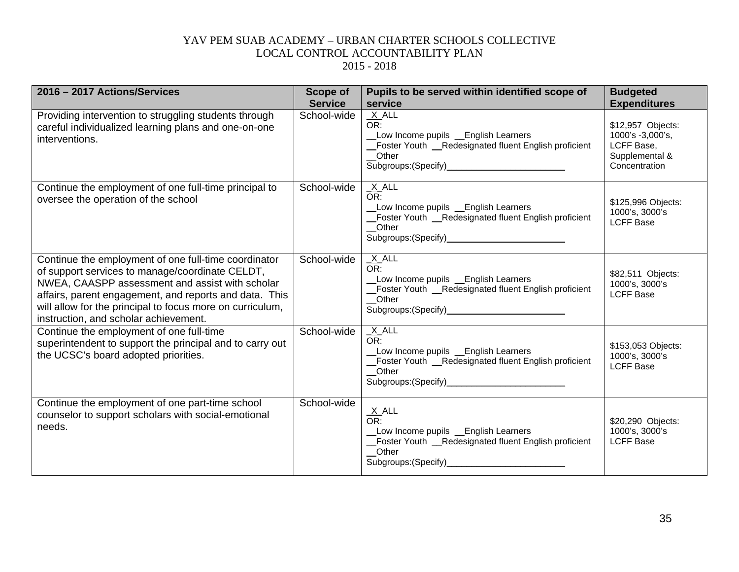YAV PEM SUAB ACADEMY – URBAN CHARTER SCHOOLS COLLECTIVE
LOCAL CONTROL ACCOUNTABILITY PLAN
2015 - 2018

| 2016 – 2017 Actions/Services | Scope of Service | Pupils to be served within identified scope of service | Budgeted Expenditures |
|---|---|---|---|
| Providing intervention to struggling students through careful individualized learning plans and one-on-one interventions. | School-wide | _X_ALL<br>OR:<br>__Low Income pupils __English Learners<br>__Foster Youth __Redesignated fluent English proficient<br>__Other<br>Subgroups:(Specify)________________________ | $12,957 Objects: 1000's -3,000's, LCFF Base, Supplemental & Concentration |
| Continue the employment of one full-time principal to oversee the operation of the school | School-wide | _X_ALL<br>OR:<br>__Low Income pupils __English Learners<br>__Foster Youth __Redesignated fluent English proficient<br>__Other<br>Subgroups:(Specify)________________________ | $125,996 Objects: 1000's, 3000's LCFF Base |
| Continue the employment of one full-time coordinator of support services to manage/coordinate CELDT, NWEA, CAASPP assessment and assist with scholar affairs, parent engagement, and reports and data. This will allow for the principal to focus more on curriculum, instruction, and scholar achievement. | School-wide | _X_ALL<br>OR:<br>__Low Income pupils __English Learners<br>__Foster Youth __Redesignated fluent English proficient<br>__Other<br>Subgroups:(Specify)________________________ | $82,511 Objects: 1000's, 3000's LCFF Base |
| Continue the employment of one full-time superintendent to support the principal and to carry out the UCSC's board adopted priorities. | School-wide | _X_ALL<br>OR:<br>__Low Income pupils __English Learners<br>__Foster Youth __Redesignated fluent English proficient<br>__Other<br>Subgroups:(Specify)________________________ | $153,053 Objects: 1000's, 3000's LCFF Base |
| Continue the employment of one part-time school counselor to support scholars with social-emotional needs. | School-wide | _X_ALL<br>OR:<br>__Low Income pupils __English Learners<br>__Foster Youth __Redesignated fluent English proficient<br>__Other<br>Subgroups:(Specify)________________________ | $20,290 Objects: 1000's, 3000's LCFF Base |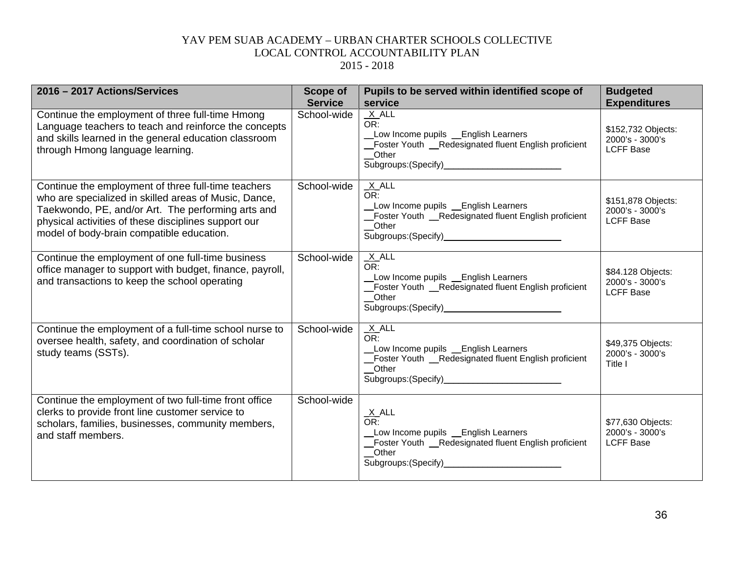YAV PEM SUAB ACADEMY – URBAN CHARTER SCHOOLS COLLECTIVE
LOCAL CONTROL ACCOUNTABILITY PLAN
2015 - 2018

| 2016 – 2017 Actions/Services | Scope of Service | Pupils to be served within identified scope of service | Budgeted Expenditures |
|---|---|---|---|
| Continue the employment of three full-time Hmong Language teachers to teach and reinforce the concepts and skills learned in the general education classroom through Hmong language learning. | School-wide | _X_ALL<br>OR:<br>__Low Income pupils __English Learners<br>__Foster Youth __Redesignated fluent English proficient<br>__Other<br>Subgroups:(Specify)________________________ | $152,732 Objects: 2000's - 3000's LCFF Base |
| Continue the employment of three full-time teachers who are specialized in skilled areas of Music, Dance, Taekwondo, PE, and/or Art. The performing arts and physical activities of these disciplines support our model of body-brain compatible education. | School-wide | _X_ALL<br>OR:<br>__Low Income pupils __English Learners<br>__Foster Youth __Redesignated fluent English proficient<br>__Other<br>Subgroups:(Specify)________________________ | $151,878 Objects: 2000's - 3000's LCFF Base |
| Continue the employment of one full-time business office manager to support with budget, finance, payroll, and transactions to keep the school operating | School-wide | _X_ALL<br>OR:<br>__Low Income pupils __English Learners<br>__Foster Youth __Redesignated fluent English proficient<br>__Other<br>Subgroups:(Specify)________________________ | $84.128 Objects: 2000's - 3000's LCFF Base |
| Continue the employment of a full-time school nurse to oversee health, safety, and coordination of scholar study teams (SSTs). | School-wide | _X_ALL<br>OR:<br>__Low Income pupils __English Learners<br>__Foster Youth __Redesignated fluent English proficient<br>__Other<br>Subgroups:(Specify)________________________ | $49,375 Objects: 2000's - 3000's Title I |
| Continue the employment of two full-time front office clerks to provide front line customer service to scholars, families, businesses, community members, and staff members. | School-wide | _X_ALL<br>OR:<br>__Low Income pupils __English Learners<br>__Foster Youth __Redesignated fluent English proficient<br>__Other<br>Subgroups:(Specify)________________________ | $77,630 Objects: 2000's - 3000's LCFF Base |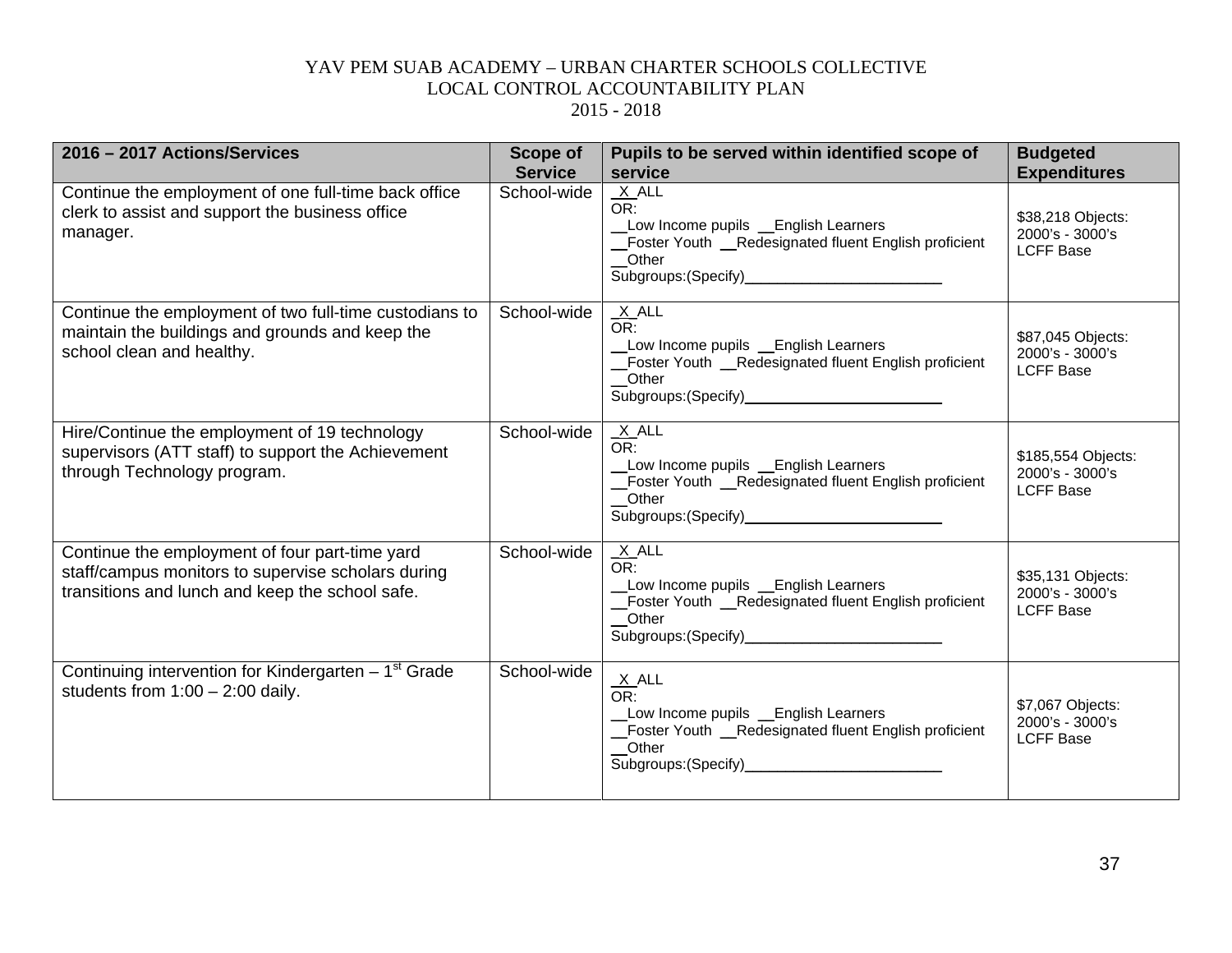YAV PEM SUAB ACADEMY – URBAN CHARTER SCHOOLS COLLECTIVE
LOCAL CONTROL ACCOUNTABILITY PLAN
2015 - 2018

| 2016 – 2017 Actions/Services | Scope of Service | Pupils to be served within identified scope of service | Budgeted Expenditures |
|---|---|---|---|
| Continue the employment of one full-time back office clerk to assist and support the business office manager. | School-wide | _X_ALL<br>OR:<br>__Low Income pupils __English Learners<br>__Foster Youth __Redesignated fluent English proficient<br>__Other<br>Subgroups:(Specify)________________________ | $38,218 Objects: 2000's - 3000's LCFF Base |
| Continue the employment of two full-time custodians to maintain the buildings and grounds and keep the school clean and healthy. | School-wide | _X_ALL<br>OR:<br>__Low Income pupils __English Learners<br>__Foster Youth __Redesignated fluent English proficient<br>__Other<br>Subgroups:(Specify)________________________ | $87,045 Objects: 2000's - 3000's LCFF Base |
| Hire/Continue the employment of 19 technology supervisors (ATT staff) to support the Achievement through Technology program. | School-wide | _X_ALL<br>OR:<br>__Low Income pupils __English Learners<br>__Foster Youth __Redesignated fluent English proficient<br>__Other<br>Subgroups:(Specify)________________________ | $185,554 Objects: 2000's - 3000's LCFF Base |
| Continue the employment of four part-time yard staff/campus monitors to supervise scholars during transitions and lunch and keep the school safe. | School-wide | _X_ALL<br>OR:<br>__Low Income pupils __English Learners<br>__Foster Youth __Redesignated fluent English proficient<br>__Other<br>Subgroups:(Specify)________________________ | $35,131 Objects: 2000's - 3000's LCFF Base |
| Continuing intervention for Kindergarten – 1st Grade students from 1:00 – 2:00 daily. | School-wide | _X_ALL<br>OR:<br>__Low Income pupils __English Learners<br>__Foster Youth __Redesignated fluent English proficient<br>__Other<br>Subgroups:(Specify)________________________ | $7,067 Objects: 2000's - 3000's LCFF Base |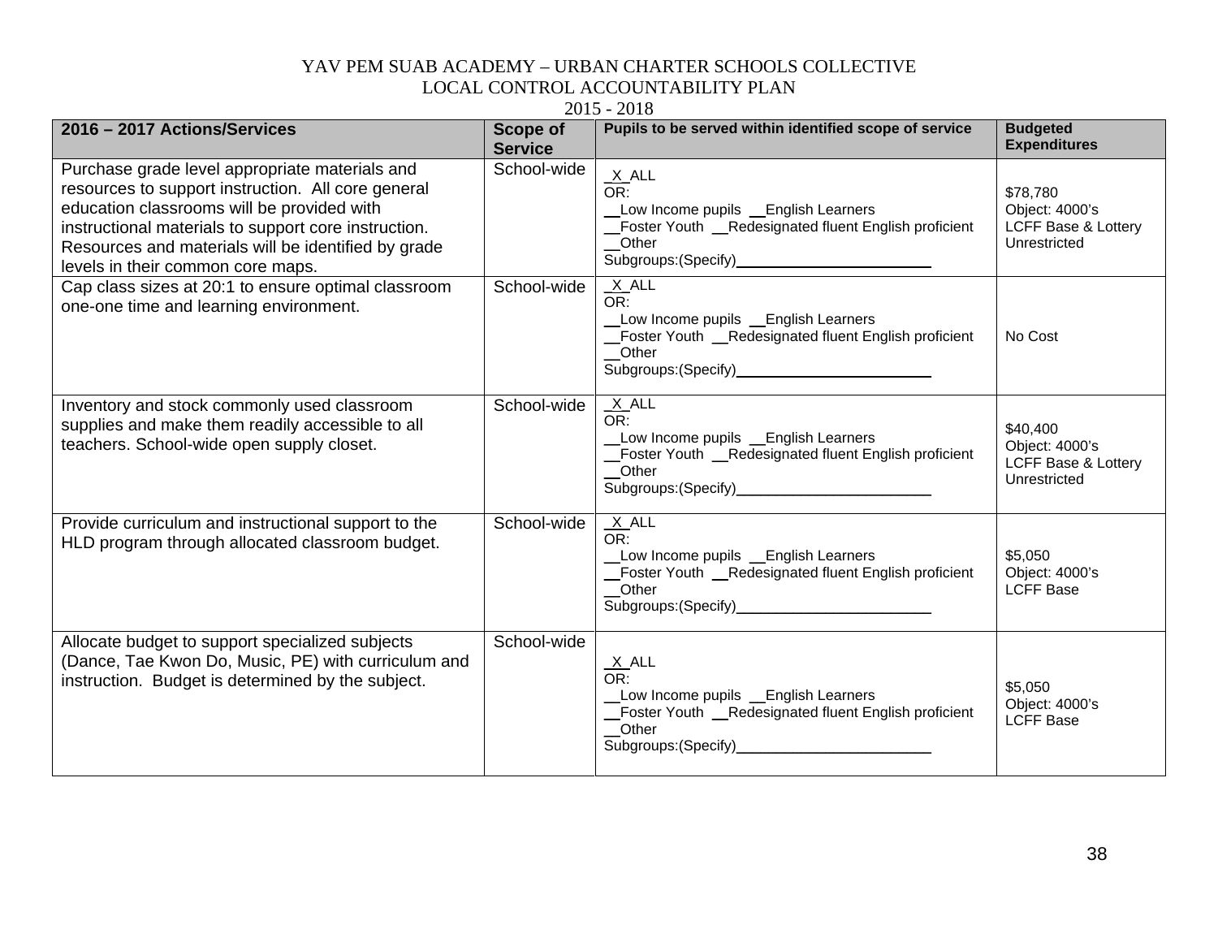YAV PEM SUAB ACADEMY – URBAN CHARTER SCHOOLS COLLECTIVE
LOCAL CONTROL ACCOUNTABILITY PLAN
2015 - 2018

| 2016 – 2017 Actions/Services | Scope of Service | Pupils to be served within identified scope of service | Budgeted Expenditures |
|---|---|---|---|
| Purchase grade level appropriate materials and resources to support instruction. All core general education classrooms will be provided with instructional materials to support core instruction. Resources and materials will be identified by grade levels in their common core maps. | School-wide | _X_ALL<br>OR:<br>__Low Income pupils __English Learners<br>__Foster Youth __Redesignated fluent English proficient<br>__Other Subgroups:(Specify)________________________ | $78,780<br>Object: 4000's<br>LCFF Base & Lottery Unrestricted |
| Cap class sizes at 20:1 to ensure optimal classroom one-one time and learning environment. | School-wide | _X_ALL<br>OR:<br>__Low Income pupils __English Learners<br>__Foster Youth __Redesignated fluent English proficient<br>__Other Subgroups:(Specify)________________________ | No Cost |
| Inventory and stock commonly used classroom supplies and make them readily accessible to all teachers. School-wide open supply closet. | School-wide | _X_ALL<br>OR:<br>__Low Income pupils __English Learners<br>__Foster Youth __Redesignated fluent English proficient<br>__Other Subgroups:(Specify)________________________ | $40,400<br>Object: 4000's<br>LCFF Base & Lottery Unrestricted |
| Provide curriculum and instructional support to the HLD program through allocated classroom budget. | School-wide | _X_ALL<br>OR:<br>__Low Income pupils __English Learners<br>__Foster Youth __Redesignated fluent English proficient<br>__Other Subgroups:(Specify)________________________ | $5,050<br>Object: 4000's<br>LCFF Base |
| Allocate budget to support specialized subjects (Dance, Tae Kwon Do, Music, PE) with curriculum and instruction. Budget is determined by the subject. | School-wide | _X_ALL<br>OR:<br>__Low Income pupils __English Learners<br>__Foster Youth __Redesignated fluent English proficient<br>__Other Subgroups:(Specify)________________________ | $5,050<br>Object: 4000's<br>LCFF Base |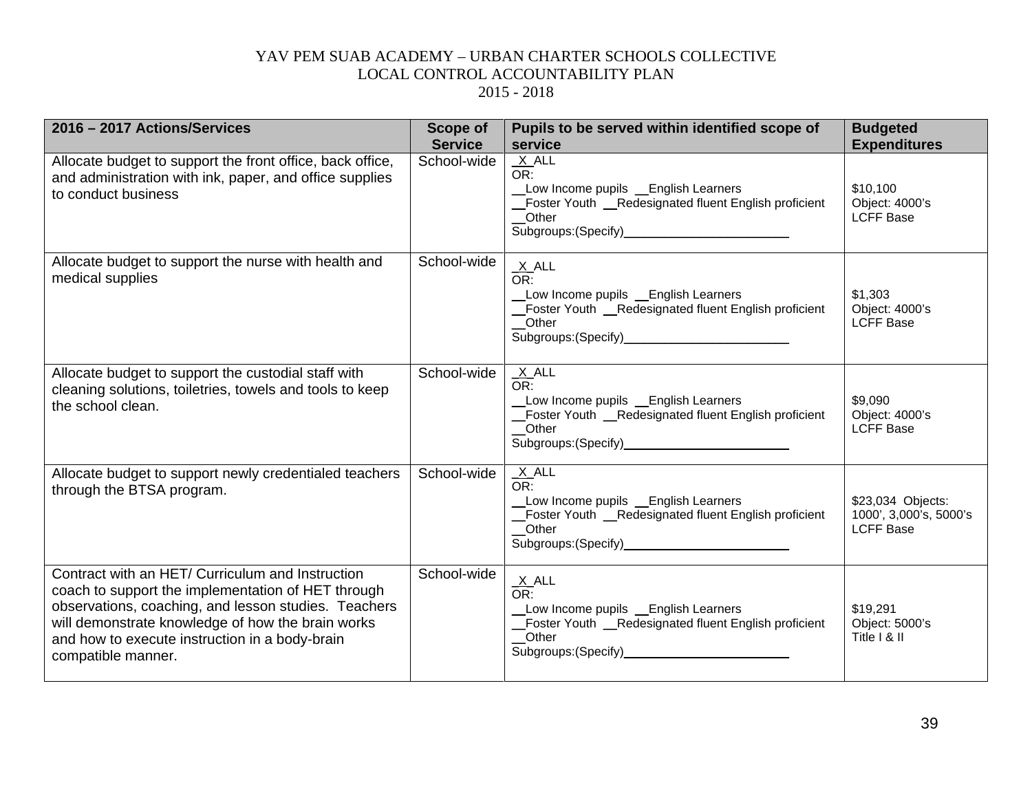YAV PEM SUAB ACADEMY – URBAN CHARTER SCHOOLS COLLECTIVE
LOCAL CONTROL ACCOUNTABILITY PLAN
2015 - 2018

| 2016 – 2017 Actions/Services | Scope of Service | Pupils to be served within identified scope of service | Budgeted Expenditures |
|---|---|---|---|
| Allocate budget to support the front office, back office, and administration with ink, paper, and office supplies to conduct business | School-wide | _X_ALL<br>OR:<br>__Low Income pupils __English Learners<br>__Foster Youth __Redesignated fluent English proficient<br>__Other<br>Subgroups:(Specify)________________________ | $10,100<br>Object: 4000's<br>LCFF Base |
| Allocate budget to support the nurse with health and medical supplies | School-wide | _X_ALL<br>OR:<br>__Low Income pupils __English Learners<br>__Foster Youth __Redesignated fluent English proficient<br>__Other<br>Subgroups:(Specify)________________________ | $1,303<br>Object: 4000's<br>LCFF Base |
| Allocate budget to support the custodial staff with cleaning solutions, toiletries, towels and tools to keep the school clean. | School-wide | _X_ALL<br>OR:<br>__Low Income pupils __English Learners<br>__Foster Youth __Redesignated fluent English proficient<br>__Other<br>Subgroups:(Specify)________________________ | $9,090<br>Object: 4000's<br>LCFF Base |
| Allocate budget to support newly credentialed teachers through the BTSA program. | School-wide | _X_ALL<br>OR:<br>__Low Income pupils __English Learners<br>__Foster Youth __Redesignated fluent English proficient<br>__Other<br>Subgroups:(Specify)________________________ | $23,034 Objects:<br>1000', 3,000's, 5000's<br>LCFF Base |
| Contract with an HET/ Curriculum and Instruction coach to support the implementation of HET through observations, coaching, and lesson studies. Teachers will demonstrate knowledge of how the brain works and how to execute instruction in a body-brain compatible manner. | School-wide | _X_ALL<br>OR:<br>__Low Income pupils __English Learners<br>__Foster Youth __Redesignated fluent English proficient<br>__Other<br>Subgroups:(Specify)________________________ | $19,291<br>Object: 5000's<br>Title I & II |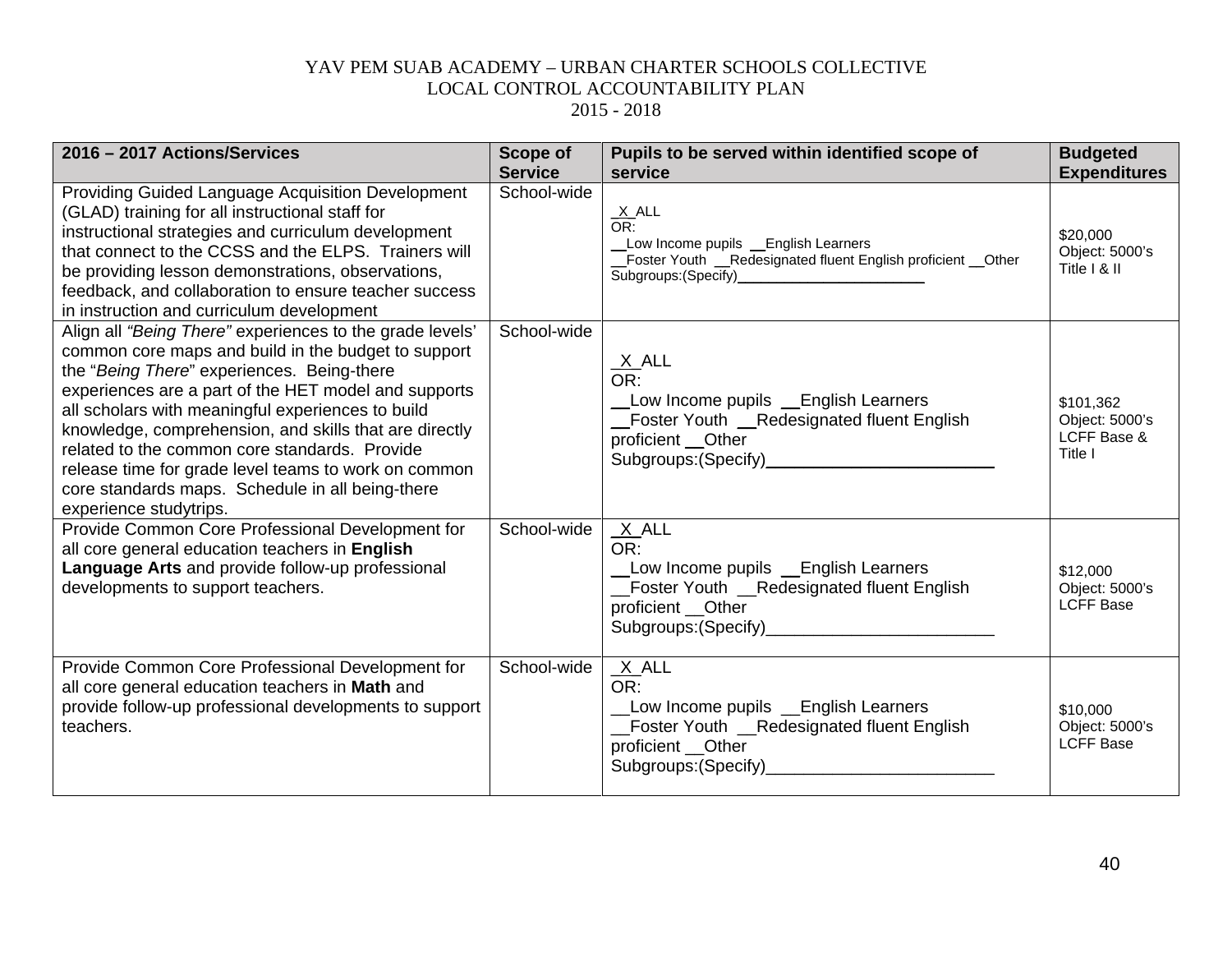YAV PEM SUAB ACADEMY – URBAN CHARTER SCHOOLS COLLECTIVE
LOCAL CONTROL ACCOUNTABILITY PLAN
2015 - 2018

| 2016 – 2017 Actions/Services | Scope of Service | Pupils to be served within identified scope of service | Budgeted Expenditures |
|---|---|---|---|
| Providing Guided Language Acquisition Development (GLAD) training for all instructional staff for instructional strategies and curriculum development that connect to the CCSS and the ELPS. Trainers will be providing lesson demonstrations, observations, feedback, and collaboration to ensure teacher success in instruction and curriculum development | School-wide | _X_ALL<br>OR:<br>__Low Income pupils __English Learners<br>__Foster Youth __Redesignated fluent English proficient __Other Subgroups:(Specify)________________________ | $20,000<br>Object: 5000's<br>Title I & II |
| Align all *"Being There"* experiences to the grade levels' common core maps and build in the budget to support the "*Being There*" experiences. Being-there experiences are a part of the HET model and supports all scholars with meaningful experiences to build knowledge, comprehension, and skills that are directly related to the common core standards. Provide release time for grade level teams to work on common core standards maps. Schedule in all being-there experience studytrips. | School-wide | _X_ALL<br>OR:<br>__Low Income pupils __English Learners<br>__Foster Youth __Redesignated fluent English proficient __Other Subgroups:(Specify)________________________ | $101,362<br>Object: 5000's<br>LCFF Base & Title I |
| Provide Common Core Professional Development for all core general education teachers in **English Language Arts** and provide follow-up professional developments to support teachers. | School-wide | _X_ALL<br>OR:<br>__Low Income pupils __English Learners<br>__Foster Youth __Redesignated fluent English proficient __Other Subgroups:(Specify)________________________ | $12,000<br>Object: 5000's<br>LCFF Base |
| Provide Common Core Professional Development for all core general education teachers in **Math** and provide follow-up professional developments to support teachers. | School-wide | _X_ALL<br>OR:<br>__Low Income pupils __English Learners<br>__Foster Youth __Redesignated fluent English proficient __Other Subgroups:(Specify)________________________ | $10,000<br>Object: 5000's<br>LCFF Base |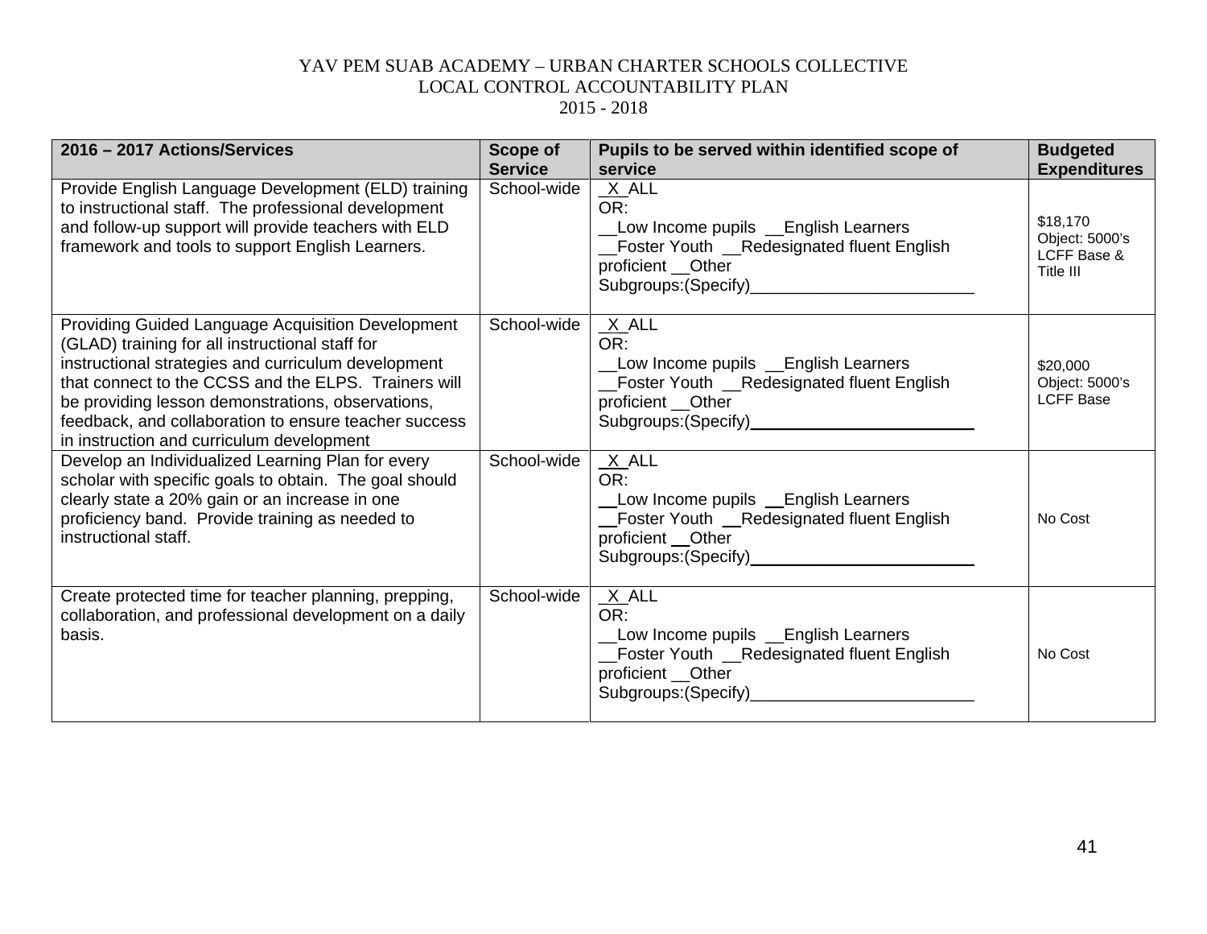YAV PEM SUAB ACADEMY – URBAN CHARTER SCHOOLS COLLECTIVE
LOCAL CONTROL ACCOUNTABILITY PLAN
2015 - 2018

| 2016 – 2017 Actions/Services | Scope of Service | Pupils to be served within identified scope of service | Budgeted Expenditures |
|---|---|---|---|
| Provide English Language Development (ELD) training to instructional staff. The professional development and follow-up support will provide teachers with ELD framework and tools to support English Learners. | School-wide | _X_ALL<br>OR:<br>__Low Income pupils __English Learners<br>__Foster Youth __Redesignated fluent English proficient __Other Subgroups:(Specify)________________________ | $18,170<br>Object: 5000's<br>LCFF Base &<br>Title III |
| Providing Guided Language Acquisition Development (GLAD) training for all instructional staff for instructional strategies and curriculum development that connect to the CCSS and the ELPS. Trainers will be providing lesson demonstrations, observations, feedback, and collaboration to ensure teacher success in instruction and curriculum development | School-wide | _X_ALL<br>OR:<br>__Low Income pupils __English Learners<br>__Foster Youth __Redesignated fluent English proficient __Other Subgroups:(Specify)________________________ | $20,000<br>Object: 5000's<br>LCFF Base |
| Develop an Individualized Learning Plan for every scholar with specific goals to obtain. The goal should clearly state a 20% gain or an increase in one proficiency band. Provide training as needed to instructional staff. | School-wide | _X_ALL<br>OR:<br>__Low Income pupils __English Learners<br>__Foster Youth __Redesignated fluent English proficient __Other Subgroups:(Specify)________________________ | No Cost |
| Create protected time for teacher planning, prepping, collaboration, and professional development on a daily basis. | School-wide | _X_ALL<br>OR:<br>__Low Income pupils __English Learners<br>__Foster Youth __Redesignated fluent English proficient __Other Subgroups:(Specify)________________________ | No Cost |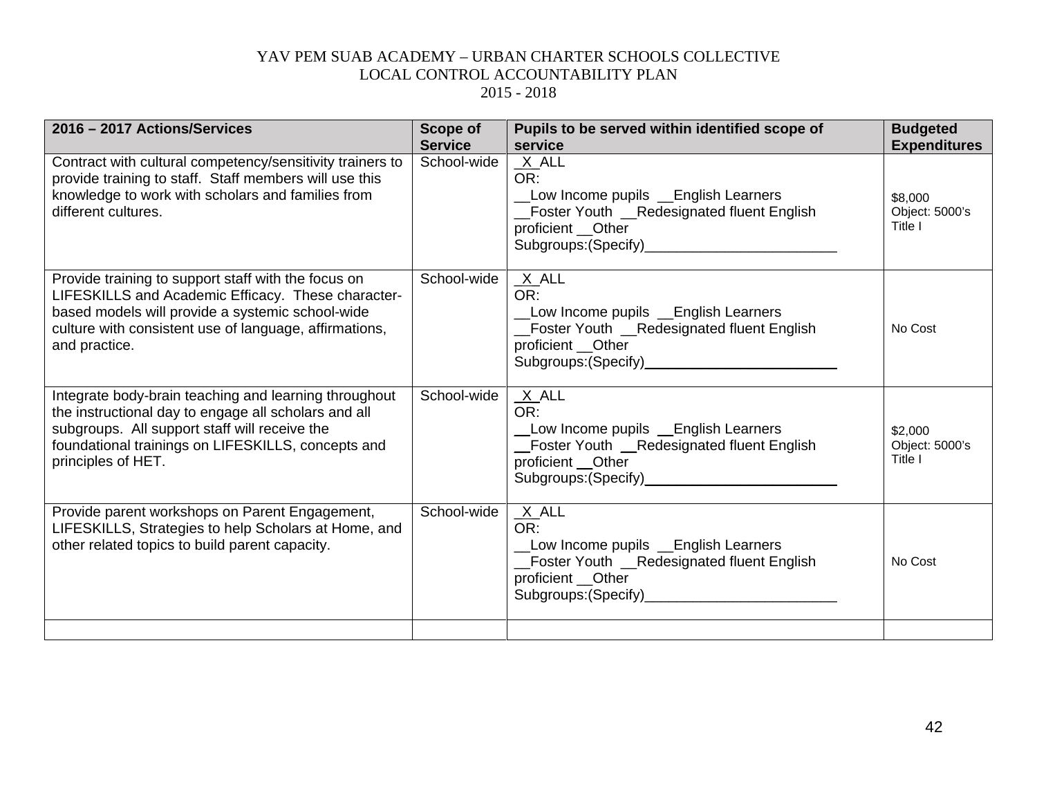YAV PEM SUAB ACADEMY – URBAN CHARTER SCHOOLS COLLECTIVE
LOCAL CONTROL ACCOUNTABILITY PLAN
2015 - 2018

| 2016 – 2017 Actions/Services | Scope of Service | Pupils to be served within identified scope of service | Budgeted Expenditures |
|---|---|---|---|
| Contract with cultural competency/sensitivity trainers to provide training to staff. Staff members will use this knowledge to work with scholars and families from different cultures. | School-wide | _X_ALL<br>OR:<br>__Low Income pupils __English Learners<br>__Foster Youth __Redesignated fluent English proficient __Other Subgroups:(Specify)________________________ | $8,000<br>Object: 5000's<br>Title I |
| Provide training to support staff with the focus on LIFESKILLS and Academic Efficacy. These character-based models will provide a systemic school-wide culture with consistent use of language, affirmations, and practice. | School-wide | _X_ALL<br>OR:<br>__Low Income pupils __English Learners<br>__Foster Youth __Redesignated fluent English proficient __Other Subgroups:(Specify)________________________ | No Cost |
| Integrate body-brain teaching and learning throughout the instructional day to engage all scholars and all subgroups. All support staff will receive the foundational trainings on LIFESKILLS, concepts and principles of HET. | School-wide | _X_ALL<br>OR:<br>__Low Income pupils __English Learners<br>__Foster Youth __Redesignated fluent English proficient __Other Subgroups:(Specify)________________________ | $2,000<br>Object: 5000's<br>Title I |
| Provide parent workshops on Parent Engagement, LIFESKILLS, Strategies to help Scholars at Home, and other related topics to build parent capacity. | School-wide | _X_ALL<br>OR:<br>__Low Income pupils __English Learners<br>__Foster Youth __Redesignated fluent English proficient __Other Subgroups:(Specify)________________________ | No Cost |
| | | | |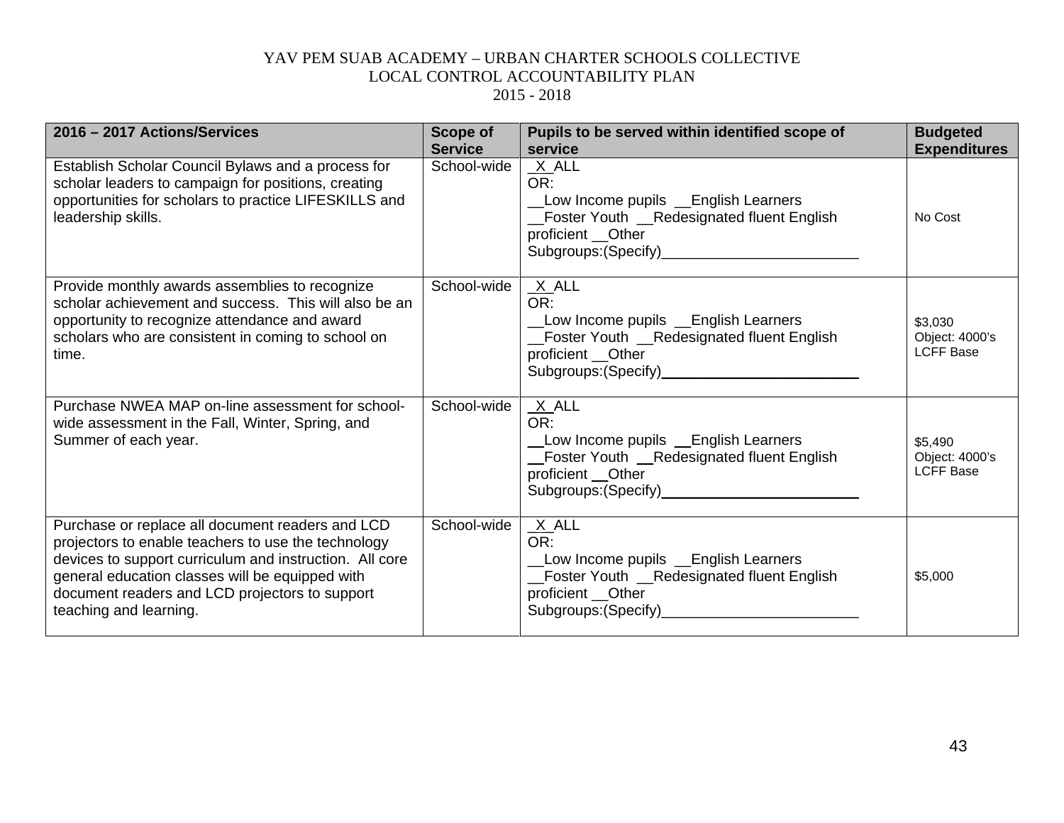YAV PEM SUAB ACADEMY – URBAN CHARTER SCHOOLS COLLECTIVE
LOCAL CONTROL ACCOUNTABILITY PLAN
2015 - 2018

| 2016 – 2017 Actions/Services | Scope of Service | Pupils to be served within identified scope of service | Budgeted Expenditures |
|---|---|---|---|
| Establish Scholar Council Bylaws and a process for scholar leaders to campaign for positions, creating opportunities for scholars to practice LIFESKILLS and leadership skills. | School-wide | _X_ALL<br>OR:<br>__Low Income pupils __English Learners<br>__Foster Youth __Redesignated fluent English proficient __Other Subgroups:(Specify)________________________ | No Cost |
| Provide monthly awards assemblies to recognize scholar achievement and success. This will also be an opportunity to recognize attendance and award scholars who are consistent in coming to school on time. | School-wide | _X_ALL<br>OR:<br>__Low Income pupils __English Learners<br>__Foster Youth __Redesignated fluent English proficient __Other Subgroups:(Specify)________________________ | $3,030<br>Object: 4000's<br>LCFF Base |
| Purchase NWEA MAP on-line assessment for school-wide assessment in the Fall, Winter, Spring, and Summer of each year. | School-wide | _X_ALL<br>OR:<br>__Low Income pupils __English Learners<br>__Foster Youth __Redesignated fluent English proficient __Other Subgroups:(Specify)________________________ | $5,490<br>Object: 4000's<br>LCFF Base |
| Purchase or replace all document readers and LCD projectors to enable teachers to use the technology devices to support curriculum and instruction. All core general education classes will be equipped with document readers and LCD projectors to support teaching and learning. | School-wide | _X_ALL<br>OR:<br>__Low Income pupils __English Learners<br>__Foster Youth __Redesignated fluent English proficient __Other Subgroups:(Specify)________________________ | $5,000 |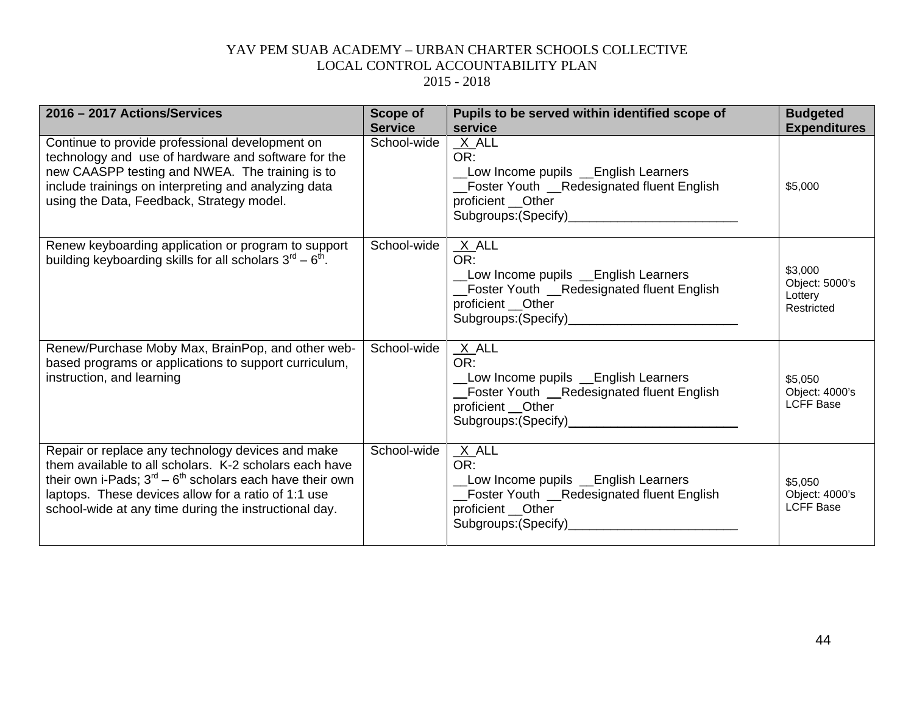YAV PEM SUAB ACADEMY – URBAN CHARTER SCHOOLS COLLECTIVE
LOCAL CONTROL ACCOUNTABILITY PLAN
2015 - 2018

| 2016 – 2017 Actions/Services | Scope of Service | Pupils to be served within identified scope of service | Budgeted Expenditures |
|---|---|---|---|
| Continue to provide professional development on technology and use of hardware and software for the new CAASPP testing and NWEA. The training is to include trainings on interpreting and analyzing data using the Data, Feedback, Strategy model. | School-wide | _X_ALL<br>OR:<br>__Low Income pupils __English Learners<br>__Foster Youth __Redesignated fluent English proficient __Other Subgroups:(Specify)________________________ | $5,000 |
| Renew keyboarding application or program to support building keyboarding skills for all scholars 3rd – 6th. | School-wide | _X_ALL<br>OR:<br>__Low Income pupils __English Learners<br>__Foster Youth __Redesignated fluent English proficient __Other Subgroups:(Specify)________________________ | $3,000<br>Object: 5000's<br>Lottery<br>Restricted |
| Renew/Purchase Moby Max, BrainPop, and other web-based programs or applications to support curriculum, instruction, and learning | School-wide | _X_ALL<br>OR:<br>__Low Income pupils __English Learners<br>__Foster Youth __Redesignated fluent English proficient __Other Subgroups:(Specify)________________________ | $5,050<br>Object: 4000's<br>LCFF Base |
| Repair or replace any technology devices and make them available to all scholars. K-2 scholars each have their own i-Pads; 3rd – 6th scholars each have their own laptops. These devices allow for a ratio of 1:1 use school-wide at any time during the instructional day. | School-wide | _X_ALL<br>OR:<br>__Low Income pupils __English Learners<br>__Foster Youth __Redesignated fluent English proficient __Other Subgroups:(Specify)________________________ | $5,050<br>Object: 4000's<br>LCFF Base |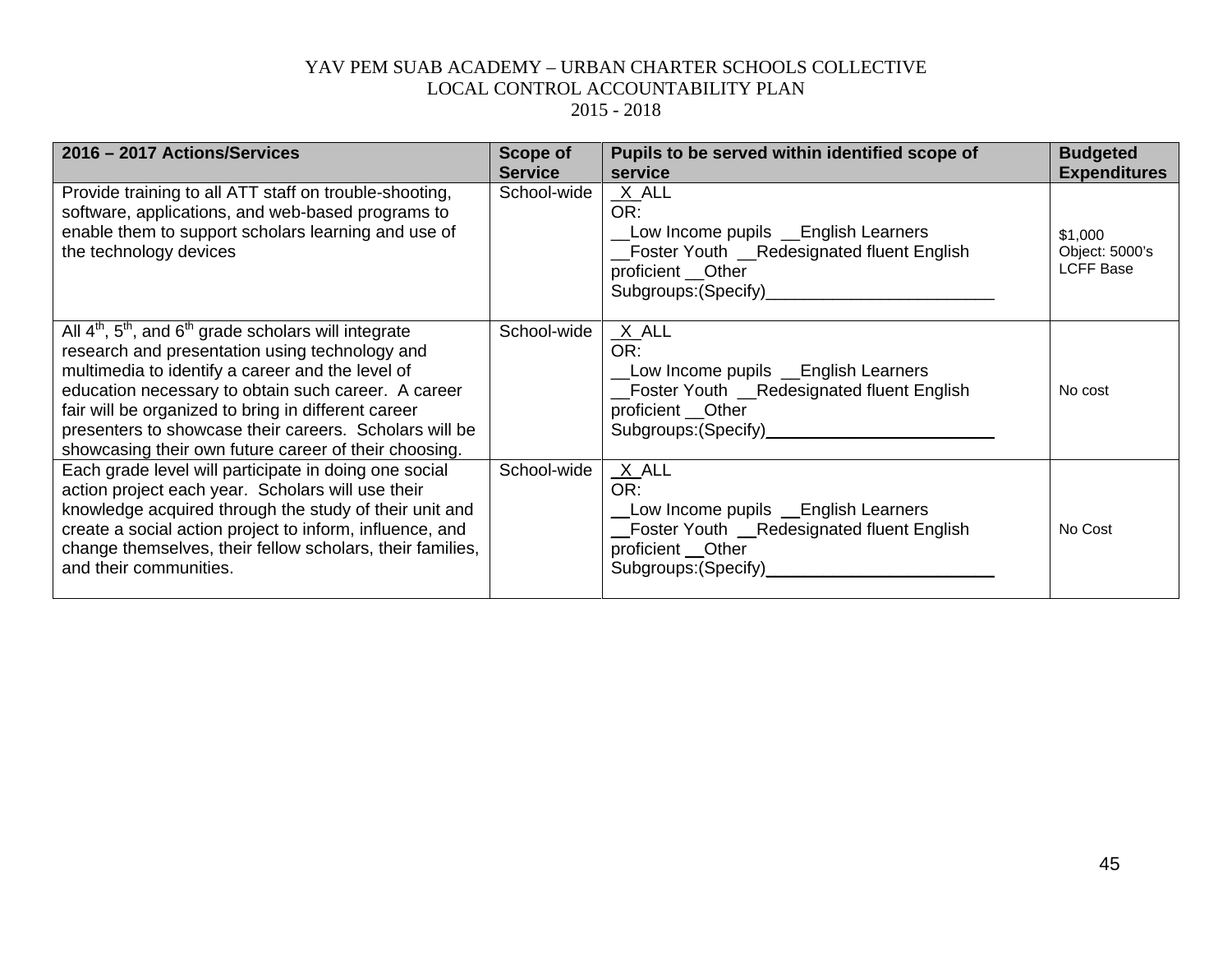YAV PEM SUAB ACADEMY – URBAN CHARTER SCHOOLS COLLECTIVE
LOCAL CONTROL ACCOUNTABILITY PLAN
2015 - 2018

| 2016 – 2017 Actions/Services | Scope of Service | Pupils to be served within identified scope of service | Budgeted Expenditures |
| --- | --- | --- | --- |
| Provide training to all ATT staff on trouble-shooting, software, applications, and web-based programs to enable them to support scholars learning and use of the technology devices | School-wide | _X_ALL<br>OR:<br>__Low Income pupils __English Learners<br>__Foster Youth __Redesignated fluent English proficient __Other Subgroups:(Specify)________________________ | $1,000<br>Object: 5000's<br>LCFF Base |
| All 4th, 5th, and 6th grade scholars will integrate research and presentation using technology and multimedia to identify a career and the level of education necessary to obtain such career. A career fair will be organized to bring in different career presenters to showcase their careers. Scholars will be showcasing their own future career of their choosing. | School-wide | _X_ALL<br>OR:<br>__Low Income pupils __English Learners<br>__Foster Youth __Redesignated fluent English proficient __Other Subgroups:(Specify)________________________ | No cost |
| Each grade level will participate in doing one social action project each year. Scholars will use their knowledge acquired through the study of their unit and create a social action project to inform, influence, and change themselves, their fellow scholars, their families, and their communities. | School-wide | _X_ALL<br>OR:<br>__Low Income pupils __English Learners<br>__Foster Youth __Redesignated fluent English proficient __Other Subgroups:(Specify)________________________ | No Cost |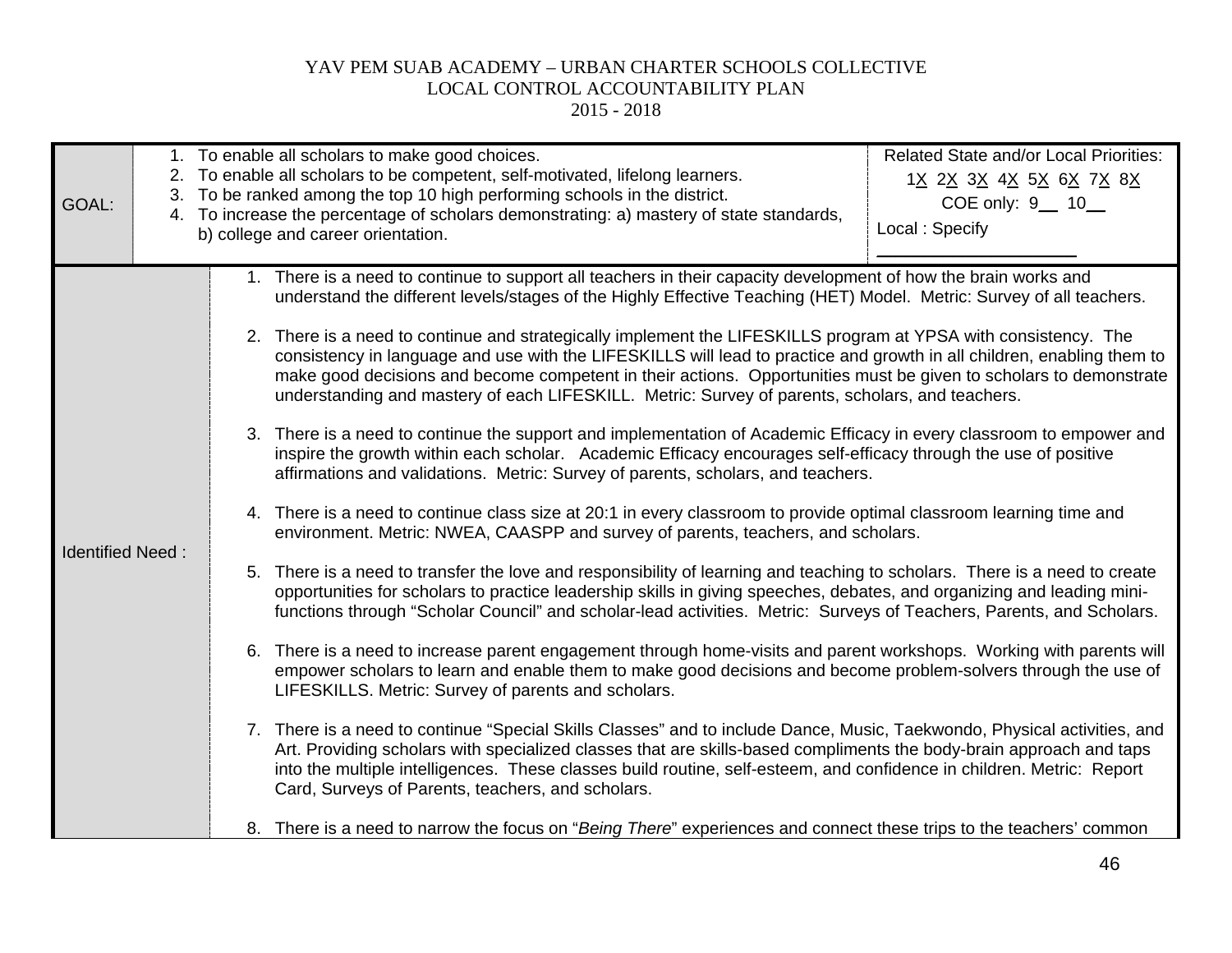YAV PEM SUAB ACADEMY – URBAN CHARTER SCHOOLS COLLECTIVE
LOCAL CONTROL ACCOUNTABILITY PLAN
2015 - 2018

| GOAL: | 1. To enable all scholars to make good choices.<br>2. To enable all scholars to be competent, self-motivated, lifelong learners.<br>3. To be ranked among the top 10 high performing schools in the district.<br>4. To increase the percentage of scholars demonstrating: a) mastery of state standards, b) college and career orientation. | Related State and/or Local Priorities:<br>1X 2X 3X 4X 5X 6X 7X 8X<br>COE only: 9__ 10__<br>Local : Specify ____________________ |
|---|---|---|

| Identified Need : | |
|---|---|
| | 1. There is a need to continue to support all teachers in their capacity development of how the brain works and understand the different levels/stages of the Highly Effective Teaching (HET) Model. Metric: Survey of all teachers.<br><br>2. There is a need to continue and strategically implement the LIFESKILLS program at YPSA with consistency. The consistency in language and use with the LIFESKILLS will lead to practice and growth in all children, enabling them to make good decisions and become competent in their actions. Opportunities must be given to scholars to demonstrate understanding and mastery of each LIFESKILL. Metric: Survey of parents, scholars, and teachers.<br><br>3. There is a need to continue the support and implementation of Academic Efficacy in every classroom to empower and inspire the growth within each scholar. Academic Efficacy encourages self-efficacy through the use of positive affirmations and validations. Metric: Survey of parents, scholars, and teachers.<br><br>4. There is a need to continue class size at 20:1 in every classroom to provide optimal classroom learning time and environment. Metric: NWEA, CAASPP and survey of parents, teachers, and scholars.<br><br>5. There is a need to transfer the love and responsibility of learning and teaching to scholars. There is a need to create opportunities for scholars to practice leadership skills in giving speeches, debates, and organizing and leading mini-functions through "Scholar Council" and scholar-lead activities. Metric: Surveys of Teachers, Parents, and Scholars.<br><br>6. There is a need to increase parent engagement through home-visits and parent workshops. Working with parents will empower scholars to learn and enable them to make good decisions and become problem-solvers through the use of LIFESKILLS. Metric: Survey of parents and scholars.<br><br>7. There is a need to continue "Special Skills Classes" and to include Dance, Music, Taekwondo, Physical activities, and Art. Providing scholars with specialized classes that are skills-based compliments the body-brain approach and taps into the multiple intelligences. These classes build routine, self-esteem, and confidence in children. Metric: Report Card, Surveys of Parents, teachers, and scholars.<br><br>8. There is a need to narrow the focus on "*Being There*" experiences and connect these trips to the teachers' common |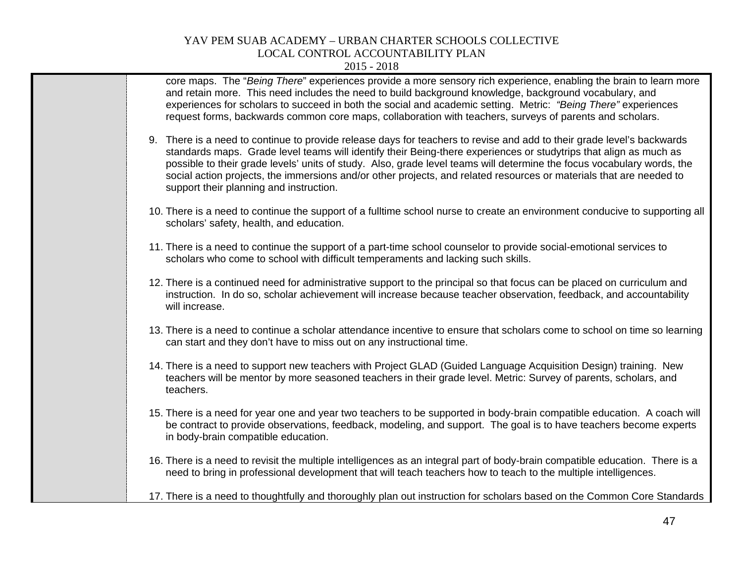core maps. The "*Being There*" experiences provide a more sensory rich experience, enabling the brain to learn more and retain more. This need includes the need to build background knowledge, background vocabulary, and experiences for scholars to succeed in both the social and academic setting. Metric: *"Being There"* experiences request forms, backwards common core maps, collaboration with teachers, surveys of parents and scholars.

9. There is a need to continue to provide release days for teachers to revise and add to their grade level's backwards standards maps. Grade level teams will identify their Being-there experiences or studytrips that align as much as possible to their grade levels' units of study. Also, grade level teams will determine the focus vocabulary words, the social action projects, the immersions and/or other projects, and related resources or materials that are needed to support their planning and instruction.

10. There is a need to continue the support of a fulltime school nurse to create an environment conducive to supporting all scholars' safety, health, and education.

11. There is a need to continue the support of a part-time school counselor to provide social-emotional services to scholars who come to school with difficult temperaments and lacking such skills.

12. There is a continued need for administrative support to the principal so that focus can be placed on curriculum and instruction. In do so, scholar achievement will increase because teacher observation, feedback, and accountability will increase.

13. There is a need to continue a scholar attendance incentive to ensure that scholars come to school on time so learning can start and they don't have to miss out on any instructional time.

14. There is a need to support new teachers with Project GLAD (Guided Language Acquisition Design) training. New teachers will be mentor by more seasoned teachers in their grade level. Metric: Survey of parents, scholars, and teachers.

15. There is a need for year one and year two teachers to be supported in body-brain compatible education. A coach will be contract to provide observations, feedback, modeling, and support. The goal is to have teachers become experts in body-brain compatible education.

16. There is a need to revisit the multiple intelligences as an integral part of body-brain compatible education. There is a need to bring in professional development that will teach teachers how to teach to the multiple intelligences.

17. There is a need to thoughtfully and thoroughly plan out instruction for scholars based on the Common Core Standards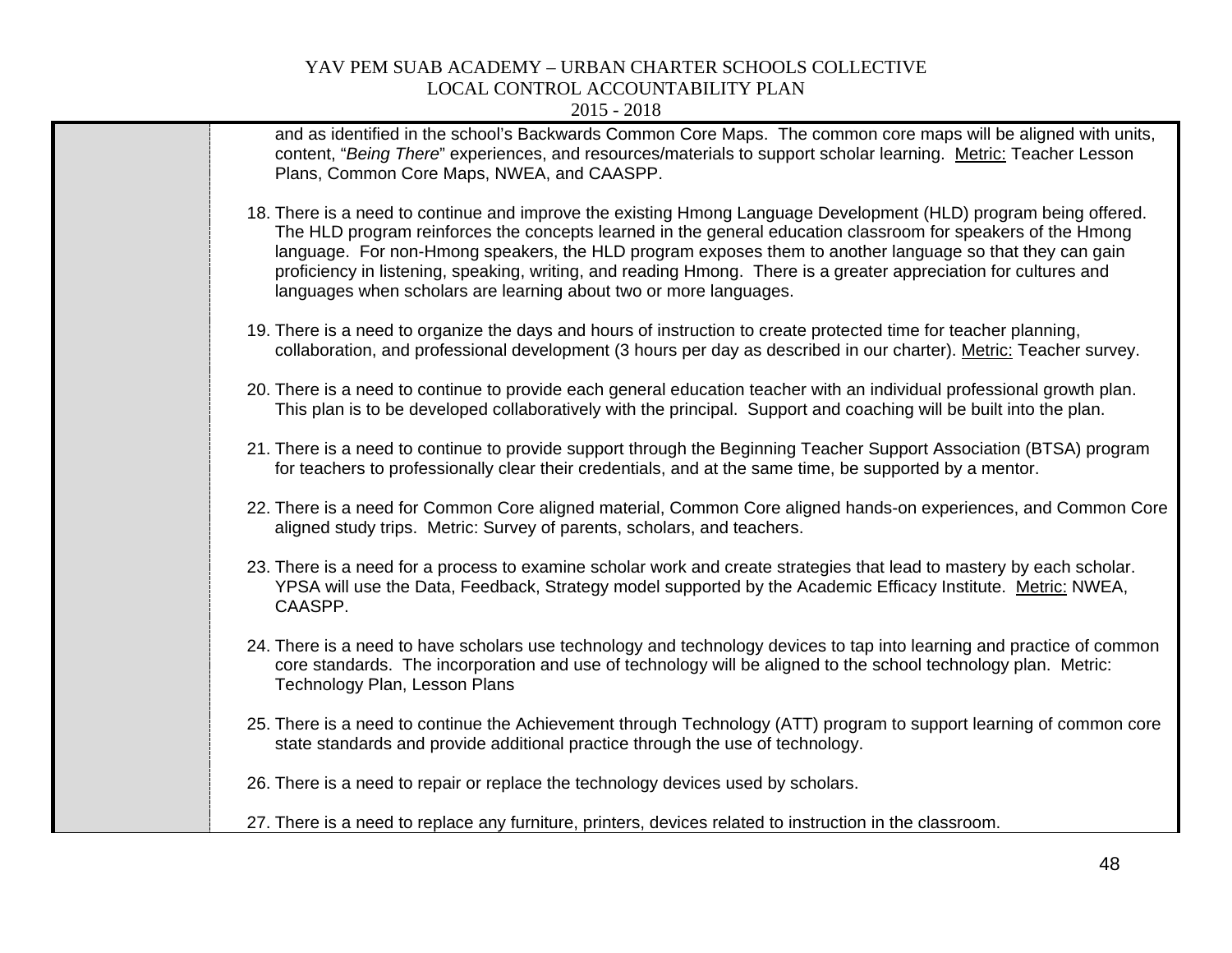and as identified in the school's Backwards Common Core Maps. The common core maps will be aligned with units, content, "*Being There*" experiences, and resources/materials to support scholar learning. <u>Metric:</u> Teacher Lesson Plans, Common Core Maps, NWEA, and CAASPP.

18. There is a need to continue and improve the existing Hmong Language Development (HLD) program being offered. The HLD program reinforces the concepts learned in the general education classroom for speakers of the Hmong language. For non-Hmong speakers, the HLD program exposes them to another language so that they can gain proficiency in listening, speaking, writing, and reading Hmong. There is a greater appreciation for cultures and languages when scholars are learning about two or more languages.

19. There is a need to organize the days and hours of instruction to create protected time for teacher planning, collaboration, and professional development (3 hours per day as described in our charter). <u>Metric:</u> Teacher survey.

20. There is a need to continue to provide each general education teacher with an individual professional growth plan. This plan is to be developed collaboratively with the principal. Support and coaching will be built into the plan.

21. There is a need to continue to provide support through the Beginning Teacher Support Association (BTSA) program for teachers to professionally clear their credentials, and at the same time, be supported by a mentor.

22. There is a need for Common Core aligned material, Common Core aligned hands-on experiences, and Common Core aligned study trips. Metric: Survey of parents, scholars, and teachers.

23. There is a need for a process to examine scholar work and create strategies that lead to mastery by each scholar. YPSA will use the Data, Feedback, Strategy model supported by the Academic Efficacy Institute. <u>Metric:</u> NWEA, CAASPP.

24. There is a need to have scholars use technology and technology devices to tap into learning and practice of common core standards. The incorporation and use of technology will be aligned to the school technology plan. Metric: Technology Plan, Lesson Plans

25. There is a need to continue the Achievement through Technology (ATT) program to support learning of common core state standards and provide additional practice through the use of technology.

26. There is a need to repair or replace the technology devices used by scholars.

27. There is a need to replace any furniture, printers, devices related to instruction in the classroom.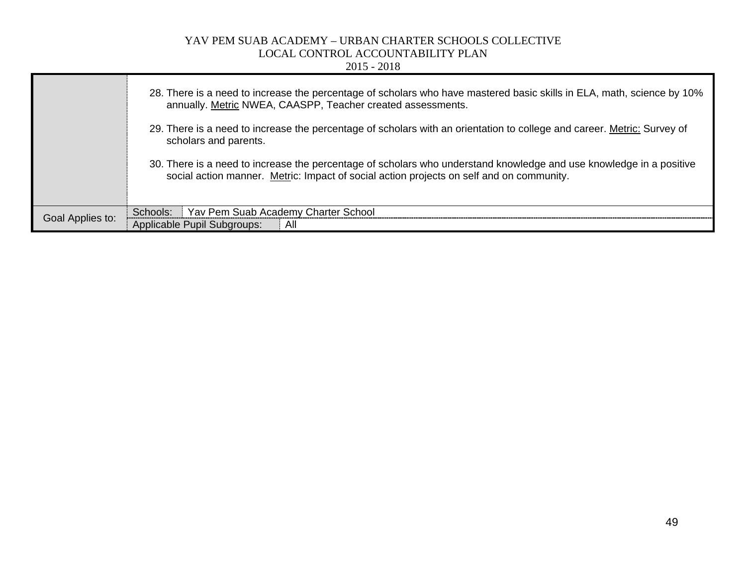| | |
|---|---|
| | 28. There is a need to increase the percentage of scholars who have mastered basic skills in ELA, math, science by 10% annually. <u>Metric</u> NWEA, CAASPP, Teacher created assessments.<br><br>29. There is a need to increase the percentage of scholars with an orientation to college and career. <u>Metric:</u> Survey of scholars and parents.<br><br>30. There is a need to increase the percentage of scholars who understand knowledge and use knowledge in a positive social action manner. <u>Metr</u>ic: Impact of social action projects on self and on community. |
| Goal Applies to: | Schools: Yav Pem Suab Academy Charter School<br>Applicable Pupil Subgroups: All |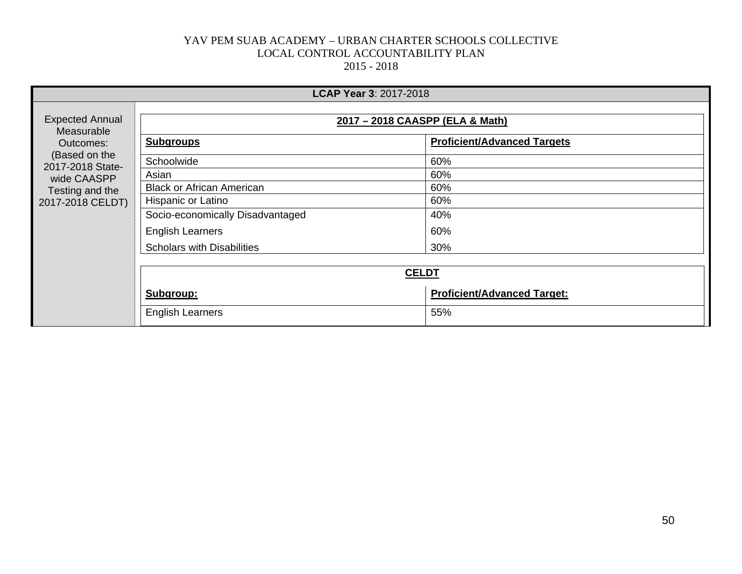**LCAP Year 3**: 2017-2018

Expected Annual Measurable Outcomes: (Based on the 2017-2018 State-wide CAASPP Testing and the 2017-2018 CELDT)

**2017 – 2018 CAASPP (ELA & Math)**

| **Subgroups** | **Proficient/Advanced Targets** |
|---|---|
| Schoolwide | 60% |
| Asian | 60% |
| Black or African American | 60% |
| Hispanic or Latino | 60% |
| Socio-economically Disadvantaged | 40% |
| English Learners | 60% |
| Scholars with Disabilities | 30% |

**CELDT**

| **Subgroup:** | **Proficient/Advanced Target:** |
|---|---|
| English Learners | 55% |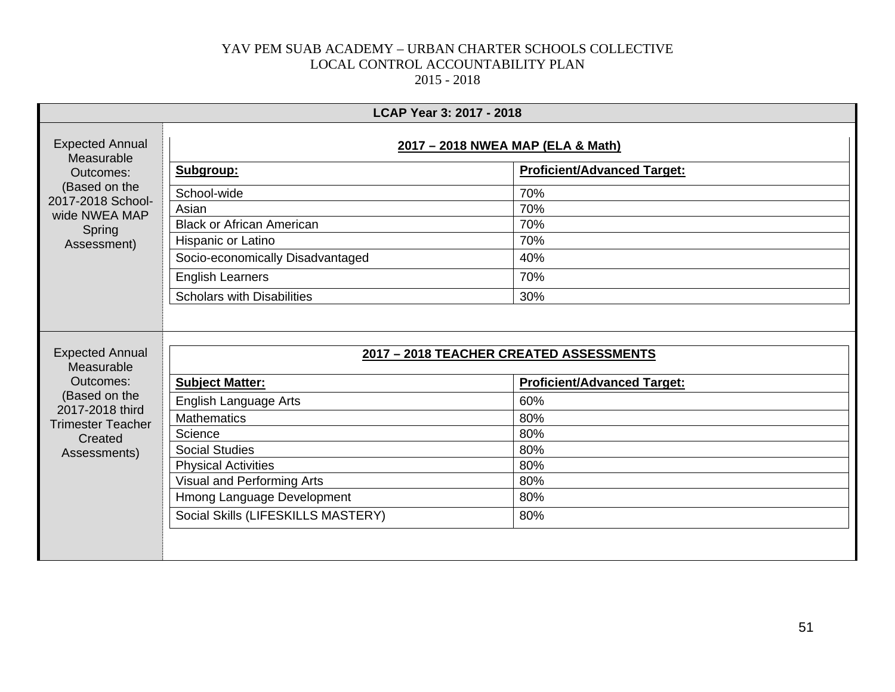YAV PEM SUAB ACADEMY – URBAN CHARTER SCHOOLS COLLECTIVE
LOCAL CONTROL ACCOUNTABILITY PLAN
2015 - 2018

**LCAP Year 3: 2017 - 2018**

Expected Annual Measurable Outcomes: (Based on the 2017-2018 School-wide NWEA MAP Spring Assessment)

**2017 – 2018 NWEA MAP (ELA & Math)**

| Subgroup: | Proficient/Advanced Target: |
|---|---|
| School-wide | 70% |
| Asian | 70% |
| Black or African American | 70% |
| Hispanic or Latino | 70% |
| Socio-economically Disadvantaged | 40% |
| English Learners | 70% |
| Scholars with Disabilities | 30% |

Expected Annual Measurable Outcomes: (Based on the 2017-2018 third Trimester Teacher Created Assessments)

**2017 – 2018 TEACHER CREATED ASSESSMENTS**

| Subject Matter: | Proficient/Advanced Target: |
|---|---|
| English Language Arts | 60% |
| Mathematics | 80% |
| Science | 80% |
| Social Studies | 80% |
| Physical Activities | 80% |
| Visual and Performing Arts | 80% |
| Hmong Language Development | 80% |
| Social Skills (LIFESKILLS MASTERY) | 80% |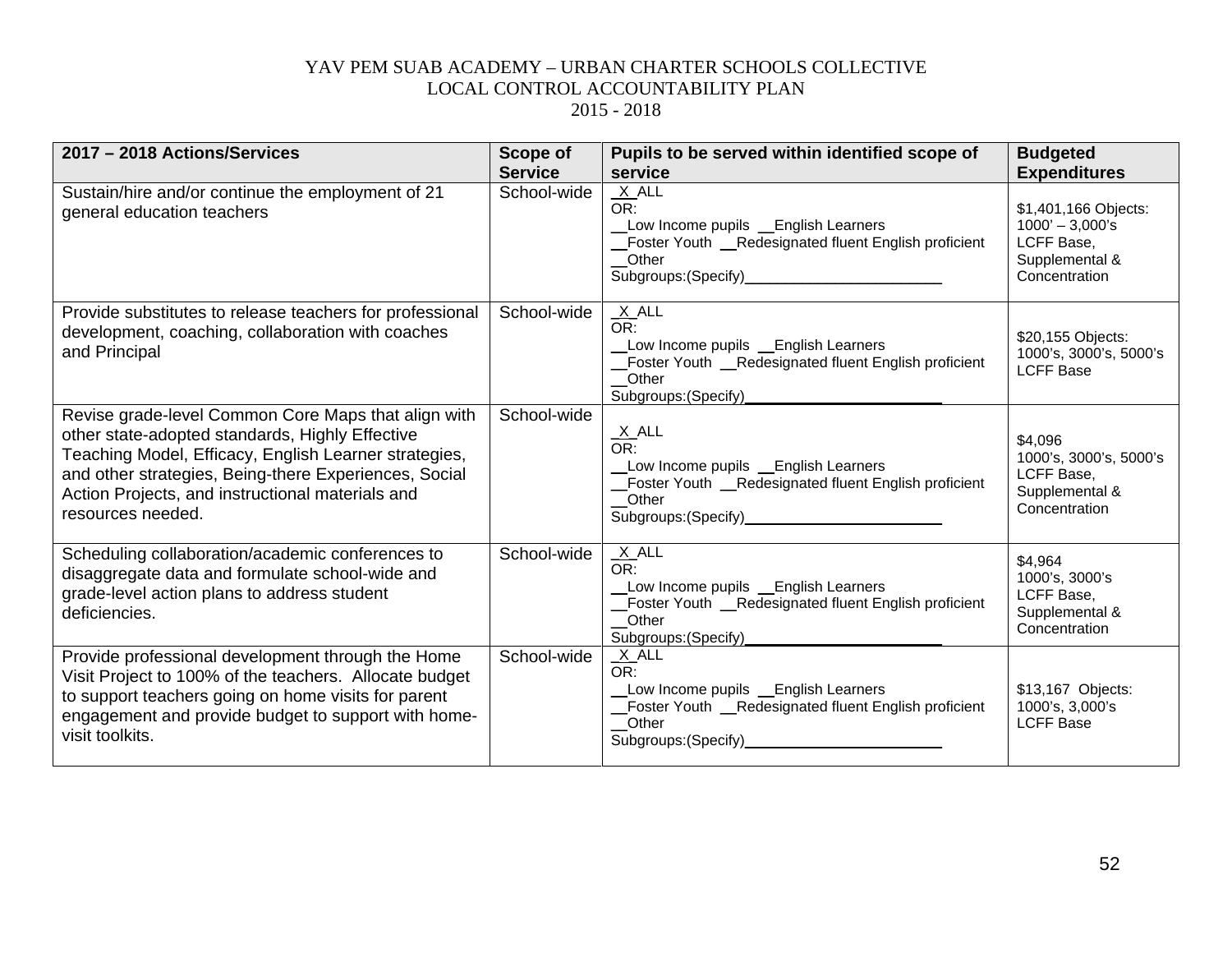YAV PEM SUAB ACADEMY – URBAN CHARTER SCHOOLS COLLECTIVE
LOCAL CONTROL ACCOUNTABILITY PLAN
2015 - 2018

| 2017 – 2018 Actions/Services | Scope of Service | Pupils to be served within identified scope of service | Budgeted Expenditures |
|---|---|---|---|
| Sustain/hire and/or continue the employment of 21 general education teachers | School-wide | _X_ALL<br>OR:<br>__Low Income pupils __English Learners<br>__Foster Youth __Redesignated fluent English proficient<br>__Other Subgroups:(Specify)________________________ | \$1,401,166 Objects: 1000' – 3,000's LCFF Base, Supplemental & Concentration |
| Provide substitutes to release teachers for professional development, coaching, collaboration with coaches and Principal | School-wide | _X_ALL<br>OR:<br>__Low Income pupils __English Learners<br>__Foster Youth __Redesignated fluent English proficient<br>__Other Subgroups:(Specify)________________________ | \$20,155 Objects: 1000's, 3000's, 5000's LCFF Base |
| Revise grade-level Common Core Maps that align with other state-adopted standards, Highly Effective Teaching Model, Efficacy, English Learner strategies, and other strategies, Being-there Experiences, Social Action Projects, and instructional materials and resources needed. | School-wide | _X_ALL<br>OR:<br>__Low Income pupils __English Learners<br>__Foster Youth __Redesignated fluent English proficient<br>__Other Subgroups:(Specify)________________________ | \$4,096 1000's, 3000's, 5000's LCFF Base, Supplemental & Concentration |
| Scheduling collaboration/academic conferences to disaggregate data and formulate school-wide and grade-level action plans to address student deficiencies. | School-wide | _X_ALL<br>OR:<br>__Low Income pupils __English Learners<br>__Foster Youth __Redesignated fluent English proficient<br>__Other Subgroups:(Specify)________________________ | \$4,964 1000's, 3000's LCFF Base, Supplemental & Concentration |
| Provide professional development through the Home Visit Project to 100% of the teachers. Allocate budget to support teachers going on home visits for parent engagement and provide budget to support with home-visit toolkits. | School-wide | _X_ALL<br>OR:<br>__Low Income pupils __English Learners<br>__Foster Youth __Redesignated fluent English proficient<br>__Other Subgroups:(Specify)________________________ | \$13,167 Objects: 1000's, 3,000's LCFF Base |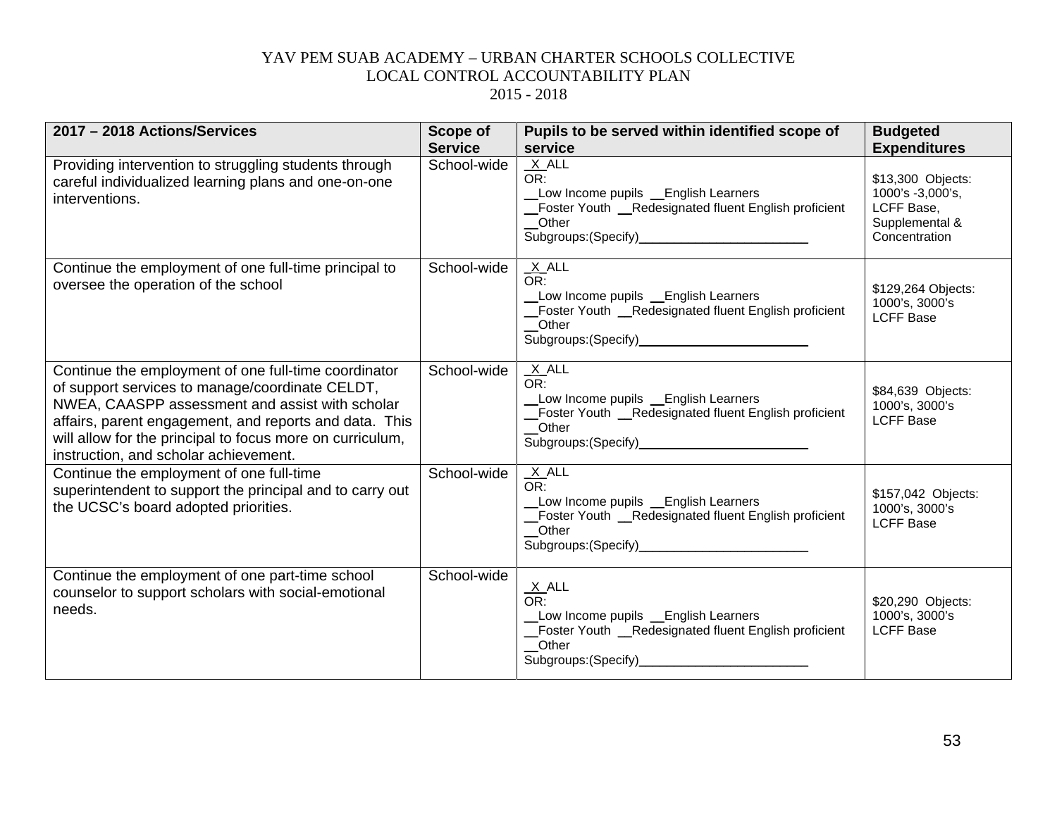YAV PEM SUAB ACADEMY – URBAN CHARTER SCHOOLS COLLECTIVE
LOCAL CONTROL ACCOUNTABILITY PLAN
2015 - 2018

| 2017 – 2018 Actions/Services | Scope of Service | Pupils to be served within identified scope of service | Budgeted Expenditures |
|---|---|---|---|
| Providing intervention to struggling students through careful individualized learning plans and one-on-one interventions. | School-wide | _X_ALL<br>OR:<br>__Low Income pupils __English Learners<br>__Foster Youth __Redesignated fluent English proficient<br>__Other<br>Subgroups:(Specify)________________________ | $13,300 Objects: 1000's -3,000's, LCFF Base, Supplemental & Concentration |
| Continue the employment of one full-time principal to oversee the operation of the school | School-wide | _X_ALL<br>OR:<br>__Low Income pupils __English Learners<br>__Foster Youth __Redesignated fluent English proficient<br>__Other<br>Subgroups:(Specify)________________________ | $129,264 Objects: 1000's, 3000's LCFF Base |
| Continue the employment of one full-time coordinator of support services to manage/coordinate CELDT, NWEA, CAASPP assessment and assist with scholar affairs, parent engagement, and reports and data. This will allow for the principal to focus more on curriculum, instruction, and scholar achievement. | School-wide | _X_ALL<br>OR:<br>__Low Income pupils __English Learners<br>__Foster Youth __Redesignated fluent English proficient<br>__Other<br>Subgroups:(Specify)________________________ | $84,639 Objects: 1000's, 3000's LCFF Base |
| Continue the employment of one full-time superintendent to support the principal and to carry out the UCSC's board adopted priorities. | School-wide | _X_ALL<br>OR:<br>__Low Income pupils __English Learners<br>__Foster Youth __Redesignated fluent English proficient<br>__Other<br>Subgroups:(Specify)________________________ | $157,042 Objects: 1000's, 3000's LCFF Base |
| Continue the employment of one part-time school counselor to support scholars with social-emotional needs. | School-wide | _X_ALL<br>OR:<br>__Low Income pupils __English Learners<br>__Foster Youth __Redesignated fluent English proficient<br>__Other<br>Subgroups:(Specify)________________________ | $20,290 Objects: 1000's, 3000's LCFF Base |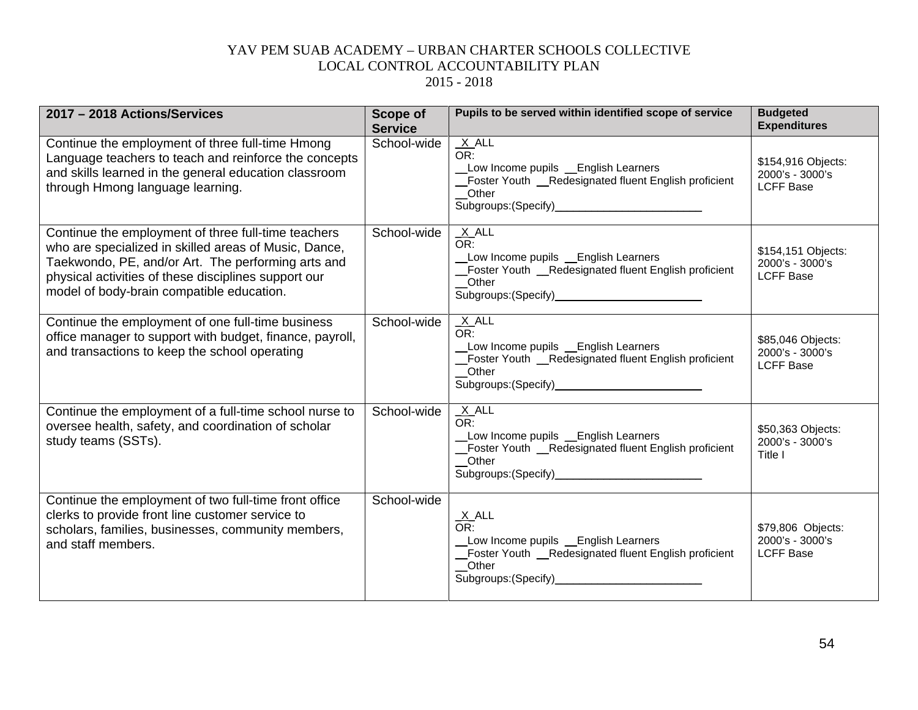YAV PEM SUAB ACADEMY – URBAN CHARTER SCHOOLS COLLECTIVE
LOCAL CONTROL ACCOUNTABILITY PLAN
2015 - 2018

| 2017 – 2018 Actions/Services | Scope of Service | Pupils to be served within identified scope of service | Budgeted Expenditures |
|---|---|---|---|
| Continue the employment of three full-time Hmong Language teachers to teach and reinforce the concepts and skills learned in the general education classroom through Hmong language learning. | School-wide | _X_ALL<br>OR:<br>__Low Income pupils __English Learners<br>__Foster Youth __Redesignated fluent English proficient<br>__Other<br>Subgroups:(Specify)________________________ | $154,916 Objects: 2000's - 3000's LCFF Base |
| Continue the employment of three full-time teachers who are specialized in skilled areas of Music, Dance, Taekwondo, PE, and/or Art. The performing arts and physical activities of these disciplines support our model of body-brain compatible education. | School-wide | _X_ALL<br>OR:<br>__Low Income pupils __English Learners<br>__Foster Youth __Redesignated fluent English proficient<br>__Other<br>Subgroups:(Specify)________________________ | $154,151 Objects: 2000's - 3000's LCFF Base |
| Continue the employment of one full-time business office manager to support with budget, finance, payroll, and transactions to keep the school operating | School-wide | _X_ALL<br>OR:<br>__Low Income pupils __English Learners<br>__Foster Youth __Redesignated fluent English proficient<br>__Other<br>Subgroups:(Specify)________________________ | $85,046 Objects: 2000's - 3000's LCFF Base |
| Continue the employment of a full-time school nurse to oversee health, safety, and coordination of scholar study teams (SSTs). | School-wide | _X_ALL<br>OR:<br>__Low Income pupils __English Learners<br>__Foster Youth __Redesignated fluent English proficient<br>__Other<br>Subgroups:(Specify)________________________ | $50,363 Objects: 2000's - 3000's Title I |
| Continue the employment of two full-time front office clerks to provide front line customer service to scholars, families, businesses, community members, and staff members. | School-wide | _X_ALL<br>OR:<br>__Low Income pupils __English Learners<br>__Foster Youth __Redesignated fluent English proficient<br>__Other<br>Subgroups:(Specify)________________________ | $79,806 Objects: 2000's - 3000's LCFF Base |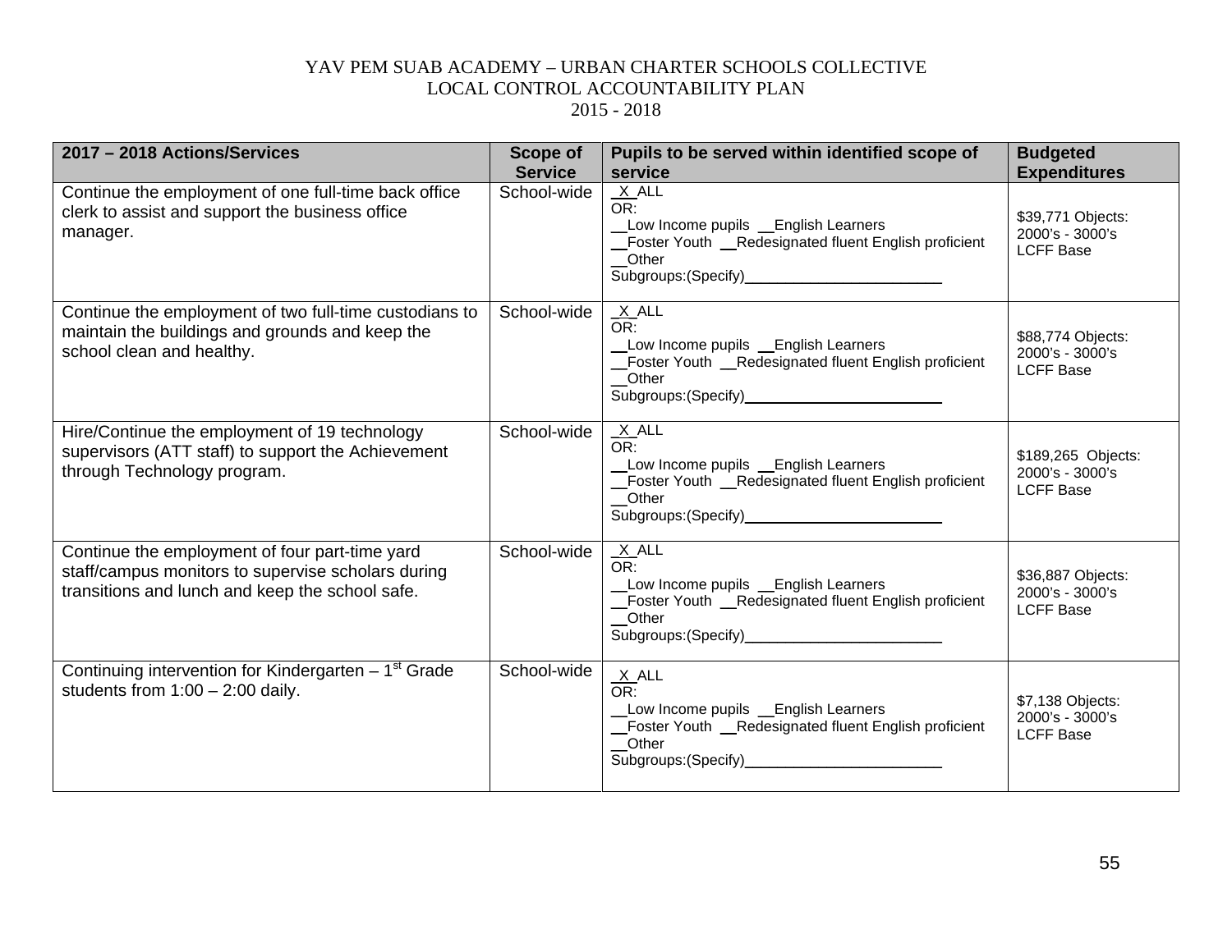YAV PEM SUAB ACADEMY – URBAN CHARTER SCHOOLS COLLECTIVE
LOCAL CONTROL ACCOUNTABILITY PLAN
2015 - 2018

| 2017 – 2018 Actions/Services | Scope of Service | Pupils to be served within identified scope of service | Budgeted Expenditures |
|---|---|---|---|
| Continue the employment of one full-time back office clerk to assist and support the business office manager. | School-wide | _X_ALL<br>OR:<br>__Low Income pupils __English Learners<br>__Foster Youth __Redesignated fluent English proficient<br>__Other<br>Subgroups:(Specify)________________________ | $39,771 Objects: 2000's - 3000's LCFF Base |
| Continue the employment of two full-time custodians to maintain the buildings and grounds and keep the school clean and healthy. | School-wide | _X_ALL<br>OR:<br>__Low Income pupils __English Learners<br>__Foster Youth __Redesignated fluent English proficient<br>__Other<br>Subgroups:(Specify)________________________ | $88,774 Objects: 2000's - 3000's LCFF Base |
| Hire/Continue the employment of 19 technology supervisors (ATT staff) to support the Achievement through Technology program. | School-wide | _X_ALL<br>OR:<br>__Low Income pupils __English Learners<br>__Foster Youth __Redesignated fluent English proficient<br>__Other<br>Subgroups:(Specify)________________________ | $189,265 Objects: 2000's - 3000's LCFF Base |
| Continue the employment of four part-time yard staff/campus monitors to supervise scholars during transitions and lunch and keep the school safe. | School-wide | _X_ALL<br>OR:<br>__Low Income pupils __English Learners<br>__Foster Youth __Redesignated fluent English proficient<br>__Other<br>Subgroups:(Specify)________________________ | $36,887 Objects: 2000's - 3000's LCFF Base |
| Continuing intervention for Kindergarten – 1st Grade students from 1:00 – 2:00 daily. | School-wide | _X_ALL<br>OR:<br>__Low Income pupils __English Learners<br>__Foster Youth __Redesignated fluent English proficient<br>__Other<br>Subgroups:(Specify)________________________ | $7,138 Objects: 2000's - 3000's LCFF Base |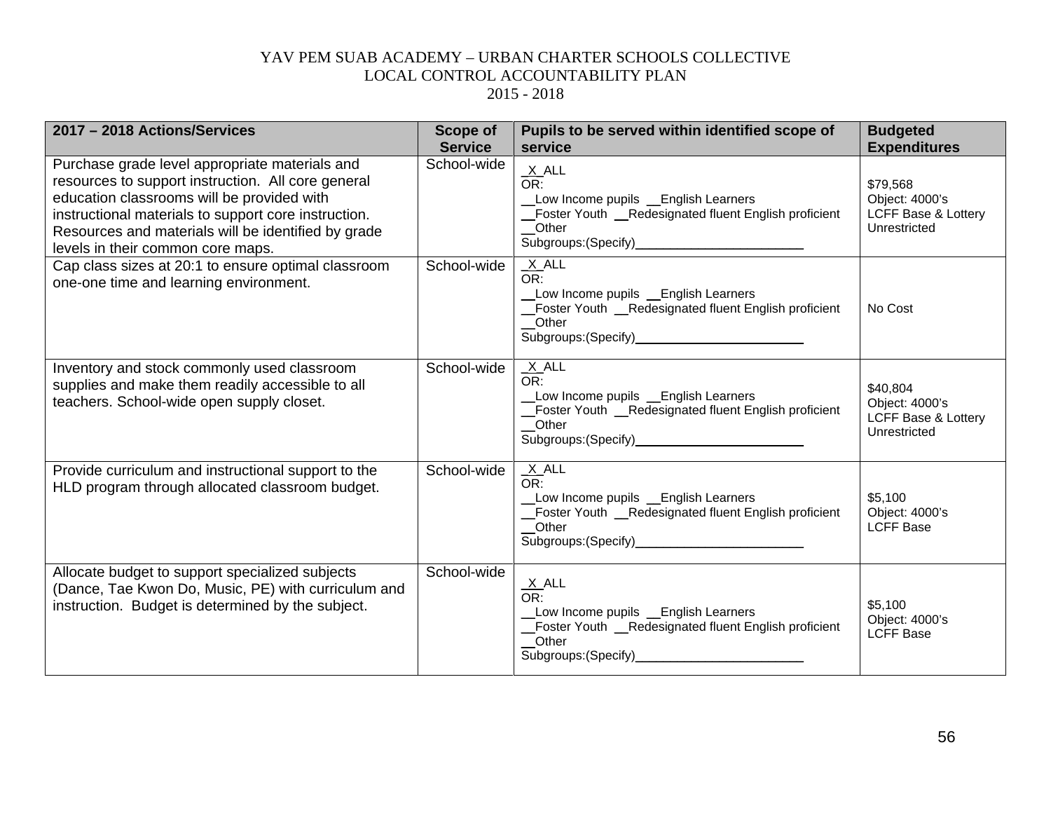YAV PEM SUAB ACADEMY – URBAN CHARTER SCHOOLS COLLECTIVE
LOCAL CONTROL ACCOUNTABILITY PLAN
2015 - 2018

| 2017 – 2018 Actions/Services | Scope of Service | Pupils to be served within identified scope of service | Budgeted Expenditures |
|---|---|---|---|
| Purchase grade level appropriate materials and resources to support instruction. All core general education classrooms will be provided with instructional materials to support core instruction. Resources and materials will be identified by grade levels in their common core maps. | School-wide | _X_ALL<br>OR:<br>__Low Income pupils __English Learners<br>__Foster Youth __Redesignated fluent English proficient<br>__Other Subgroups:(Specify)________________________ | $79,568<br>Object: 4000's<br>LCFF Base & Lottery Unrestricted |
| Cap class sizes at 20:1 to ensure optimal classroom one-one time and learning environment. | School-wide | _X_ALL<br>OR:<br>__Low Income pupils __English Learners<br>__Foster Youth __Redesignated fluent English proficient<br>__Other Subgroups:(Specify)________________________ | No Cost |
| Inventory and stock commonly used classroom supplies and make them readily accessible to all teachers. School-wide open supply closet. | School-wide | _X_ALL<br>OR:<br>__Low Income pupils __English Learners<br>__Foster Youth __Redesignated fluent English proficient<br>__Other Subgroups:(Specify)________________________ | $40,804<br>Object: 4000's<br>LCFF Base & Lottery Unrestricted |
| Provide curriculum and instructional support to the HLD program through allocated classroom budget. | School-wide | _X_ALL<br>OR:<br>__Low Income pupils __English Learners<br>__Foster Youth __Redesignated fluent English proficient<br>__Other Subgroups:(Specify)________________________ | $5,100<br>Object: 4000's<br>LCFF Base |
| Allocate budget to support specialized subjects (Dance, Tae Kwon Do, Music, PE) with curriculum and instruction. Budget is determined by the subject. | School-wide | _X_ALL<br>OR:<br>__Low Income pupils __English Learners<br>__Foster Youth __Redesignated fluent English proficient<br>__Other Subgroups:(Specify)________________________ | $5,100<br>Object: 4000's<br>LCFF Base |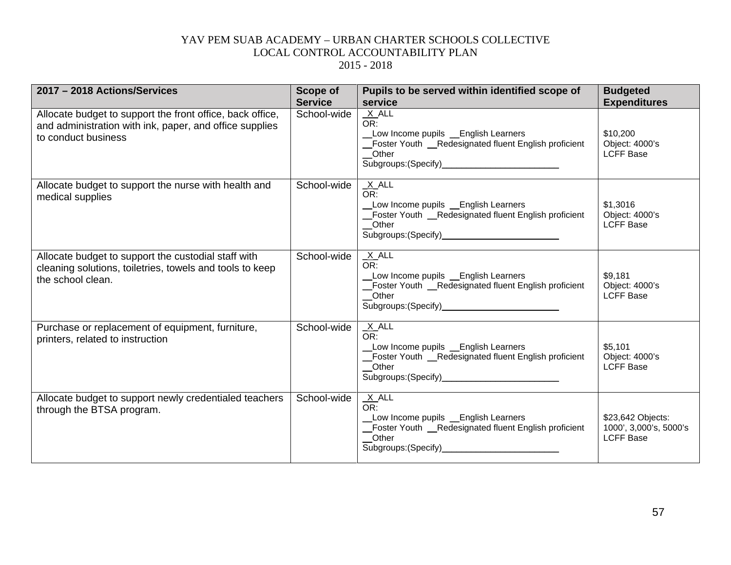YAV PEM SUAB ACADEMY – URBAN CHARTER SCHOOLS COLLECTIVE
LOCAL CONTROL ACCOUNTABILITY PLAN
2015 - 2018

| 2017 – 2018 Actions/Services | Scope of Service | Pupils to be served within identified scope of service | Budgeted Expenditures |
|---|---|---|---|
| Allocate budget to support the front office, back office, and administration with ink, paper, and office supplies to conduct business | School-wide | _X_ALL<br>OR:<br>__Low Income pupils __English Learners<br>__Foster Youth __Redesignated fluent English proficient<br>__Other<br>Subgroups:(Specify)________________________ | $10,200<br>Object: 4000's<br>LCFF Base |
| Allocate budget to support the nurse with health and medical supplies | School-wide | _X_ALL<br>OR:<br>__Low Income pupils __English Learners<br>__Foster Youth __Redesignated fluent English proficient<br>__Other<br>Subgroups:(Specify)________________________ | $1,3016<br>Object: 4000's<br>LCFF Base |
| Allocate budget to support the custodial staff with cleaning solutions, toiletries, towels and tools to keep the school clean. | School-wide | _X_ALL<br>OR:<br>__Low Income pupils __English Learners<br>__Foster Youth __Redesignated fluent English proficient<br>__Other<br>Subgroups:(Specify)________________________ | $9,181<br>Object: 4000's<br>LCFF Base |
| Purchase or replacement of equipment, furniture, printers, related to instruction | School-wide | _X_ALL<br>OR:<br>__Low Income pupils __English Learners<br>__Foster Youth __Redesignated fluent English proficient<br>__Other<br>Subgroups:(Specify)________________________ | $5,101<br>Object: 4000's<br>LCFF Base |
| Allocate budget to support newly credentialed teachers through the BTSA program. | School-wide | _X_ALL<br>OR:<br>__Low Income pupils __English Learners<br>__Foster Youth __Redesignated fluent English proficient<br>__Other<br>Subgroups:(Specify)________________________ | $23,642 Objects: 1000', 3,000's, 5000's<br>LCFF Base |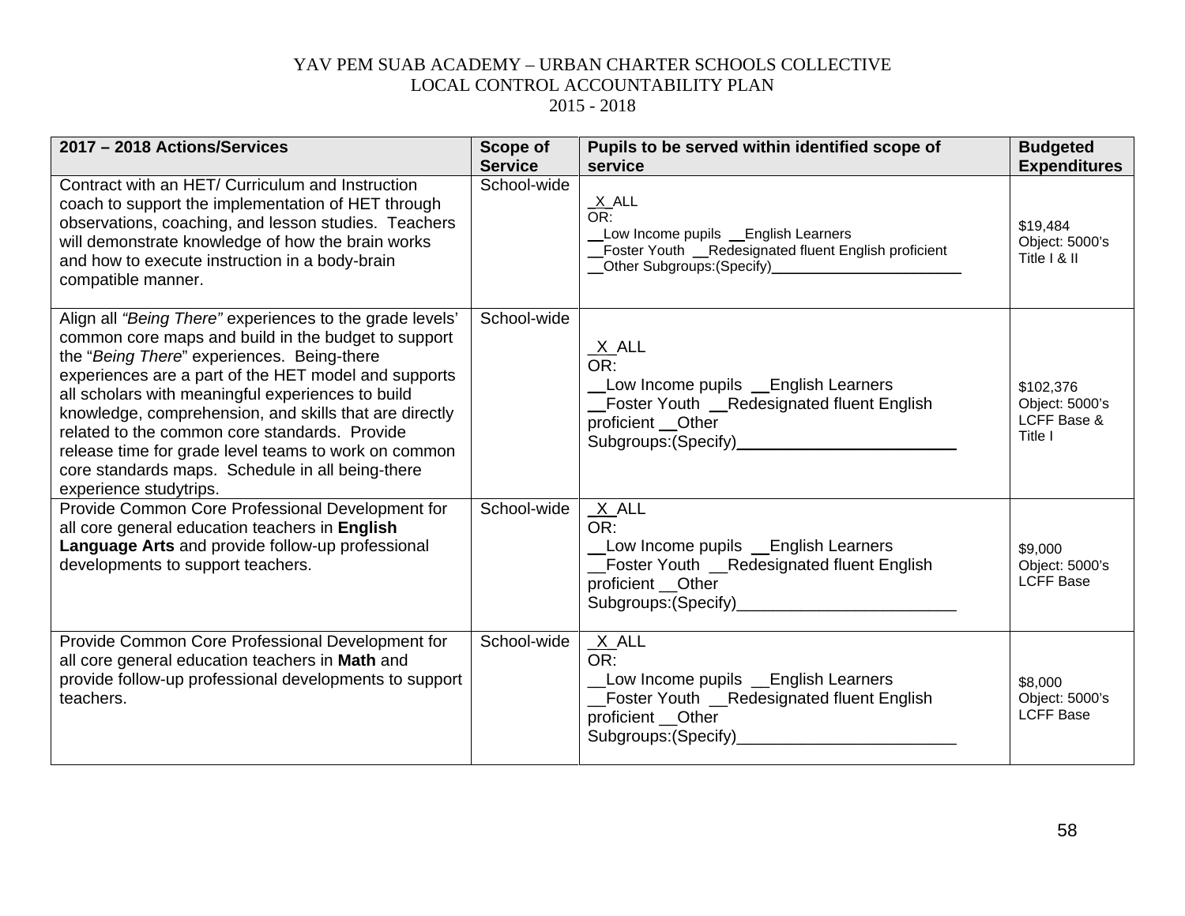YAV PEM SUAB ACADEMY – URBAN CHARTER SCHOOLS COLLECTIVE
LOCAL CONTROL ACCOUNTABILITY PLAN
2015 - 2018

| 2017 – 2018 Actions/Services | Scope of Service | Pupils to be served within identified scope of service | Budgeted Expenditures |
|---|---|---|---|
| Contract with an HET/ Curriculum and Instruction coach to support the implementation of HET through observations, coaching, and lesson studies. Teachers will demonstrate knowledge of how the brain works and how to execute instruction in a body-brain compatible manner. | School-wide | _X_ALL<br>OR:<br>__Low Income pupils __English Learners<br>__Foster Youth __Redesignated fluent English proficient<br>__Other Subgroups:(Specify)________________________ | $19,484<br>Object: 5000's<br>Title I & II |
| Align all *"Being There"* experiences to the grade levels' common core maps and build in the budget to support the "*Being There*" experiences. Being-there experiences are a part of the HET model and supports all scholars with meaningful experiences to build knowledge, comprehension, and skills that are directly related to the common core standards. Provide release time for grade level teams to work on common core standards maps. Schedule in all being-there experience studytrips. | School-wide | _X_ALL<br>OR:<br>__Low Income pupils __English Learners<br>__Foster Youth __Redesignated fluent English proficient __Other Subgroups:(Specify)________________________ | $102,376<br>Object: 5000's<br>LCFF Base &<br>Title I |
| Provide Common Core Professional Development for all core general education teachers in **English Language Arts** and provide follow-up professional developments to support teachers. | School-wide | _X_ALL<br>OR:<br>__Low Income pupils __English Learners<br>__Foster Youth __Redesignated fluent English proficient __Other Subgroups:(Specify)________________________ | $9,000<br>Object: 5000's<br>LCFF Base |
| Provide Common Core Professional Development for all core general education teachers in **Math** and provide follow-up professional developments to support teachers. | School-wide | _X_ALL<br>OR:<br>__Low Income pupils __English Learners<br>__Foster Youth __Redesignated fluent English proficient __Other Subgroups:(Specify)________________________ | $8,000<br>Object: 5000's<br>LCFF Base |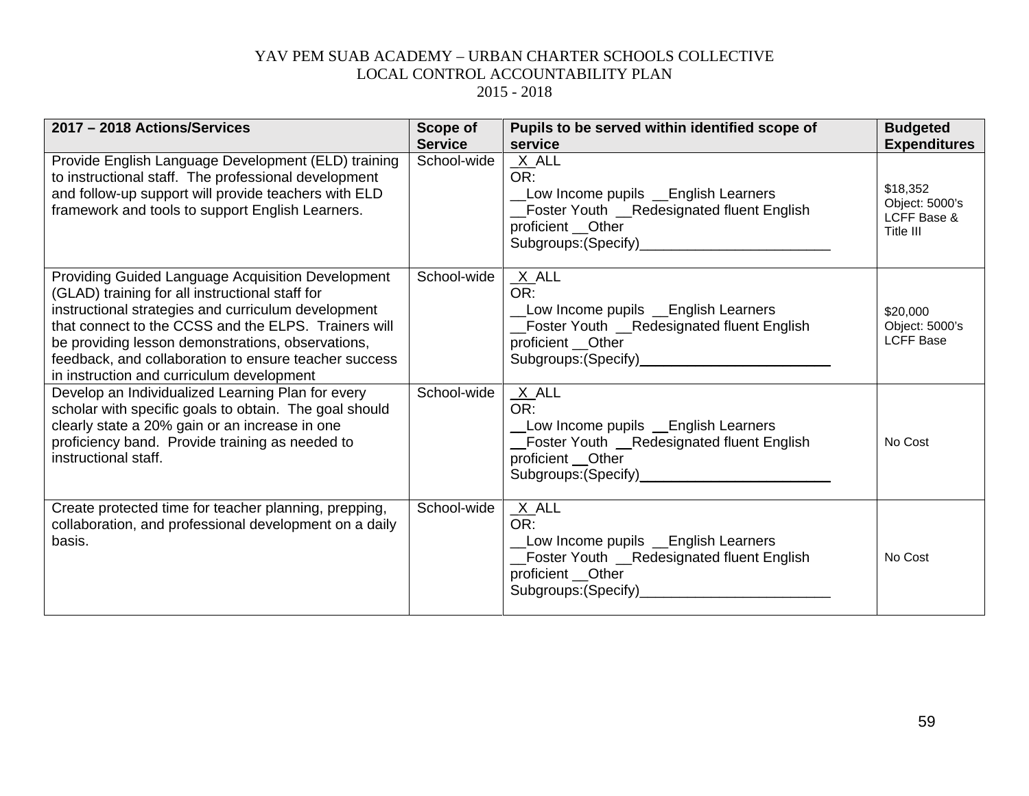YAV PEM SUAB ACADEMY – URBAN CHARTER SCHOOLS COLLECTIVE
LOCAL CONTROL ACCOUNTABILITY PLAN
2015 - 2018

| 2017 – 2018 Actions/Services | Scope of Service | Pupils to be served within identified scope of service | Budgeted Expenditures |
|---|---|---|---|
| Provide English Language Development (ELD) training to instructional staff. The professional development and follow-up support will provide teachers with ELD framework and tools to support English Learners. | School-wide | _X_ALL<br>OR:<br>__Low Income pupils __English Learners<br>__Foster Youth __Redesignated fluent English proficient __Other Subgroups:(Specify)________________________ | $18,352<br>Object: 5000's<br>LCFF Base & Title III |
| Providing Guided Language Acquisition Development (GLAD) training for all instructional staff for instructional strategies and curriculum development that connect to the CCSS and the ELPS. Trainers will be providing lesson demonstrations, observations, feedback, and collaboration to ensure teacher success in instruction and curriculum development | School-wide | _X_ALL<br>OR:<br>__Low Income pupils __English Learners<br>__Foster Youth __Redesignated fluent English proficient __Other Subgroups:(Specify)________________________ | $20,000<br>Object: 5000's<br>LCFF Base |
| Develop an Individualized Learning Plan for every scholar with specific goals to obtain. The goal should clearly state a 20% gain or an increase in one proficiency band. Provide training as needed to instructional staff. | School-wide | _X_ALL<br>OR:<br>__Low Income pupils __English Learners<br>__Foster Youth __Redesignated fluent English proficient __Other Subgroups:(Specify)________________________ | No Cost |
| Create protected time for teacher planning, prepping, collaboration, and professional development on a daily basis. | School-wide | _X_ALL<br>OR:<br>__Low Income pupils __English Learners<br>__Foster Youth __Redesignated fluent English proficient __Other Subgroups:(Specify)________________________ | No Cost |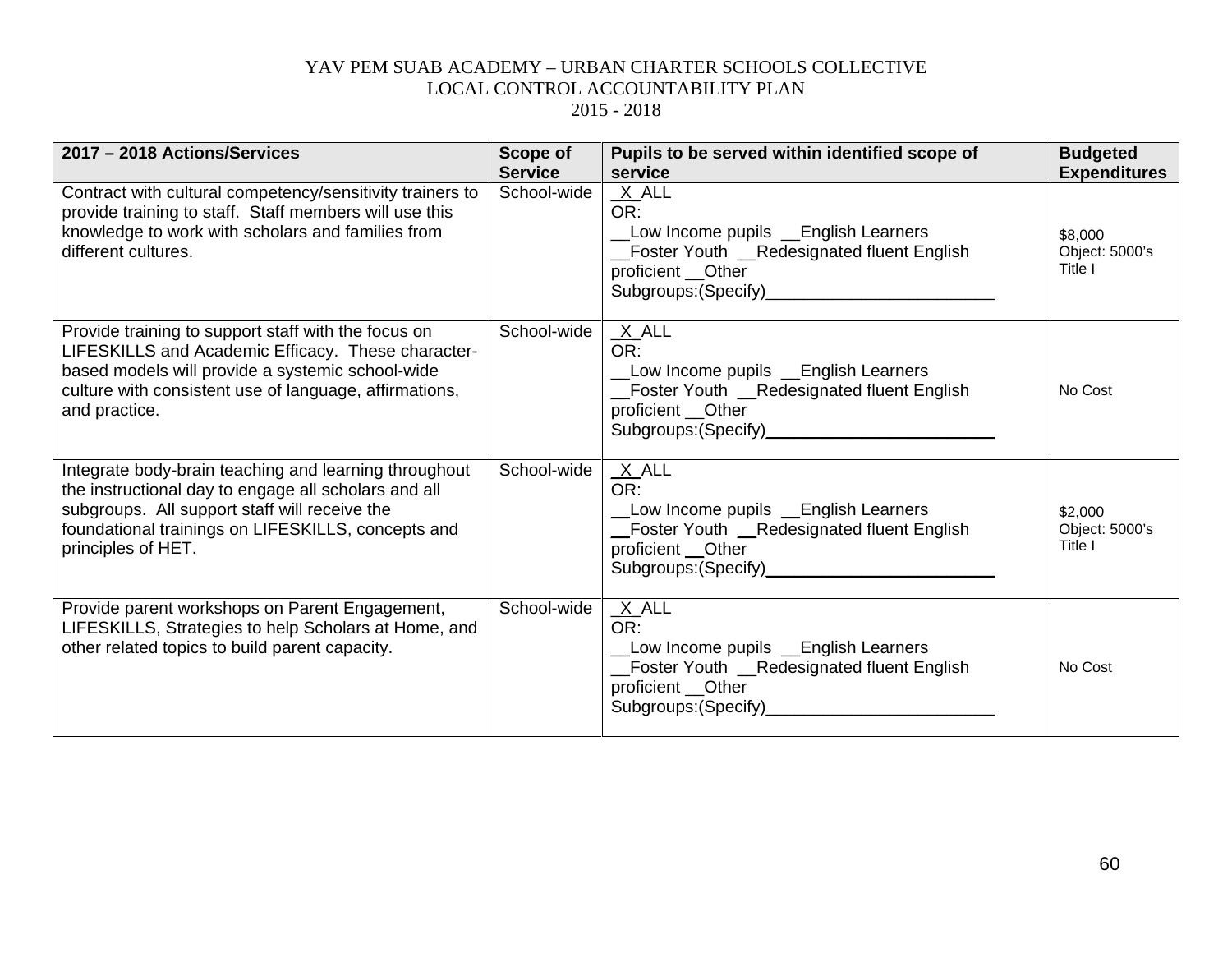YAV PEM SUAB ACADEMY – URBAN CHARTER SCHOOLS COLLECTIVE
LOCAL CONTROL ACCOUNTABILITY PLAN
2015 - 2018

| 2017 – 2018 Actions/Services | Scope of Service | Pupils to be served within identified scope of service | Budgeted Expenditures |
|---|---|---|---|
| Contract with cultural competency/sensitivity trainers to provide training to staff. Staff members will use this knowledge to work with scholars and families from different cultures. | School-wide | _X_ALL<br>OR:<br>__Low Income pupils __English Learners<br>__Foster Youth __Redesignated fluent English proficient __Other Subgroups:(Specify)________________________ | $8,000<br>Object: 5000's<br>Title I |
| Provide training to support staff with the focus on LIFESKILLS and Academic Efficacy. These character-based models will provide a systemic school-wide culture with consistent use of language, affirmations, and practice. | School-wide | _X_ALL<br>OR:<br>__Low Income pupils __English Learners<br>__Foster Youth __Redesignated fluent English proficient __Other Subgroups:(Specify)________________________ | No Cost |
| Integrate body-brain teaching and learning throughout the instructional day to engage all scholars and all subgroups. All support staff will receive the foundational trainings on LIFESKILLS, concepts and principles of HET. | School-wide | _X_ALL<br>OR:<br>__Low Income pupils __English Learners<br>__Foster Youth __Redesignated fluent English proficient __Other Subgroups:(Specify)________________________ | $2,000<br>Object: 5000's<br>Title I |
| Provide parent workshops on Parent Engagement, LIFESKILLS, Strategies to help Scholars at Home, and other related topics to build parent capacity. | School-wide | _X_ALL<br>OR:<br>__Low Income pupils __English Learners<br>__Foster Youth __Redesignated fluent English proficient __Other Subgroups:(Specify)________________________ | No Cost |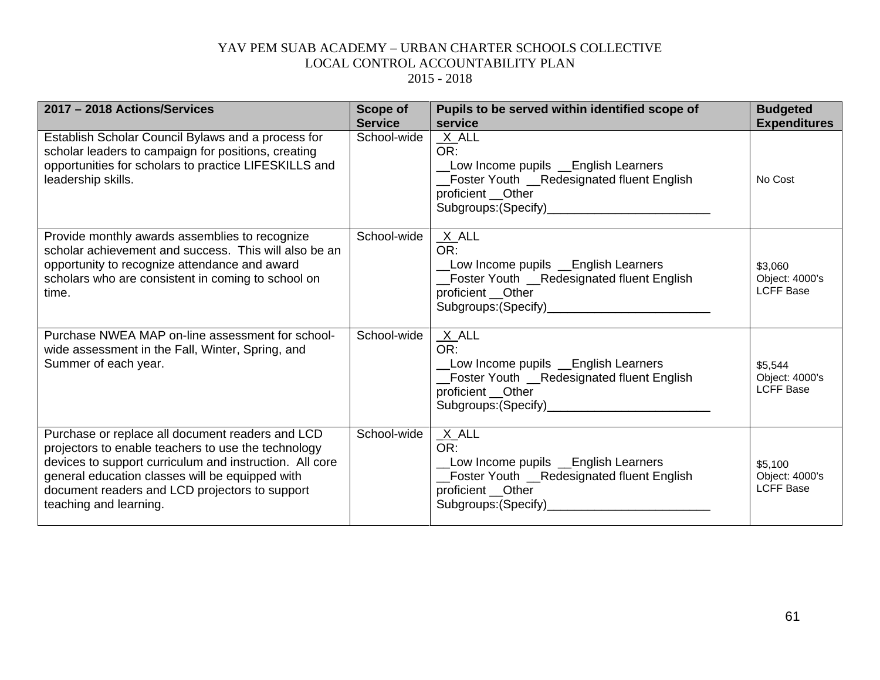YAV PEM SUAB ACADEMY – URBAN CHARTER SCHOOLS COLLECTIVE
LOCAL CONTROL ACCOUNTABILITY PLAN
2015 - 2018

| 2017 – 2018 Actions/Services | Scope of Service | Pupils to be served within identified scope of service | Budgeted Expenditures |
|---|---|---|---|
| Establish Scholar Council Bylaws and a process for scholar leaders to campaign for positions, creating opportunities for scholars to practice LIFESKILLS and leadership skills. | School-wide | _X_ALL<br>OR:<br>__Low Income pupils __English Learners<br>__Foster Youth __Redesignated fluent English proficient __Other Subgroups:(Specify)________________________ | No Cost |
| Provide monthly awards assemblies to recognize scholar achievement and success. This will also be an opportunity to recognize attendance and award scholars who are consistent in coming to school on time. | School-wide | _X_ALL<br>OR:<br>__Low Income pupils __English Learners<br>__Foster Youth __Redesignated fluent English proficient __Other Subgroups:(Specify)________________________ | $3,060<br>Object: 4000's<br>LCFF Base |
| Purchase NWEA MAP on-line assessment for school-wide assessment in the Fall, Winter, Spring, and Summer of each year. | School-wide | _X_ALL<br>OR:<br>__Low Income pupils __English Learners<br>__Foster Youth __Redesignated fluent English proficient __Other Subgroups:(Specify)________________________ | $5,544<br>Object: 4000's<br>LCFF Base |
| Purchase or replace all document readers and LCD projectors to enable teachers to use the technology devices to support curriculum and instruction. All core general education classes will be equipped with document readers and LCD projectors to support teaching and learning. | School-wide | _X_ALL<br>OR:<br>__Low Income pupils __English Learners<br>__Foster Youth __Redesignated fluent English proficient __Other Subgroups:(Specify)________________________ | $5,100<br>Object: 4000's<br>LCFF Base |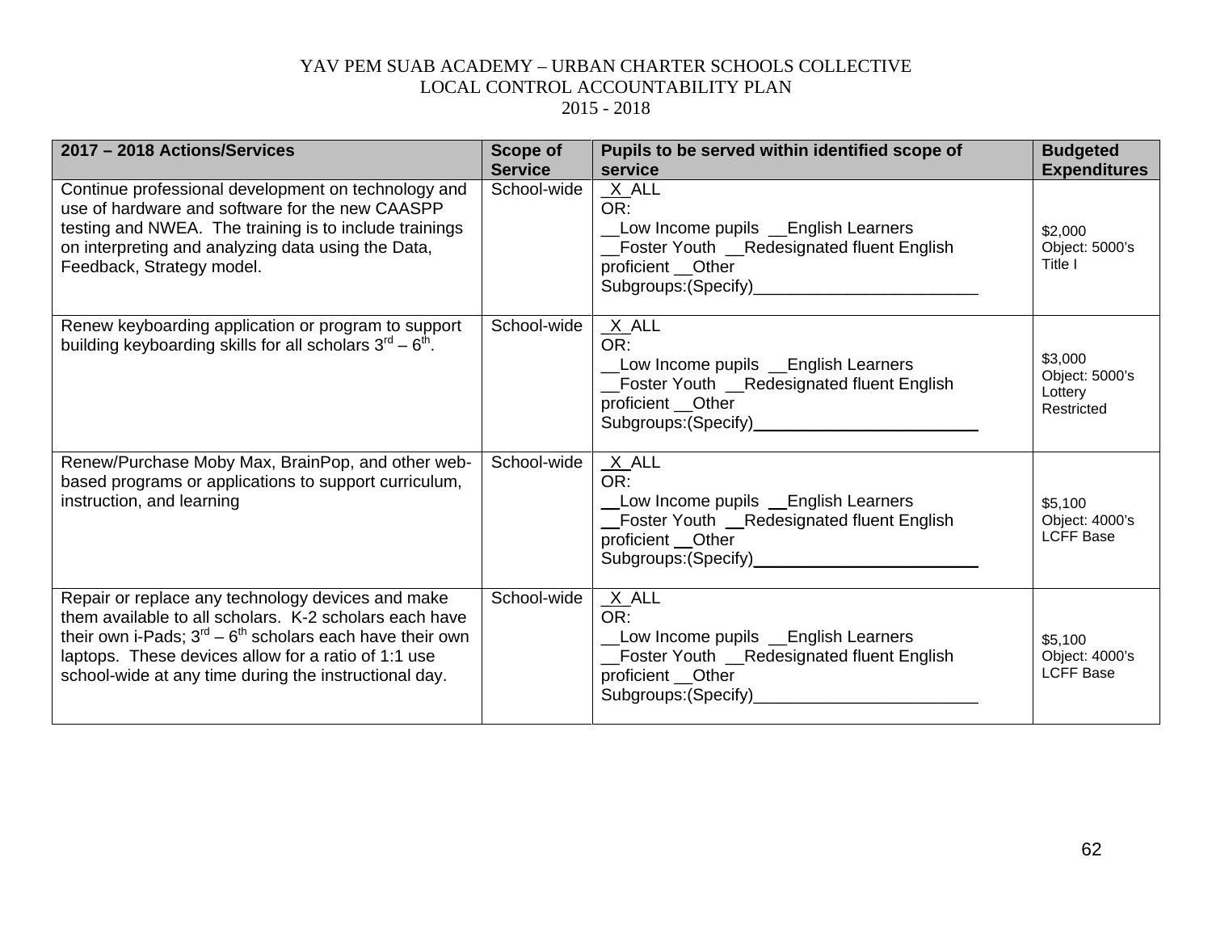YAV PEM SUAB ACADEMY – URBAN CHARTER SCHOOLS COLLECTIVE
LOCAL CONTROL ACCOUNTABILITY PLAN
2015 - 2018

| 2017 – 2018 Actions/Services | Scope of Service | Pupils to be served within identified scope of service | Budgeted Expenditures |
|---|---|---|---|
| Continue professional development on technology and use of hardware and software for the new CAASPP testing and NWEA. The training is to include trainings on interpreting and analyzing data using the Data, Feedback, Strategy model. | School-wide | _X_ALL<br>OR:<br>__Low Income pupils __English Learners<br>__Foster Youth __Redesignated fluent English proficient __Other Subgroups:(Specify)________________________ | $2,000<br>Object: 5000's<br>Title I |
| Renew keyboarding application or program to support building keyboarding skills for all scholars 3rd – 6th. | School-wide | _X_ALL<br>OR:<br>__Low Income pupils __English Learners<br>__Foster Youth __Redesignated fluent English proficient __Other Subgroups:(Specify)________________________ | $3,000<br>Object: 5000's<br>Lottery Restricted |
| Renew/Purchase Moby Max, BrainPop, and other web-based programs or applications to support curriculum, instruction, and learning | School-wide | _X_ALL<br>OR:<br>__Low Income pupils __English Learners<br>__Foster Youth __Redesignated fluent English proficient __Other Subgroups:(Specify)________________________ | $5,100<br>Object: 4000's<br>LCFF Base |
| Repair or replace any technology devices and make them available to all scholars. K-2 scholars each have their own i-Pads; 3rd – 6th scholars each have their own laptops. These devices allow for a ratio of 1:1 use school-wide at any time during the instructional day. | School-wide | _X_ALL<br>OR:<br>__Low Income pupils __English Learners<br>__Foster Youth __Redesignated fluent English proficient __Other Subgroups:(Specify)________________________ | $5,100<br>Object: 4000's<br>LCFF Base |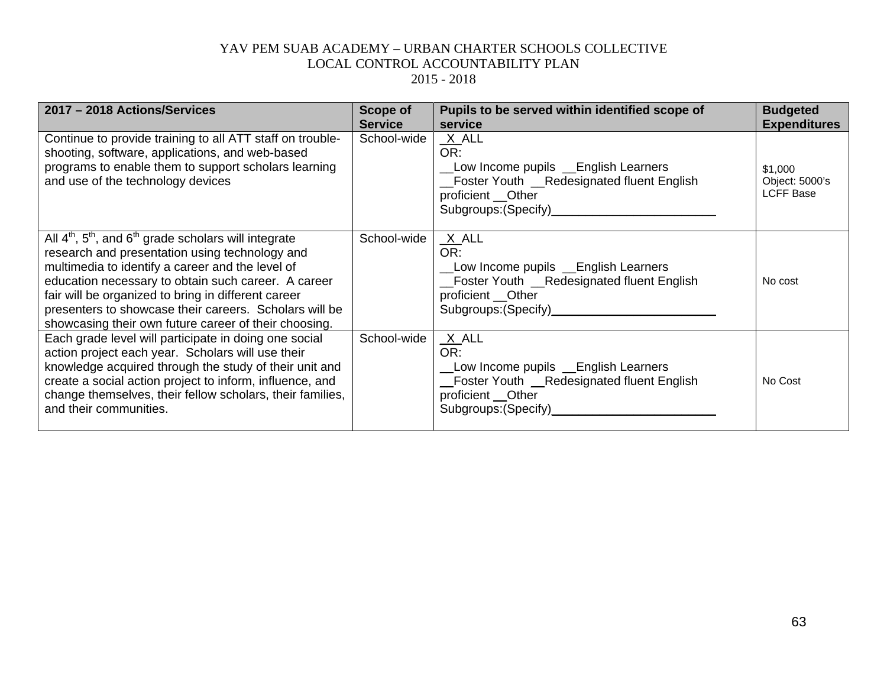YAV PEM SUAB ACADEMY – URBAN CHARTER SCHOOLS COLLECTIVE
LOCAL CONTROL ACCOUNTABILITY PLAN
2015 - 2018

| 2017 – 2018 Actions/Services | Scope of Service | Pupils to be served within identified scope of service | Budgeted Expenditures |
|---|---|---|---|
| Continue to provide training to all ATT staff on trouble-shooting, software, applications, and web-based programs to enable them to support scholars learning and use of the technology devices | School-wide | _X_ALL<br>OR:<br>__Low Income pupils __English Learners<br>__Foster Youth __Redesignated fluent English proficient __Other<br>Subgroups:(Specify)________________________ | $1,000<br>Object: 5000's<br>LCFF Base |
| All 4th, 5th, and 6th grade scholars will integrate research and presentation using technology and multimedia to identify a career and the level of education necessary to obtain such career. A career fair will be organized to bring in different career presenters to showcase their careers. Scholars will be showcasing their own future career of their choosing. | School-wide | _X_ALL<br>OR:<br>__Low Income pupils __English Learners<br>__Foster Youth __Redesignated fluent English proficient __Other<br>Subgroups:(Specify)________________________ | No cost |
| Each grade level will participate in doing one social action project each year. Scholars will use their knowledge acquired through the study of their unit and create a social action project to inform, influence, and change themselves, their fellow scholars, their families, and their communities. | School-wide | _X_ALL<br>OR:<br>__Low Income pupils __English Learners<br>__Foster Youth __Redesignated fluent English proficient __Other<br>Subgroups:(Specify)________________________ | No Cost |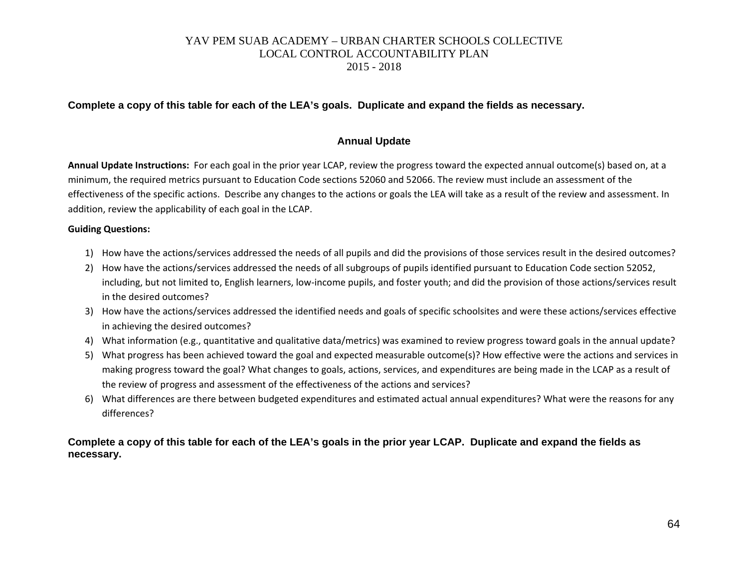**Complete a copy of this table for each of the LEA's goals. Duplicate and expand the fields as necessary.**

## Annual Update

**Annual Update Instructions:** For each goal in the prior year LCAP, review the progress toward the expected annual outcome(s) based on, at a minimum, the required metrics pursuant to Education Code sections 52060 and 52066. The review must include an assessment of the effectiveness of the specific actions. Describe any changes to the actions or goals the LEA will take as a result of the review and assessment. In addition, review the applicability of each goal in the LCAP.

**Guiding Questions:**

1) How have the actions/services addressed the needs of all pupils and did the provisions of those services result in the desired outcomes?
2) How have the actions/services addressed the needs of all subgroups of pupils identified pursuant to Education Code section 52052, including, but not limited to, English learners, low-income pupils, and foster youth; and did the provision of those actions/services result in the desired outcomes?
3) How have the actions/services addressed the identified needs and goals of specific schoolsites and were these actions/services effective in achieving the desired outcomes?
4) What information (e.g., quantitative and qualitative data/metrics) was examined to review progress toward goals in the annual update?
5) What progress has been achieved toward the goal and expected measurable outcome(s)? How effective were the actions and services in making progress toward the goal? What changes to goals, actions, services, and expenditures are being made in the LCAP as a result of the review of progress and assessment of the effectiveness of the actions and services?
6) What differences are there between budgeted expenditures and estimated actual annual expenditures? What were the reasons for any differences?

**Complete a copy of this table for each of the LEA's goals in the prior year LCAP. Duplicate and expand the fields as necessary.**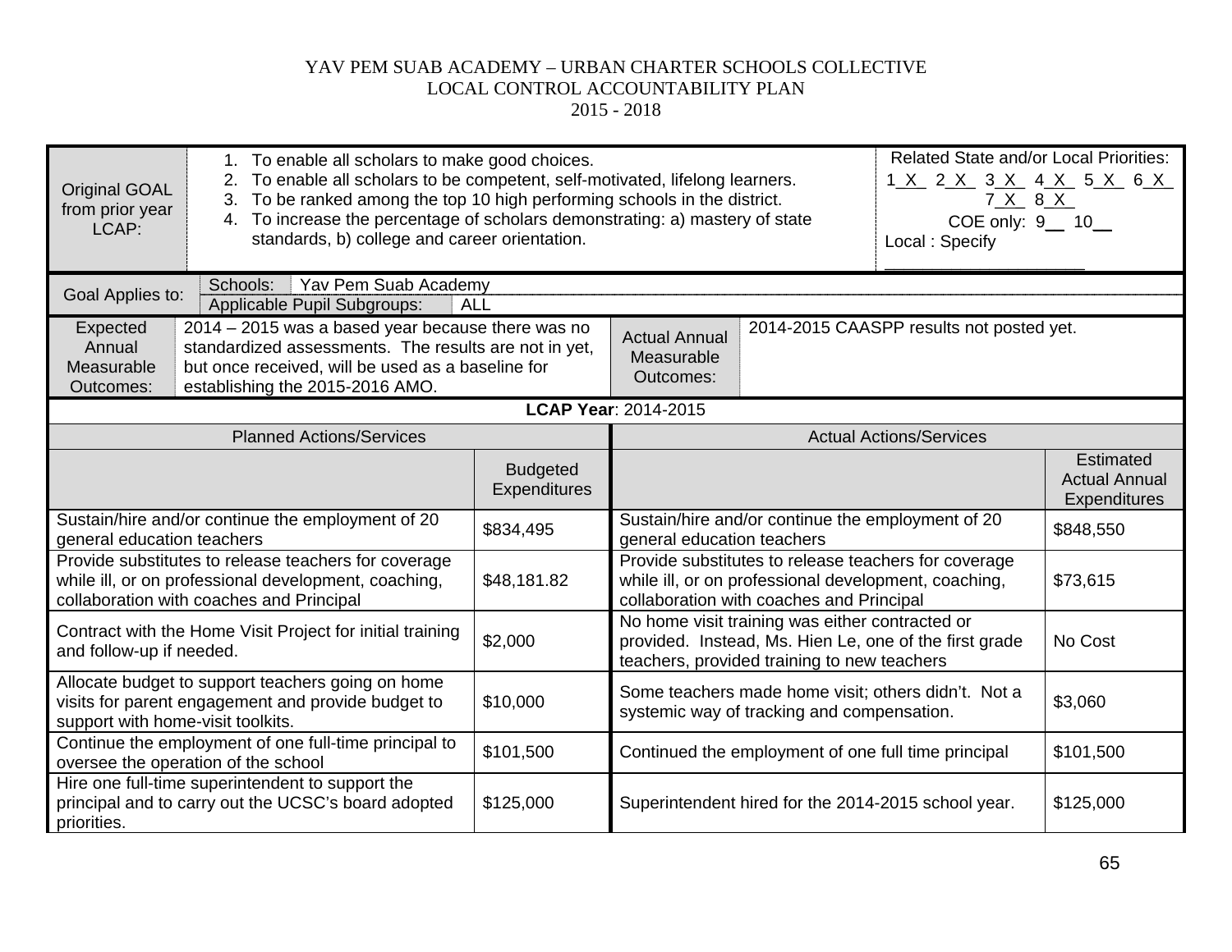YAV PEM SUAB ACADEMY – URBAN CHARTER SCHOOLS COLLECTIVE
LOCAL CONTROL ACCOUNTABILITY PLAN
2015 - 2018

| Original GOAL from prior year LCAP: | 1. To enable all scholars to make good choices.<br>2. To enable all scholars to be competent, self-motivated, lifelong learners.<br>3. To be ranked among the top 10 high performing schools in the district.<br>4. To increase the percentage of scholars demonstrating: a) mastery of state standards, b) college and career orientation. | Related State and/or Local Priorities:<br>1_X_ 2_X_ 3_X_ 4_X_ 5_X_ 6_X_ 7_X_ 8_X_<br>COE only: 9__ 10__<br>Local : Specify ____________________ |
|---|---|---|

| Goal Applies to: | Schools: Yav Pem Suab Academy |
|---|---|
| | Applicable Pupil Subgroups: ALL |

| Expected Annual Measurable Outcomes: | 2014 – 2015 was a based year because there was no standardized assessments. The results are not in yet, but once received, will be used as a baseline for establishing the 2015-2016 AMO. | Actual Annual Measurable Outcomes: | 2014-2015 CAASPP results not posted yet. |
|---|---|---|---|

**LCAP Year**: 2014-2015

| Planned Actions/Services | Budgeted Expenditures | Actual Actions/Services | Estimated Actual Annual Expenditures |
|---|---|---|---|
| Sustain/hire and/or continue the employment of 20 general education teachers | $834,495 | Sustain/hire and/or continue the employment of 20 general education teachers | $848,550 |
| Provide substitutes to release teachers for coverage while ill, or on professional development, coaching, collaboration with coaches and Principal | $48,181.82 | Provide substitutes to release teachers for coverage while ill, or on professional development, coaching, collaboration with coaches and Principal | $73,615 |
| Contract with the Home Visit Project for initial training and follow-up if needed. | $2,000 | No home visit training was either contracted or provided. Instead, Ms. Hien Le, one of the first grade teachers, provided training to new teachers | No Cost |
| Allocate budget to support teachers going on home visits for parent engagement and provide budget to support with home-visit toolkits. | $10,000 | Some teachers made home visit; others didn't. Not a systemic way of tracking and compensation. | $3,060 |
| Continue the employment of one full-time principal to oversee the operation of the school | $101,500 | Continued the employment of one full time principal | $101,500 |
| Hire one full-time superintendent to support the principal and to carry out the UCSC's board adopted priorities. | $125,000 | Superintendent hired for the 2014-2015 school year. | $125,000 |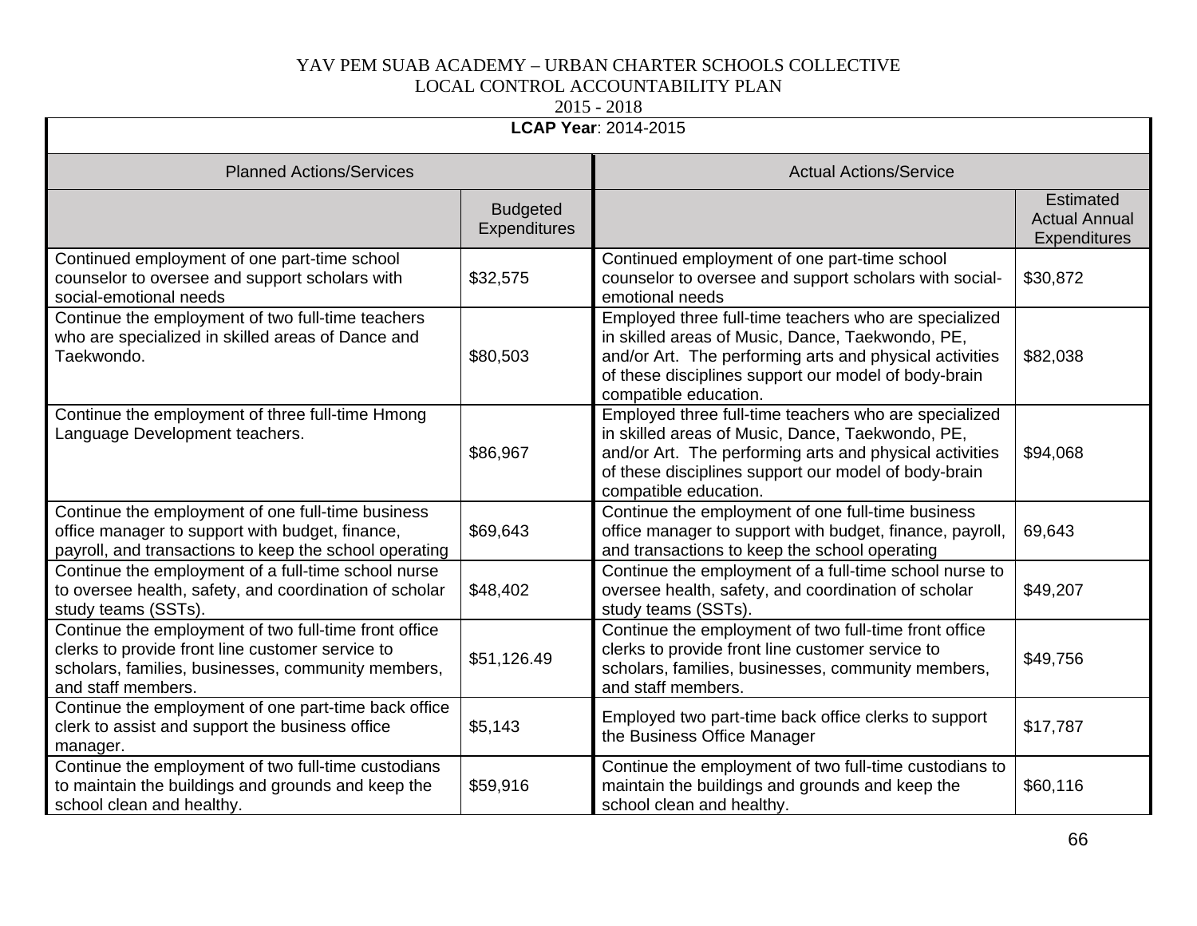YAV PEM SUAB ACADEMY – URBAN CHARTER SCHOOLS COLLECTIVE
LOCAL CONTROL ACCOUNTABILITY PLAN
2015 - 2018

| **LCAP Year**: 2014-2015 | | | |
|---|---|---|---|
| Planned Actions/Services | | Actual Actions/Service | |
| | Budgeted Expenditures | | Estimated Actual Annual Expenditures |
| Continued employment of one part-time school counselor to oversee and support scholars with social-emotional needs | $32,575 | Continued employment of one part-time school counselor to oversee and support scholars with social-emotional needs | $30,872 |
| Continue the employment of two full-time teachers who are specialized in skilled areas of Dance and Taekwondo. | $80,503 | Employed three full-time teachers who are specialized in skilled areas of Music, Dance, Taekwondo, PE, and/or Art. The performing arts and physical activities of these disciplines support our model of body-brain compatible education. | $82,038 |
| Continue the employment of three full-time Hmong Language Development teachers. | $86,967 | Employed three full-time teachers who are specialized in skilled areas of Music, Dance, Taekwondo, PE, and/or Art. The performing arts and physical activities of these disciplines support our model of body-brain compatible education. | $94,068 |
| Continue the employment of one full-time business office manager to support with budget, finance, payroll, and transactions to keep the school operating | $69,643 | Continue the employment of one full-time business office manager to support with budget, finance, payroll, and transactions to keep the school operating | 69,643 |
| Continue the employment of a full-time school nurse to oversee health, safety, and coordination of scholar study teams (SSTs). | $48,402 | Continue the employment of a full-time school nurse to oversee health, safety, and coordination of scholar study teams (SSTs). | $49,207 |
| Continue the employment of two full-time front office clerks to provide front line customer service to scholars, families, businesses, community members, and staff members. | $51,126.49 | Continue the employment of two full-time front office clerks to provide front line customer service to scholars, families, businesses, community members, and staff members. | $49,756 |
| Continue the employment of one part-time back office clerk to assist and support the business office manager. | $5,143 | Employed two part-time back office clerks to support the Business Office Manager | $17,787 |
| Continue the employment of two full-time custodians to maintain the buildings and grounds and keep the school clean and healthy. | $59,916 | Continue the employment of two full-time custodians to maintain the buildings and grounds and keep the school clean and healthy. | $60,116 |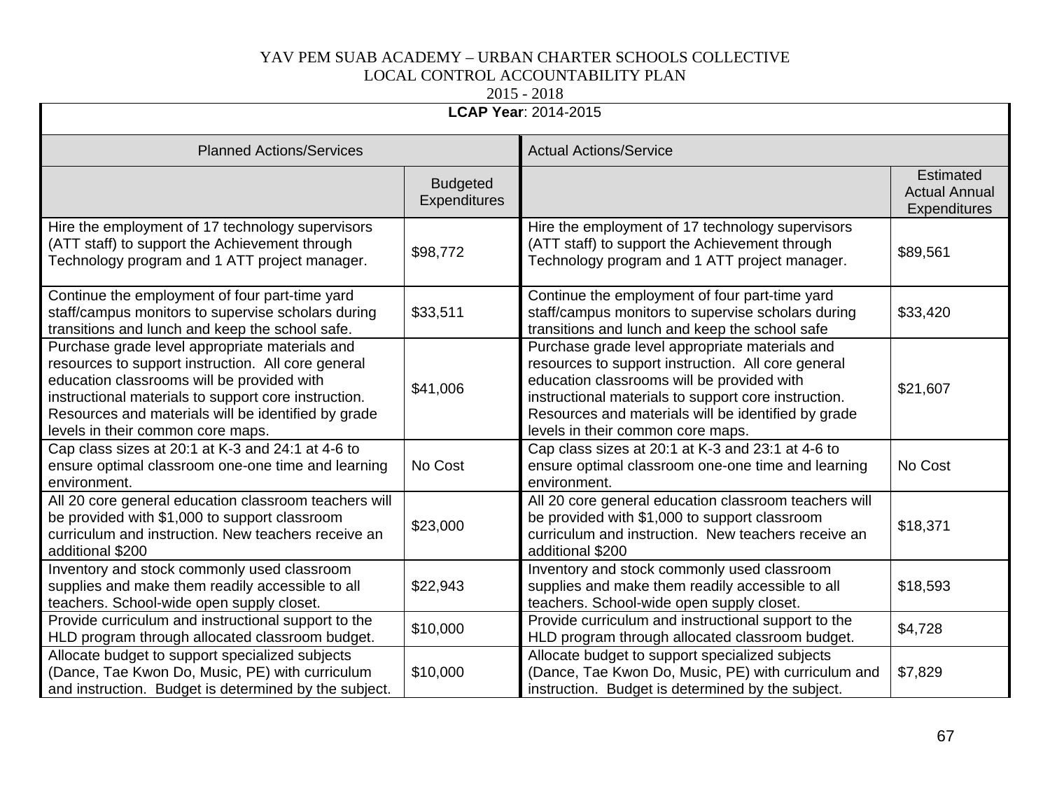YAV PEM SUAB ACADEMY – URBAN CHARTER SCHOOLS COLLECTIVE
LOCAL CONTROL ACCOUNTABILITY PLAN
2015 - 2018

| **LCAP Year**: 2014-2015 | | | |
|---|---|---|---|
| Planned Actions/Services | | Actual Actions/Service | |
| | Budgeted Expenditures | | Estimated Actual Annual Expenditures |
| Hire the employment of 17 technology supervisors (ATT staff) to support the Achievement through Technology program and 1 ATT project manager. | $98,772 | Hire the employment of 17 technology supervisors (ATT staff) to support the Achievement through Technology program and 1 ATT project manager. | $89,561 |
| Continue the employment of four part-time yard staff/campus monitors to supervise scholars during transitions and lunch and keep the school safe. | $33,511 | Continue the employment of four part-time yard staff/campus monitors to supervise scholars during transitions and lunch and keep the school safe | $33,420 |
| Purchase grade level appropriate materials and resources to support instruction. All core general education classrooms will be provided with instructional materials to support core instruction. Resources and materials will be identified by grade levels in their common core maps. | $41,006 | Purchase grade level appropriate materials and resources to support instruction. All core general education classrooms will be provided with instructional materials to support core instruction. Resources and materials will be identified by grade levels in their common core maps. | $21,607 |
| Cap class sizes at 20:1 at K-3 and 24:1 at 4-6 to ensure optimal classroom one-one time and learning environment. | No Cost | Cap class sizes at 20:1 at K-3 and 23:1 at 4-6 to ensure optimal classroom one-one time and learning environment. | No Cost |
| All 20 core general education classroom teachers will be provided with $1,000 to support classroom curriculum and instruction. New teachers receive an additional $200 | $23,000 | All 20 core general education classroom teachers will be provided with $1,000 to support classroom curriculum and instruction. New teachers receive an additional $200 | $18,371 |
| Inventory and stock commonly used classroom supplies and make them readily accessible to all teachers. School-wide open supply closet. | $22,943 | Inventory and stock commonly used classroom supplies and make them readily accessible to all teachers. School-wide open supply closet. | $18,593 |
| Provide curriculum and instructional support to the HLD program through allocated classroom budget. | $10,000 | Provide curriculum and instructional support to the HLD program through allocated classroom budget. | $4,728 |
| Allocate budget to support specialized subjects (Dance, Tae Kwon Do, Music, PE) with curriculum and instruction. Budget is determined by the subject. | $10,000 | Allocate budget to support specialized subjects (Dance, Tae Kwon Do, Music, PE) with curriculum and instruction. Budget is determined by the subject. | $7,829 |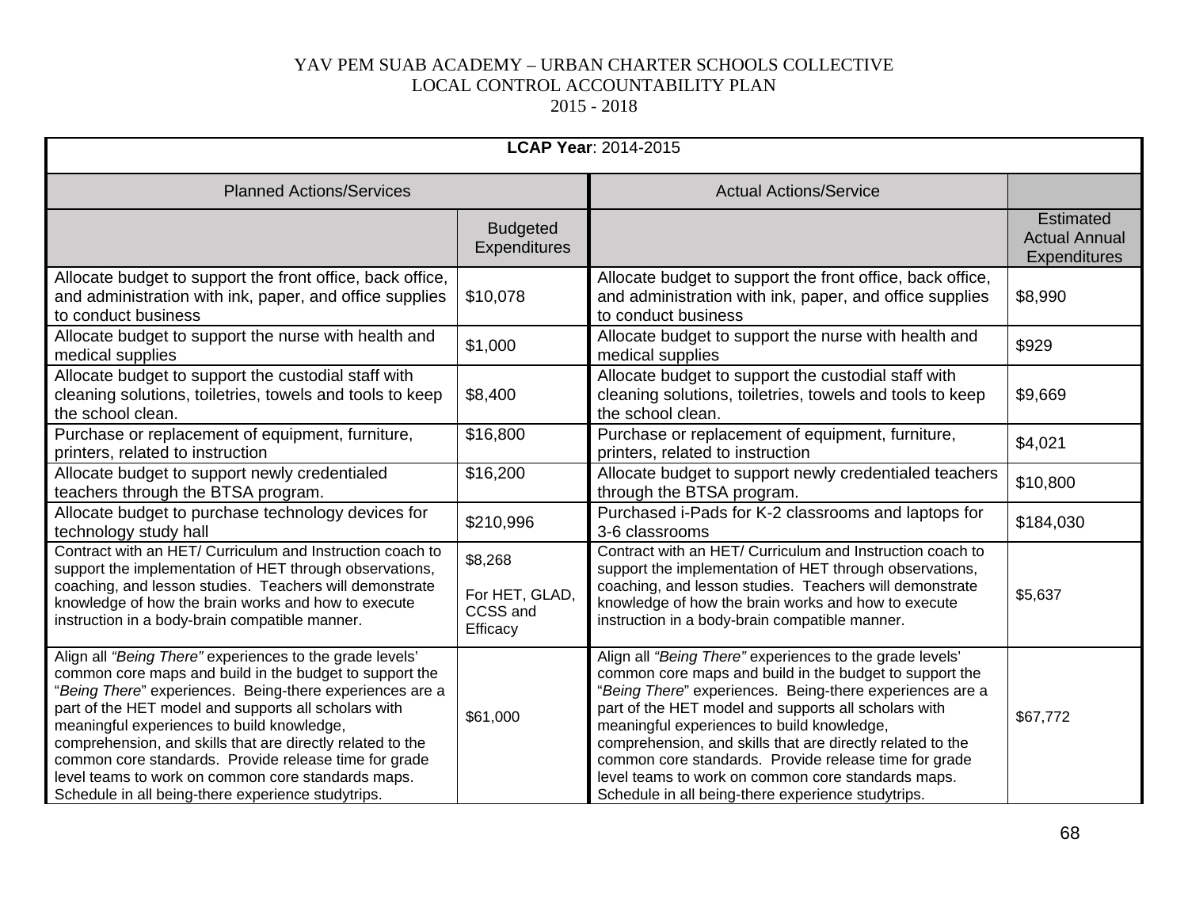YAV PEM SUAB ACADEMY – URBAN CHARTER SCHOOLS COLLECTIVE
LOCAL CONTROL ACCOUNTABILITY PLAN
2015 - 2018

| **LCAP Year**: 2014-2015 | | | |
|---|---|---|---|
| Planned Actions/Services | | Actual Actions/Service | |
| | Budgeted Expenditures | | Estimated Actual Annual Expenditures |
| Allocate budget to support the front office, back office, and administration with ink, paper, and office supplies to conduct business | $10,078 | Allocate budget to support the front office, back office, and administration with ink, paper, and office supplies to conduct business | $8,990 |
| Allocate budget to support the nurse with health and medical supplies | $1,000 | Allocate budget to support the nurse with health and medical supplies | $929 |
| Allocate budget to support the custodial staff with cleaning solutions, toiletries, towels and tools to keep the school clean. | $8,400 | Allocate budget to support the custodial staff with cleaning solutions, toiletries, towels and tools to keep the school clean. | $9,669 |
| Purchase or replacement of equipment, furniture, printers, related to instruction | $16,800 | Purchase or replacement of equipment, furniture, printers, related to instruction | $4,021 |
| Allocate budget to support newly credentialed teachers through the BTSA program. | $16,200 | Allocate budget to support newly credentialed teachers through the BTSA program. | $10,800 |
| Allocate budget to purchase technology devices for technology study hall | $210,996 | Purchased i-Pads for K-2 classrooms and laptops for 3-6 classrooms | $184,030 |
| Contract with an HET/ Curriculum and Instruction coach to support the implementation of HET through observations, coaching, and lesson studies. Teachers will demonstrate knowledge of how the brain works and how to execute instruction in a body-brain compatible manner. | $8,268<br><br>For HET, GLAD, CCSS and Efficacy | Contract with an HET/ Curriculum and Instruction coach to support the implementation of HET through observations, coaching, and lesson studies. Teachers will demonstrate knowledge of how the brain works and how to execute instruction in a body-brain compatible manner. | $5,637 |
| Align all *"Being There"* experiences to the grade levels' common core maps and build in the budget to support the "*Being There*" experiences. Being-there experiences are a part of the HET model and supports all scholars with meaningful experiences to build knowledge, comprehension, and skills that are directly related to the common core standards. Provide release time for grade level teams to work on common core standards maps. Schedule in all being-there experience studytrips. | $61,000 | Align all *"Being There"* experiences to the grade levels' common core maps and build in the budget to support the "*Being There*" experiences. Being-there experiences are a part of the HET model and supports all scholars with meaningful experiences to build knowledge, comprehension, and skills that are directly related to the common core standards. Provide release time for grade level teams to work on common core standards maps. Schedule in all being-there experience studytrips. | $67,772 |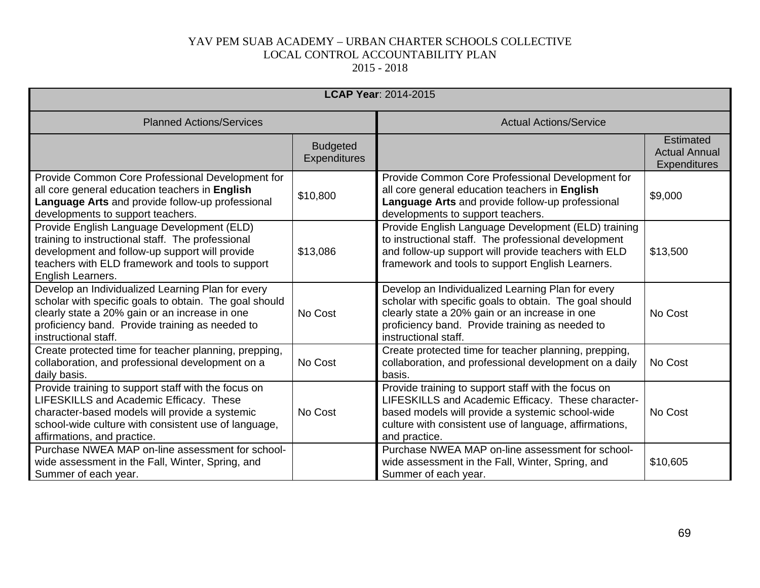YAV PEM SUAB ACADEMY – URBAN CHARTER SCHOOLS COLLECTIVE
LOCAL CONTROL ACCOUNTABILITY PLAN
2015 - 2018

| **LCAP Year**: 2014-2015 | | | |
|---|---|---|---|
| Planned Actions/Services | | Actual Actions/Service | |
| | Budgeted Expenditures | | Estimated Actual Annual Expenditures |
| Provide Common Core Professional Development for all core general education teachers in **English Language Arts** and provide follow-up professional developments to support teachers. | $10,800 | Provide Common Core Professional Development for all core general education teachers in **English Language Arts** and provide follow-up professional developments to support teachers. | $9,000 |
| Provide English Language Development (ELD) training to instructional staff. The professional development and follow-up support will provide teachers with ELD framework and tools to support English Learners. | $13,086 | Provide English Language Development (ELD) training to instructional staff. The professional development and follow-up support will provide teachers with ELD framework and tools to support English Learners. | $13,500 |
| Develop an Individualized Learning Plan for every scholar with specific goals to obtain. The goal should clearly state a 20% gain or an increase in one proficiency band. Provide training as needed to instructional staff. | No Cost | Develop an Individualized Learning Plan for every scholar with specific goals to obtain. The goal should clearly state a 20% gain or an increase in one proficiency band. Provide training as needed to instructional staff. | No Cost |
| Create protected time for teacher planning, prepping, collaboration, and professional development on a daily basis. | No Cost | Create protected time for teacher planning, prepping, collaboration, and professional development on a daily basis. | No Cost |
| Provide training to support staff with the focus on LIFESKILLS and Academic Efficacy. These character-based models will provide a systemic school-wide culture with consistent use of language, affirmations, and practice. | No Cost | Provide training to support staff with the focus on LIFESKILLS and Academic Efficacy. These character-based models will provide a systemic school-wide culture with consistent use of language, affirmations, and practice. | No Cost |
| Purchase NWEA MAP on-line assessment for school-wide assessment in the Fall, Winter, Spring, and Summer of each year. | | Purchase NWEA MAP on-line assessment for school-wide assessment in the Fall, Winter, Spring, and Summer of each year. | $10,605 |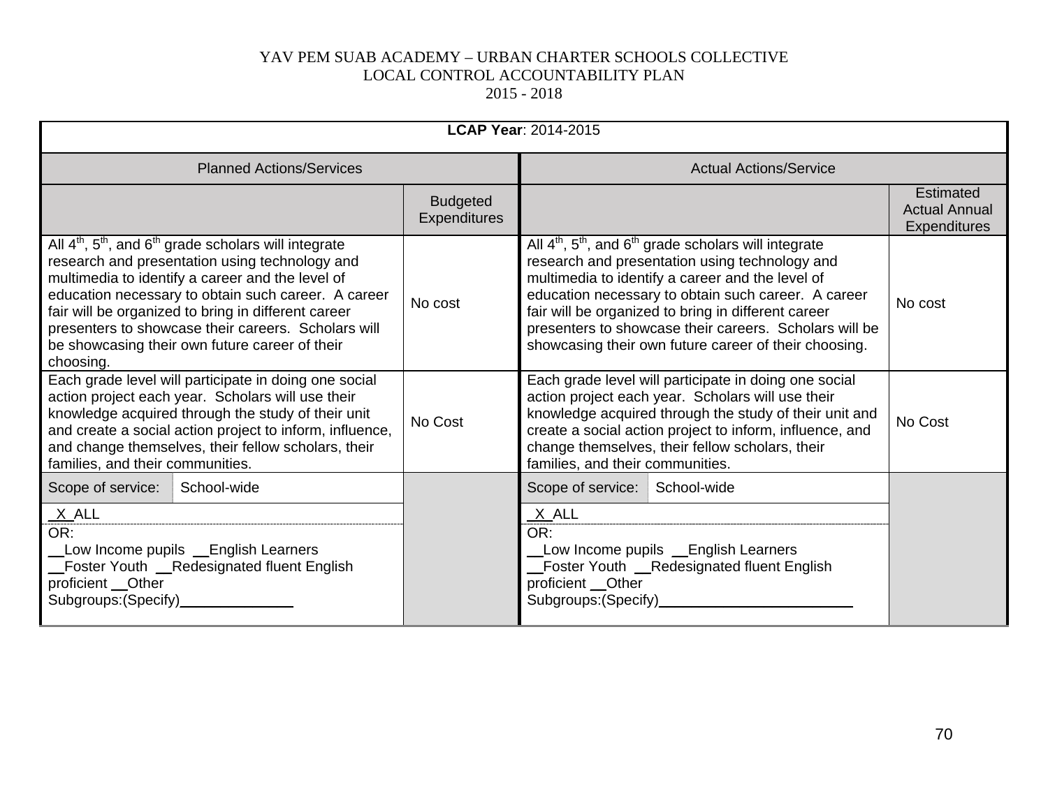YAV PEM SUAB ACADEMY – URBAN CHARTER SCHOOLS COLLECTIVE
LOCAL CONTROL ACCOUNTABILITY PLAN
2015 - 2018

| **LCAP Year**: 2014-2015 | | | |
|---|---|---|---|
| Planned Actions/Services | | Actual Actions/Service | |
| | Budgeted Expenditures | | Estimated Actual Annual Expenditures |
| All 4th, 5th, and 6th grade scholars will integrate research and presentation using technology and multimedia to identify a career and the level of education necessary to obtain such career. A career fair will be organized to bring in different career presenters to showcase their careers. Scholars will be showcasing their own future career of their choosing. | No cost | All 4th, 5th, and 6th grade scholars will integrate research and presentation using technology and multimedia to identify a career and the level of education necessary to obtain such career. A career fair will be organized to bring in different career presenters to showcase their careers. Scholars will be showcasing their own future career of their choosing. | No cost |
| Each grade level will participate in doing one social action project each year. Scholars will use their knowledge acquired through the study of their unit and create a social action project to inform, influence, and change themselves, their fellow scholars, their families, and their communities. | No Cost | Each grade level will participate in doing one social action project each year. Scholars will use their knowledge acquired through the study of their unit and create a social action project to inform, influence, and change themselves, their fellow scholars, their families, and their communities. | No Cost |
| Scope of service: School-wide | | Scope of service: School-wide | |
| _X_ALL | | _X_ALL | |
| OR: __Low Income pupils __English Learners __Foster Youth __Redesignated fluent English proficient __Other Subgroups:(Specify)______________ | | OR: __Low Income pupils __English Learners __Foster Youth __Redesignated fluent English proficient __Other Subgroups:(Specify)________________________ | |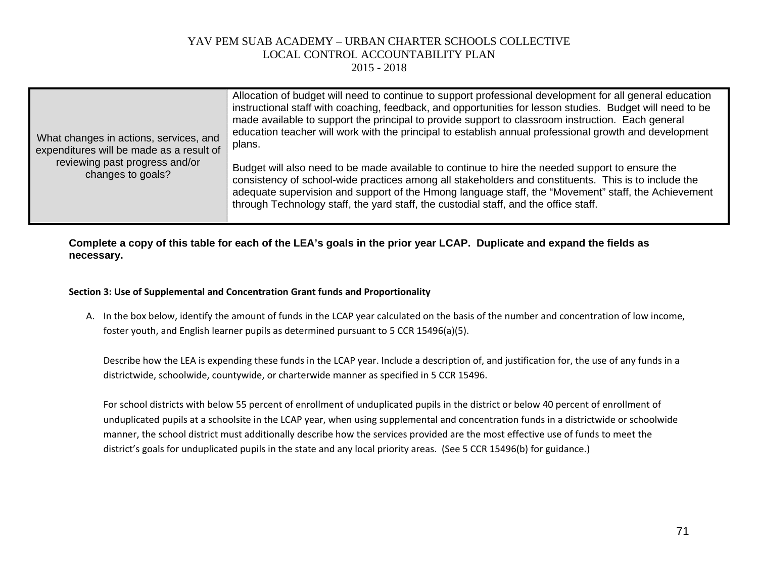| What changes in actions, services, and expenditures will be made as a result of reviewing past progress and/or changes to goals? | Allocation of budget will need to continue to support professional development for all general education instructional staff with coaching, feedback, and opportunities for lesson studies. Budget will need to be made available to support the principal to provide support to classroom instruction. Each general education teacher will work with the principal to establish annual professional growth and development plans.<br><br>Budget will also need to be made available to continue to hire the needed support to ensure the consistency of school-wide practices among all stakeholders and constituents. This is to include the adequate supervision and support of the Hmong language staff, the "Movement" staff, the Achievement through Technology staff, the yard staff, the custodial staff, and the office staff. |
|---|---|

**Complete a copy of this table for each of the LEA's goals in the prior year LCAP. Duplicate and expand the fields as necessary.**

**Section 3: Use of Supplemental and Concentration Grant funds and Proportionality**

A. In the box below, identify the amount of funds in the LCAP year calculated on the basis of the number and concentration of low income, foster youth, and English learner pupils as determined pursuant to 5 CCR 15496(a)(5).

   Describe how the LEA is expending these funds in the LCAP year. Include a description of, and justification for, the use of any funds in a districtwide, schoolwide, countywide, or charterwide manner as specified in 5 CCR 15496.

   For school districts with below 55 percent of enrollment of unduplicated pupils in the district or below 40 percent of enrollment of unduplicated pupils at a schoolsite in the LCAP year, when using supplemental and concentration funds in a districtwide or schoolwide manner, the school district must additionally describe how the services provided are the most effective use of funds to meet the district's goals for unduplicated pupils in the state and any local priority areas. (See 5 CCR 15496(b) for guidance.)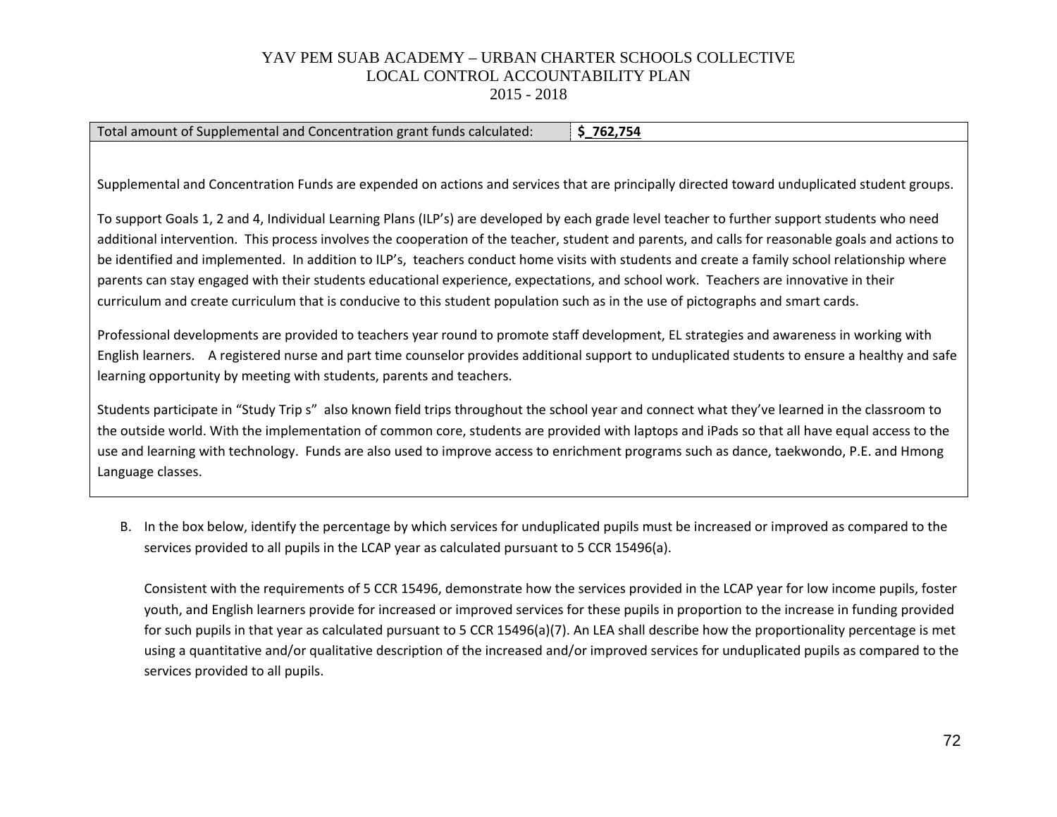| Total amount of Supplemental and Concentration grant funds calculated: | **$_762,754** |
|---|---|

Supplemental and Concentration Funds are expended on actions and services that are principally directed toward unduplicated student groups.

To support Goals 1, 2 and 4, Individual Learning Plans (ILP's) are developed by each grade level teacher to further support students who need additional intervention. This process involves the cooperation of the teacher, student and parents, and calls for reasonable goals and actions to be identified and implemented. In addition to ILP's, teachers conduct home visits with students and create a family school relationship where parents can stay engaged with their students educational experience, expectations, and school work. Teachers are innovative in their curriculum and create curriculum that is conducive to this student population such as in the use of pictographs and smart cards.

Professional developments are provided to teachers year round to promote staff development, EL strategies and awareness in working with English learners. A registered nurse and part time counselor provides additional support to unduplicated students to ensure a healthy and safe learning opportunity by meeting with students, parents and teachers.

Students participate in "Study Trip s" also known field trips throughout the school year and connect what they've learned in the classroom to the outside world. With the implementation of common core, students are provided with laptops and iPads so that all have equal access to the use and learning with technology. Funds are also used to improve access to enrichment programs such as dance, taekwondo, P.E. and Hmong Language classes.

B. In the box below, identify the percentage by which services for unduplicated pupils must be increased or improved as compared to the services provided to all pupils in the LCAP year as calculated pursuant to 5 CCR 15496(a).

   Consistent with the requirements of 5 CCR 15496, demonstrate how the services provided in the LCAP year for low income pupils, foster youth, and English learners provide for increased or improved services for these pupils in proportion to the increase in funding provided for such pupils in that year as calculated pursuant to 5 CCR 15496(a)(7). An LEA shall describe how the proportionality percentage is met using a quantitative and/or qualitative description of the increased and/or improved services for unduplicated pupils as compared to the services provided to all pupils.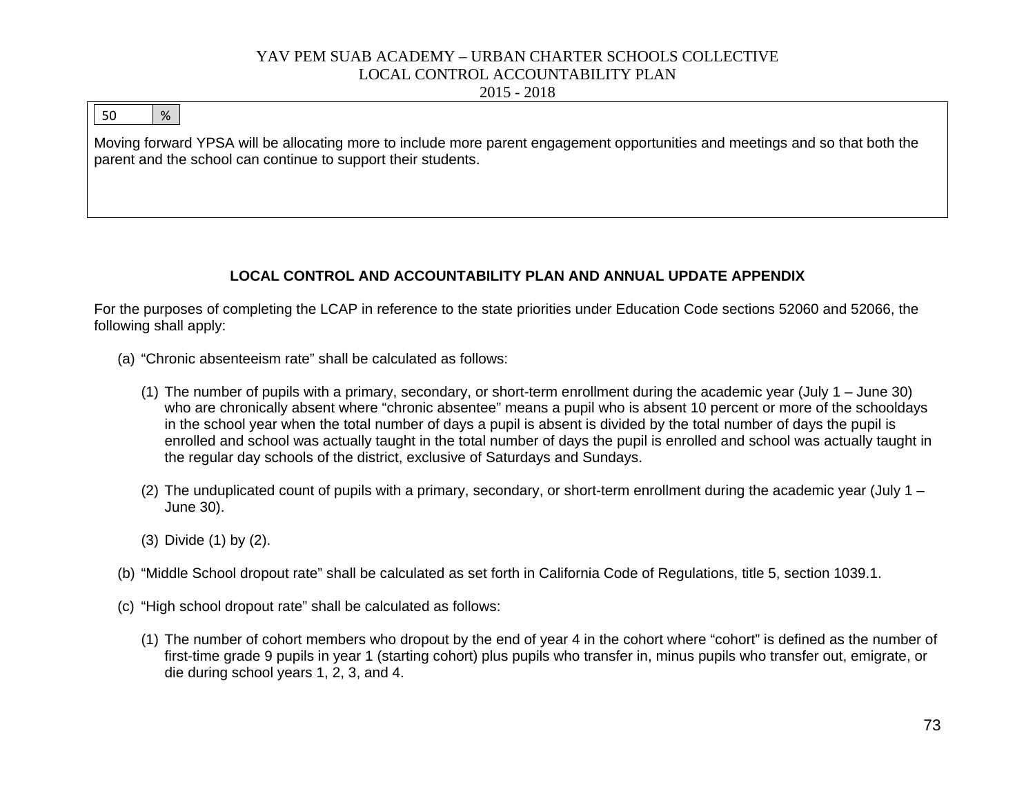| 50 | % |
|---|---|

Moving forward YPSA will be allocating more to include more parent engagement opportunities and meetings and so that both the parent and the school can continue to support their students.

## LOCAL CONTROL AND ACCOUNTABILITY PLAN AND ANNUAL UPDATE APPENDIX

For the purposes of completing the LCAP in reference to the state priorities under Education Code sections 52060 and 52066, the following shall apply:

(a) "Chronic absenteeism rate" shall be calculated as follows:

(1) The number of pupils with a primary, secondary, or short-term enrollment during the academic year (July 1 – June 30) who are chronically absent where "chronic absentee" means a pupil who is absent 10 percent or more of the schooldays in the school year when the total number of days a pupil is absent is divided by the total number of days the pupil is enrolled and school was actually taught in the total number of days the pupil is enrolled and school was actually taught in the regular day schools of the district, exclusive of Saturdays and Sundays.

(2) The unduplicated count of pupils with a primary, secondary, or short-term enrollment during the academic year (July 1 – June 30).

(3) Divide (1) by (2).

(b) "Middle School dropout rate" shall be calculated as set forth in California Code of Regulations, title 5, section 1039.1.

(c) "High school dropout rate" shall be calculated as follows:

(1) The number of cohort members who dropout by the end of year 4 in the cohort where "cohort" is defined as the number of first-time grade 9 pupils in year 1 (starting cohort) plus pupils who transfer in, minus pupils who transfer out, emigrate, or die during school years 1, 2, 3, and 4.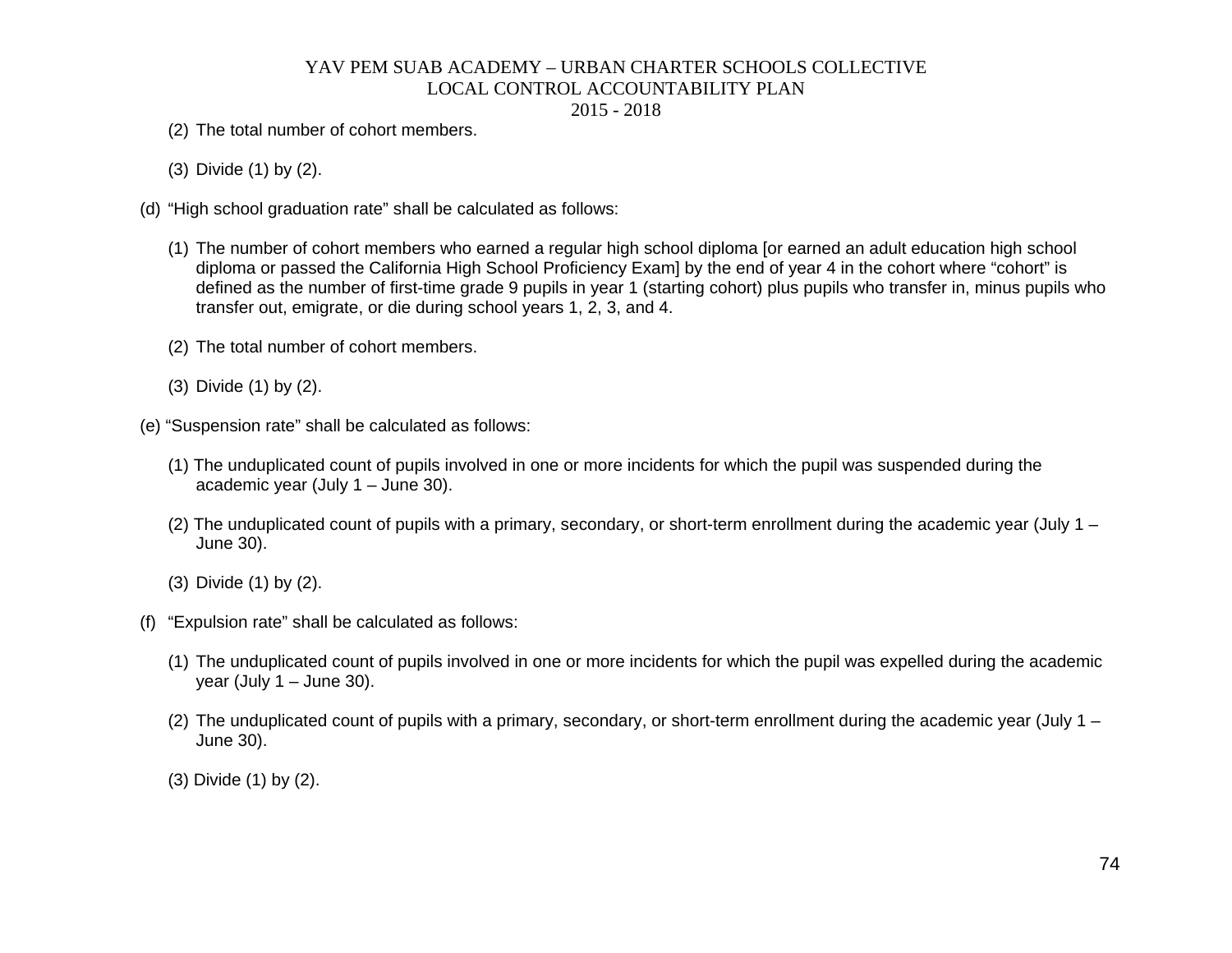(2) The total number of cohort members.

(3) Divide (1) by (2).

(d) “High school graduation rate” shall be calculated as follows:

(1) The number of cohort members who earned a regular high school diploma [or earned an adult education high school diploma or passed the California High School Proficiency Exam] by the end of year 4 in the cohort where “cohort” is defined as the number of first-time grade 9 pupils in year 1 (starting cohort) plus pupils who transfer in, minus pupils who transfer out, emigrate, or die during school years 1, 2, 3, and 4.

(2) The total number of cohort members.

(3) Divide (1) by (2).

(e) “Suspension rate” shall be calculated as follows:

(1) The unduplicated count of pupils involved in one or more incidents for which the pupil was suspended during the academic year (July 1 – June 30).

(2) The unduplicated count of pupils with a primary, secondary, or short-term enrollment during the academic year (July 1 – June 30).

(3) Divide (1) by (2).

(f) “Expulsion rate” shall be calculated as follows:

(1) The unduplicated count of pupils involved in one or more incidents for which the pupil was expelled during the academic year (July 1 – June 30).

(2) The unduplicated count of pupils with a primary, secondary, or short-term enrollment during the academic year (July 1 – June 30).

(3) Divide (1) by (2).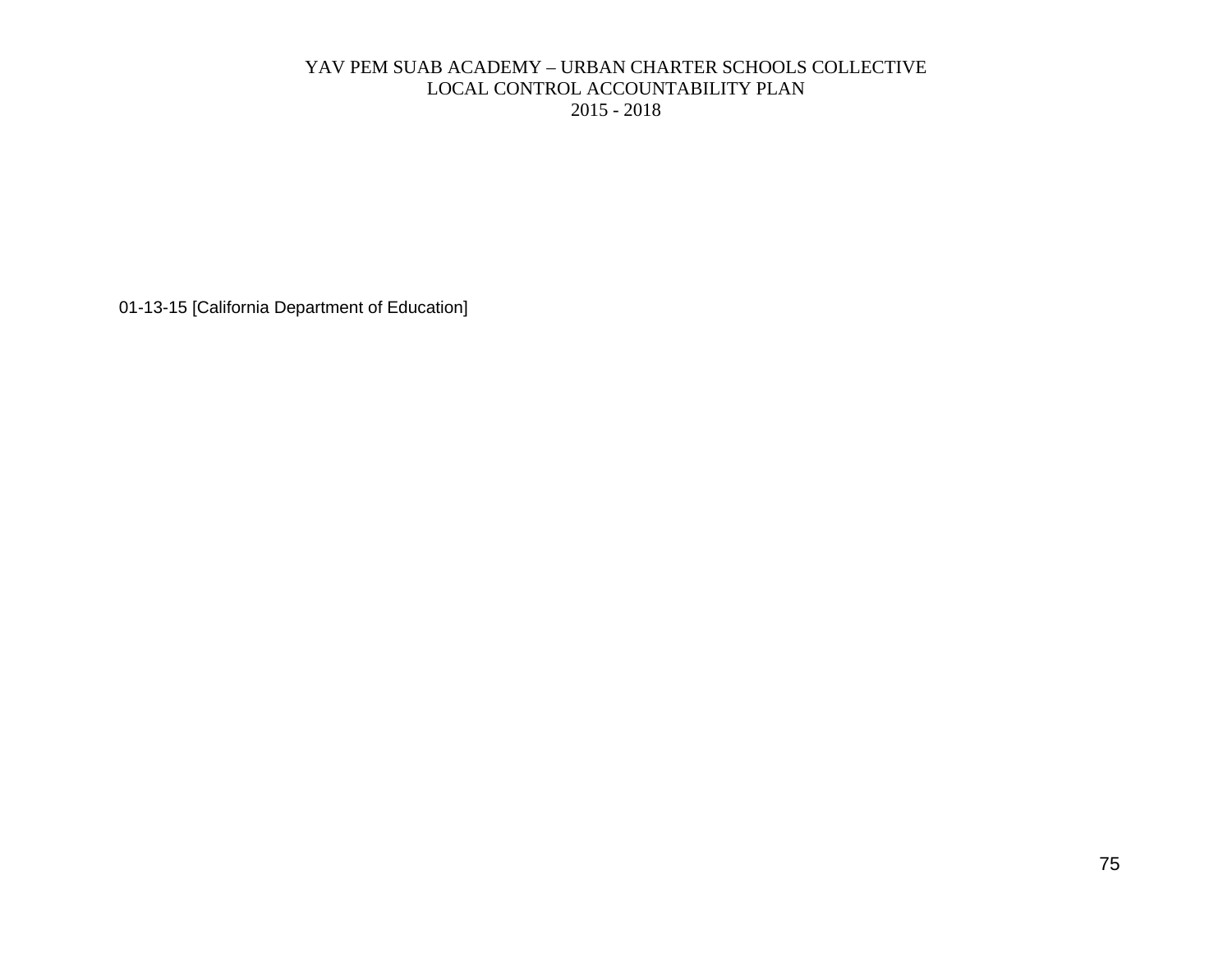01-13-15 [California Department of Education]